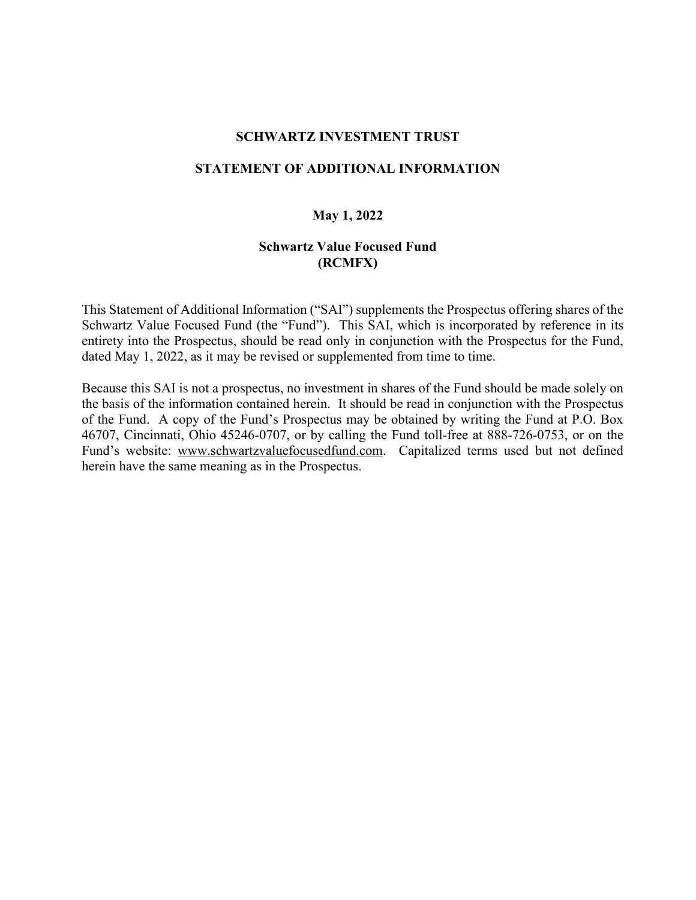# SCHWARTZ INVESTMENT TRUST

## STATEMENT OF ADDITIONAL INFORMATION

**May 1, 2022**

**Schwartz Value Focused Fund**
**(RCMFX)**

This Statement of Additional Information ("SAI") supplements the Prospectus offering shares of the Schwartz Value Focused Fund (the "Fund"). This SAI, which is incorporated by reference in its entirety into the Prospectus, should be read only in conjunction with the Prospectus for the Fund, dated May 1, 2022, as it may be revised or supplemented from time to time.

Because this SAI is not a prospectus, no investment in shares of the Fund should be made solely on the basis of the information contained herein. It should be read in conjunction with the Prospectus of the Fund. A copy of the Fund's Prospectus may be obtained by writing the Fund at P.O. Box 46707, Cincinnati, Ohio 45246-0707, or by calling the Fund toll-free at 888-726-0753, or on the Fund's website: www.schwartzvaluefocusedfund.com. Capitalized terms used but not defined herein have the same meaning as in the Prospectus.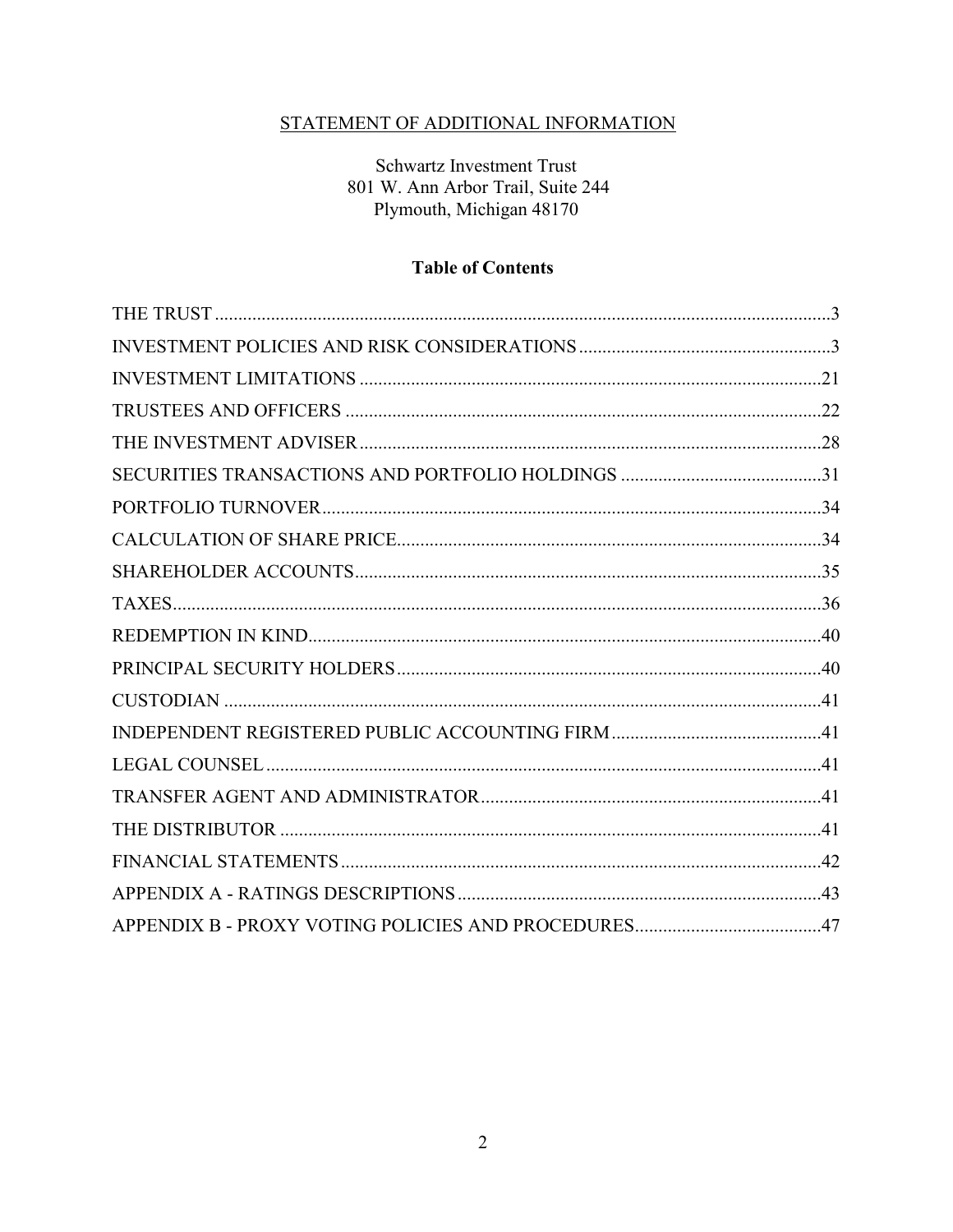STATEMENT OF ADDITIONAL INFORMATION

Schwartz Investment Trust
801 W. Ann Arbor Trail, Suite 244
Plymouth, Michigan 48170

**Table of Contents**

| | |
|---|---|
| THE TRUST | 3 |
| INVESTMENT POLICIES AND RISK CONSIDERATIONS | 3 |
| INVESTMENT LIMITATIONS | 21 |
| TRUSTEES AND OFFICERS | 22 |
| THE INVESTMENT ADVISER | 28 |
| SECURITIES TRANSACTIONS AND PORTFOLIO HOLDINGS | 31 |
| PORTFOLIO TURNOVER | 34 |
| CALCULATION OF SHARE PRICE | 34 |
| SHAREHOLDER ACCOUNTS | 35 |
| TAXES | 36 |
| REDEMPTION IN KIND | 40 |
| PRINCIPAL SECURITY HOLDERS | 40 |
| CUSTODIAN | 41 |
| INDEPENDENT REGISTERED PUBLIC ACCOUNTING FIRM | 41 |
| LEGAL COUNSEL | 41 |
| TRANSFER AGENT AND ADMINISTRATOR | 41 |
| THE DISTRIBUTOR | 41 |
| FINANCIAL STATEMENTS | 42 |
| APPENDIX A - RATINGS DESCRIPTIONS | 43 |
| APPENDIX B - PROXY VOTING POLICIES AND PROCEDURES | 47 |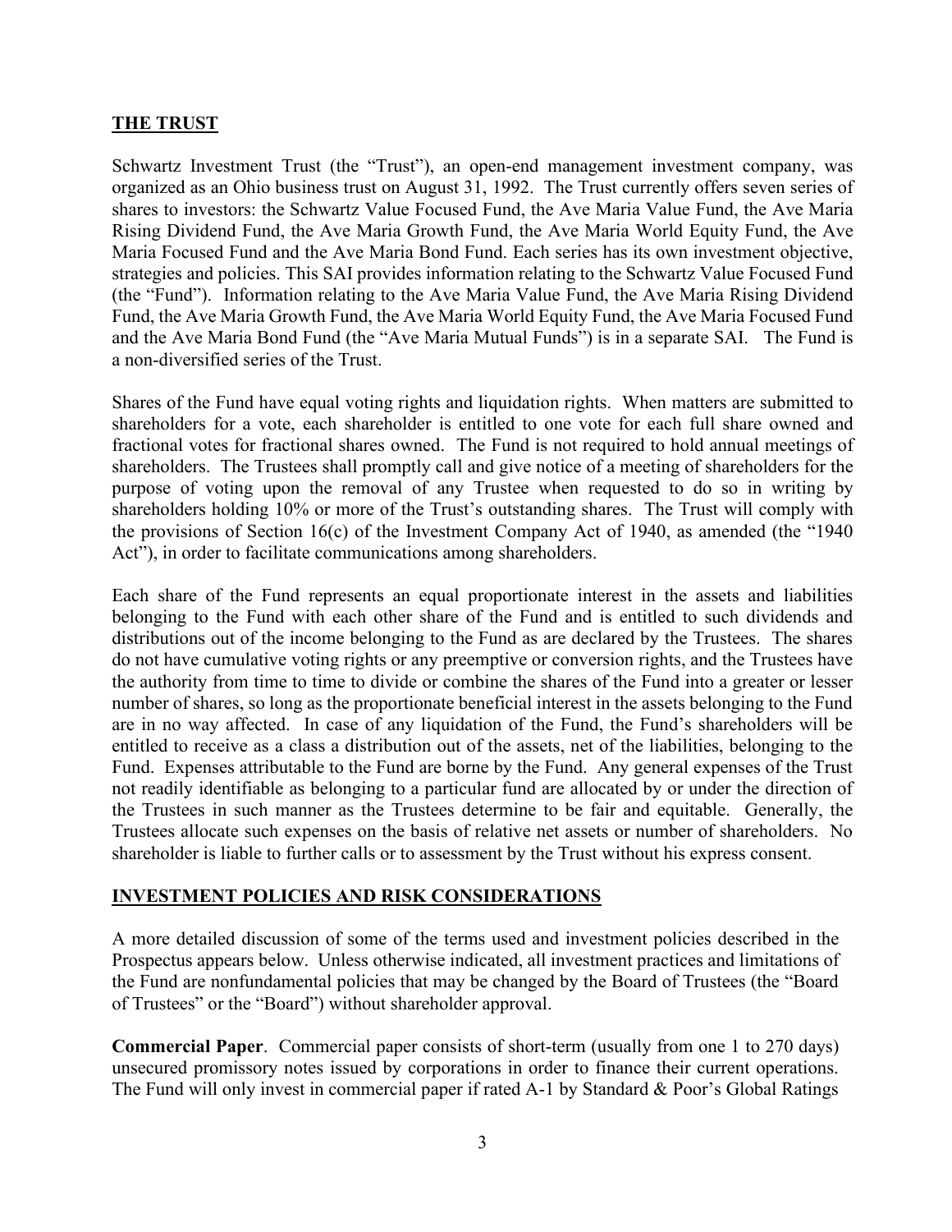## THE TRUST

Schwartz Investment Trust (the "Trust"), an open-end management investment company, was organized as an Ohio business trust on August 31, 1992. The Trust currently offers seven series of shares to investors: the Schwartz Value Focused Fund, the Ave Maria Value Fund, the Ave Maria Rising Dividend Fund, the Ave Maria Growth Fund, the Ave Maria World Equity Fund, the Ave Maria Focused Fund and the Ave Maria Bond Fund. Each series has its own investment objective, strategies and policies. This SAI provides information relating to the Schwartz Value Focused Fund (the "Fund"). Information relating to the Ave Maria Value Fund, the Ave Maria Rising Dividend Fund, the Ave Maria Growth Fund, the Ave Maria World Equity Fund, the Ave Maria Focused Fund and the Ave Maria Bond Fund (the "Ave Maria Mutual Funds") is in a separate SAI. The Fund is a non-diversified series of the Trust.

Shares of the Fund have equal voting rights and liquidation rights. When matters are submitted to shareholders for a vote, each shareholder is entitled to one vote for each full share owned and fractional votes for fractional shares owned. The Fund is not required to hold annual meetings of shareholders. The Trustees shall promptly call and give notice of a meeting of shareholders for the purpose of voting upon the removal of any Trustee when requested to do so in writing by shareholders holding 10% or more of the Trust's outstanding shares. The Trust will comply with the provisions of Section 16(c) of the Investment Company Act of 1940, as amended (the "1940 Act"), in order to facilitate communications among shareholders.

Each share of the Fund represents an equal proportionate interest in the assets and liabilities belonging to the Fund with each other share of the Fund and is entitled to such dividends and distributions out of the income belonging to the Fund as are declared by the Trustees. The shares do not have cumulative voting rights or any preemptive or conversion rights, and the Trustees have the authority from time to time to divide or combine the shares of the Fund into a greater or lesser number of shares, so long as the proportionate beneficial interest in the assets belonging to the Fund are in no way affected. In case of any liquidation of the Fund, the Fund's shareholders will be entitled to receive as a class a distribution out of the assets, net of the liabilities, belonging to the Fund. Expenses attributable to the Fund are borne by the Fund. Any general expenses of the Trust not readily identifiable as belonging to a particular fund are allocated by or under the direction of the Trustees in such manner as the Trustees determine to be fair and equitable. Generally, the Trustees allocate such expenses on the basis of relative net assets or number of shareholders. No shareholder is liable to further calls or to assessment by the Trust without his express consent.

## INVESTMENT POLICIES AND RISK CONSIDERATIONS

A more detailed discussion of some of the terms used and investment policies described in the Prospectus appears below. Unless otherwise indicated, all investment practices and limitations of the Fund are nonfundamental policies that may be changed by the Board of Trustees (the "Board of Trustees" or the "Board") without shareholder approval.

**Commercial Paper**. Commercial paper consists of short-term (usually from one 1 to 270 days) unsecured promissory notes issued by corporations in order to finance their current operations. The Fund will only invest in commercial paper if rated A-1 by Standard & Poor's Global Ratings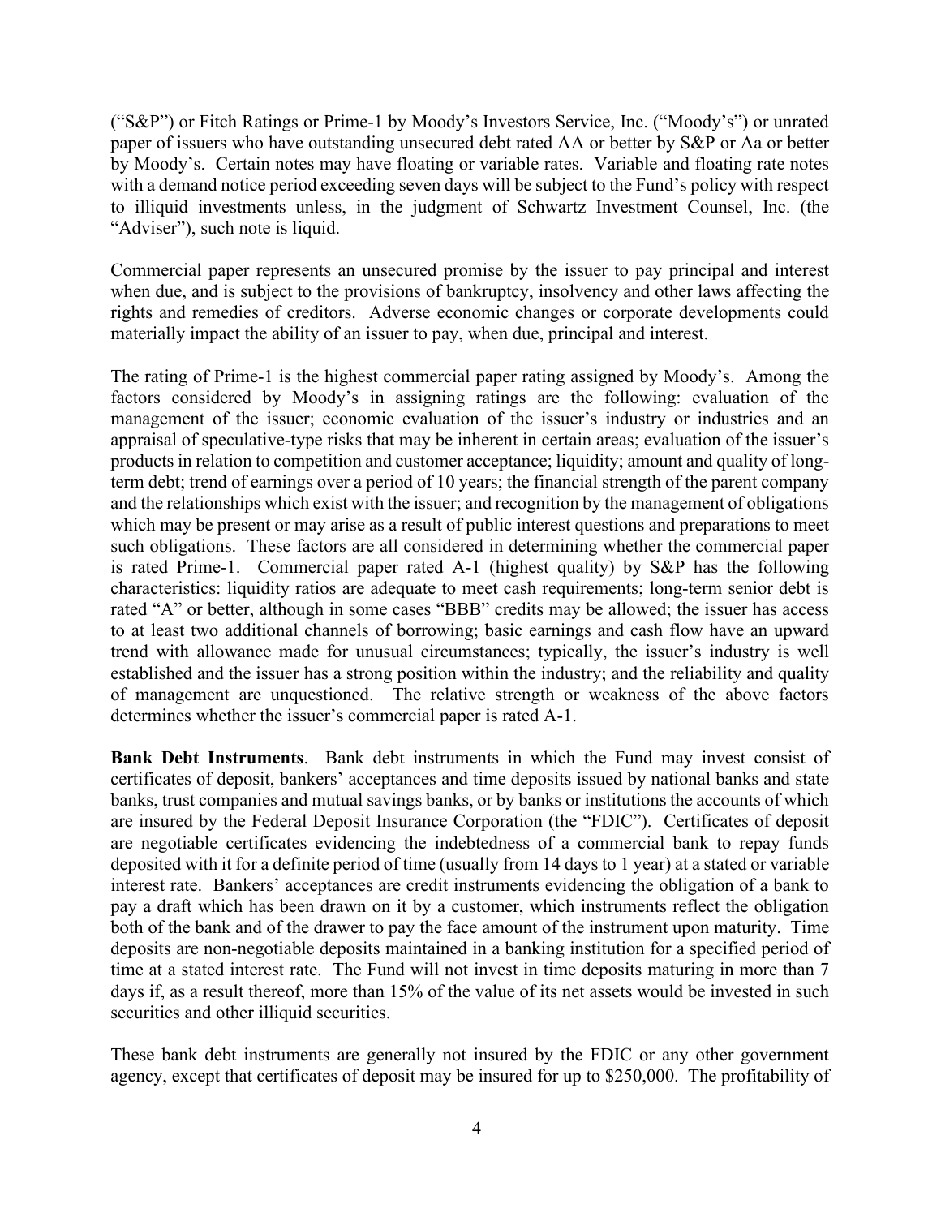("S&P") or Fitch Ratings or Prime-1 by Moody's Investors Service, Inc. ("Moody's") or unrated paper of issuers who have outstanding unsecured debt rated AA or better by S&P or Aa or better by Moody's. Certain notes may have floating or variable rates. Variable and floating rate notes with a demand notice period exceeding seven days will be subject to the Fund's policy with respect to illiquid investments unless, in the judgment of Schwartz Investment Counsel, Inc. (the "Adviser"), such note is liquid.

Commercial paper represents an unsecured promise by the issuer to pay principal and interest when due, and is subject to the provisions of bankruptcy, insolvency and other laws affecting the rights and remedies of creditors. Adverse economic changes or corporate developments could materially impact the ability of an issuer to pay, when due, principal and interest.

The rating of Prime-1 is the highest commercial paper rating assigned by Moody's. Among the factors considered by Moody's in assigning ratings are the following: evaluation of the management of the issuer; economic evaluation of the issuer's industry or industries and an appraisal of speculative-type risks that may be inherent in certain areas; evaluation of the issuer's products in relation to competition and customer acceptance; liquidity; amount and quality of long-term debt; trend of earnings over a period of 10 years; the financial strength of the parent company and the relationships which exist with the issuer; and recognition by the management of obligations which may be present or may arise as a result of public interest questions and preparations to meet such obligations. These factors are all considered in determining whether the commercial paper is rated Prime-1. Commercial paper rated A-1 (highest quality) by S&P has the following characteristics: liquidity ratios are adequate to meet cash requirements; long-term senior debt is rated "A" or better, although in some cases "BBB" credits may be allowed; the issuer has access to at least two additional channels of borrowing; basic earnings and cash flow have an upward trend with allowance made for unusual circumstances; typically, the issuer's industry is well established and the issuer has a strong position within the industry; and the reliability and quality of management are unquestioned. The relative strength or weakness of the above factors determines whether the issuer's commercial paper is rated A-1.

**Bank Debt Instruments**. Bank debt instruments in which the Fund may invest consist of certificates of deposit, bankers' acceptances and time deposits issued by national banks and state banks, trust companies and mutual savings banks, or by banks or institutions the accounts of which are insured by the Federal Deposit Insurance Corporation (the "FDIC"). Certificates of deposit are negotiable certificates evidencing the indebtedness of a commercial bank to repay funds deposited with it for a definite period of time (usually from 14 days to 1 year) at a stated or variable interest rate. Bankers' acceptances are credit instruments evidencing the obligation of a bank to pay a draft which has been drawn on it by a customer, which instruments reflect the obligation both of the bank and of the drawer to pay the face amount of the instrument upon maturity. Time deposits are non-negotiable deposits maintained in a banking institution for a specified period of time at a stated interest rate. The Fund will not invest in time deposits maturing in more than 7 days if, as a result thereof, more than 15% of the value of its net assets would be invested in such securities and other illiquid securities.

These bank debt instruments are generally not insured by the FDIC or any other government agency, except that certificates of deposit may be insured for up to $250,000. The profitability of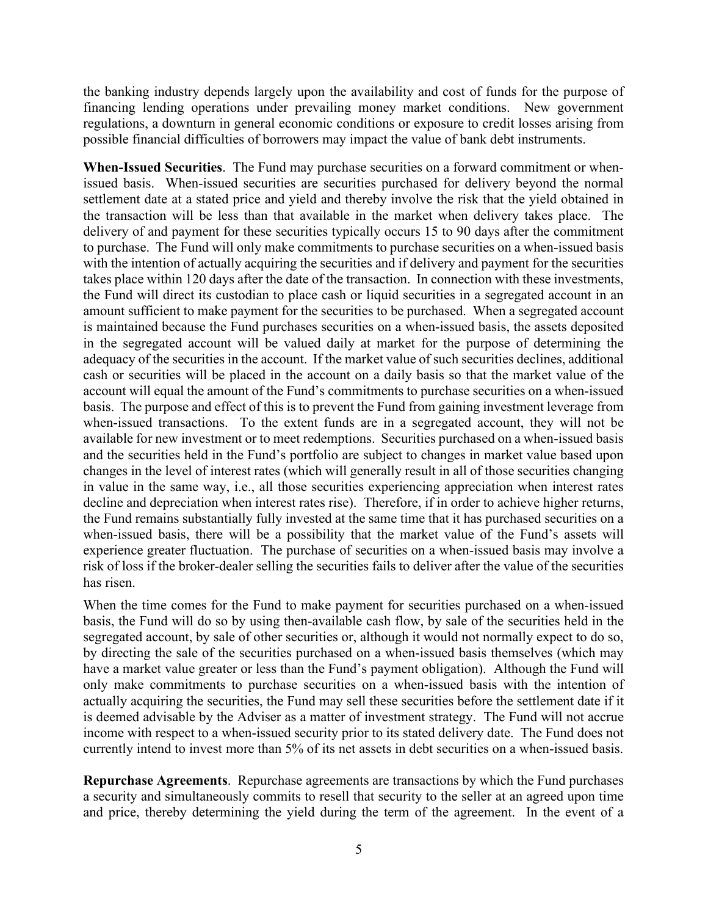the banking industry depends largely upon the availability and cost of funds for the purpose of financing lending operations under prevailing money market conditions. New government regulations, a downturn in general economic conditions or exposure to credit losses arising from possible financial difficulties of borrowers may impact the value of bank debt instruments.

**When-Issued Securities**. The Fund may purchase securities on a forward commitment or when-issued basis. When-issued securities are securities purchased for delivery beyond the normal settlement date at a stated price and yield and thereby involve the risk that the yield obtained in the transaction will be less than that available in the market when delivery takes place. The delivery of and payment for these securities typically occurs 15 to 90 days after the commitment to purchase. The Fund will only make commitments to purchase securities on a when-issued basis with the intention of actually acquiring the securities and if delivery and payment for the securities takes place within 120 days after the date of the transaction. In connection with these investments, the Fund will direct its custodian to place cash or liquid securities in a segregated account in an amount sufficient to make payment for the securities to be purchased. When a segregated account is maintained because the Fund purchases securities on a when-issued basis, the assets deposited in the segregated account will be valued daily at market for the purpose of determining the adequacy of the securities in the account. If the market value of such securities declines, additional cash or securities will be placed in the account on a daily basis so that the market value of the account will equal the amount of the Fund's commitments to purchase securities on a when-issued basis. The purpose and effect of this is to prevent the Fund from gaining investment leverage from when-issued transactions. To the extent funds are in a segregated account, they will not be available for new investment or to meet redemptions. Securities purchased on a when-issued basis and the securities held in the Fund's portfolio are subject to changes in market value based upon changes in the level of interest rates (which will generally result in all of those securities changing in value in the same way, i.e., all those securities experiencing appreciation when interest rates decline and depreciation when interest rates rise). Therefore, if in order to achieve higher returns, the Fund remains substantially fully invested at the same time that it has purchased securities on a when-issued basis, there will be a possibility that the market value of the Fund's assets will experience greater fluctuation. The purchase of securities on a when-issued basis may involve a risk of loss if the broker-dealer selling the securities fails to deliver after the value of the securities has risen.

When the time comes for the Fund to make payment for securities purchased on a when-issued basis, the Fund will do so by using then-available cash flow, by sale of the securities held in the segregated account, by sale of other securities or, although it would not normally expect to do so, by directing the sale of the securities purchased on a when-issued basis themselves (which may have a market value greater or less than the Fund's payment obligation). Although the Fund will only make commitments to purchase securities on a when-issued basis with the intention of actually acquiring the securities, the Fund may sell these securities before the settlement date if it is deemed advisable by the Adviser as a matter of investment strategy. The Fund will not accrue income with respect to a when-issued security prior to its stated delivery date. The Fund does not currently intend to invest more than 5% of its net assets in debt securities on a when-issued basis.

**Repurchase Agreements**. Repurchase agreements are transactions by which the Fund purchases a security and simultaneously commits to resell that security to the seller at an agreed upon time and price, thereby determining the yield during the term of the agreement. In the event of a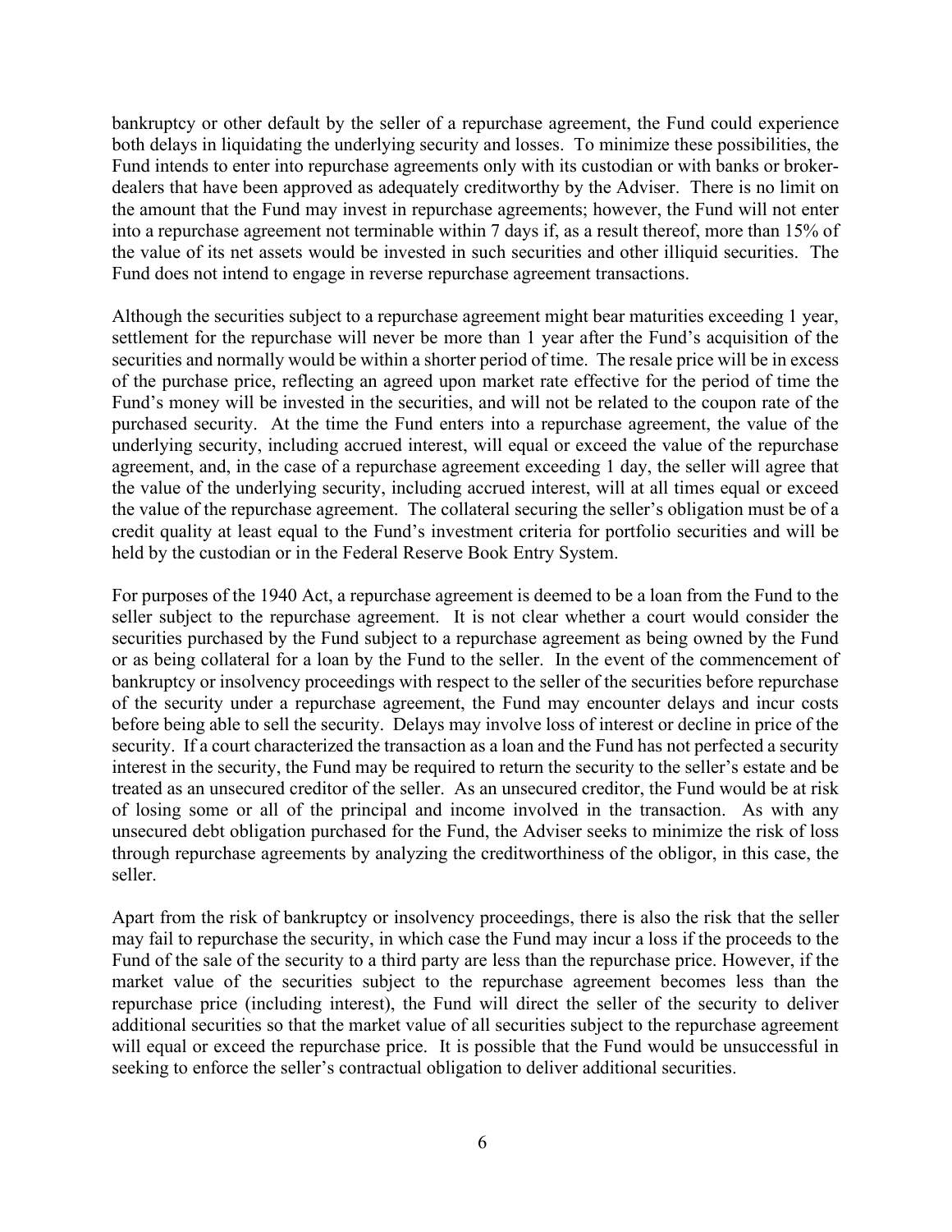bankruptcy or other default by the seller of a repurchase agreement, the Fund could experience both delays in liquidating the underlying security and losses. To minimize these possibilities, the Fund intends to enter into repurchase agreements only with its custodian or with banks or broker-dealers that have been approved as adequately creditworthy by the Adviser. There is no limit on the amount that the Fund may invest in repurchase agreements; however, the Fund will not enter into a repurchase agreement not terminable within 7 days if, as a result thereof, more than 15% of the value of its net assets would be invested in such securities and other illiquid securities. The Fund does not intend to engage in reverse repurchase agreement transactions.

Although the securities subject to a repurchase agreement might bear maturities exceeding 1 year, settlement for the repurchase will never be more than 1 year after the Fund's acquisition of the securities and normally would be within a shorter period of time. The resale price will be in excess of the purchase price, reflecting an agreed upon market rate effective for the period of time the Fund's money will be invested in the securities, and will not be related to the coupon rate of the purchased security. At the time the Fund enters into a repurchase agreement, the value of the underlying security, including accrued interest, will equal or exceed the value of the repurchase agreement, and, in the case of a repurchase agreement exceeding 1 day, the seller will agree that the value of the underlying security, including accrued interest, will at all times equal or exceed the value of the repurchase agreement. The collateral securing the seller's obligation must be of a credit quality at least equal to the Fund's investment criteria for portfolio securities and will be held by the custodian or in the Federal Reserve Book Entry System.

For purposes of the 1940 Act, a repurchase agreement is deemed to be a loan from the Fund to the seller subject to the repurchase agreement. It is not clear whether a court would consider the securities purchased by the Fund subject to a repurchase agreement as being owned by the Fund or as being collateral for a loan by the Fund to the seller. In the event of the commencement of bankruptcy or insolvency proceedings with respect to the seller of the securities before repurchase of the security under a repurchase agreement, the Fund may encounter delays and incur costs before being able to sell the security. Delays may involve loss of interest or decline in price of the security. If a court characterized the transaction as a loan and the Fund has not perfected a security interest in the security, the Fund may be required to return the security to the seller's estate and be treated as an unsecured creditor of the seller. As an unsecured creditor, the Fund would be at risk of losing some or all of the principal and income involved in the transaction. As with any unsecured debt obligation purchased for the Fund, the Adviser seeks to minimize the risk of loss through repurchase agreements by analyzing the creditworthiness of the obligor, in this case, the seller.

Apart from the risk of bankruptcy or insolvency proceedings, there is also the risk that the seller may fail to repurchase the security, in which case the Fund may incur a loss if the proceeds to the Fund of the sale of the security to a third party are less than the repurchase price. However, if the market value of the securities subject to the repurchase agreement becomes less than the repurchase price (including interest), the Fund will direct the seller of the security to deliver additional securities so that the market value of all securities subject to the repurchase agreement will equal or exceed the repurchase price. It is possible that the Fund would be unsuccessful in seeking to enforce the seller's contractual obligation to deliver additional securities.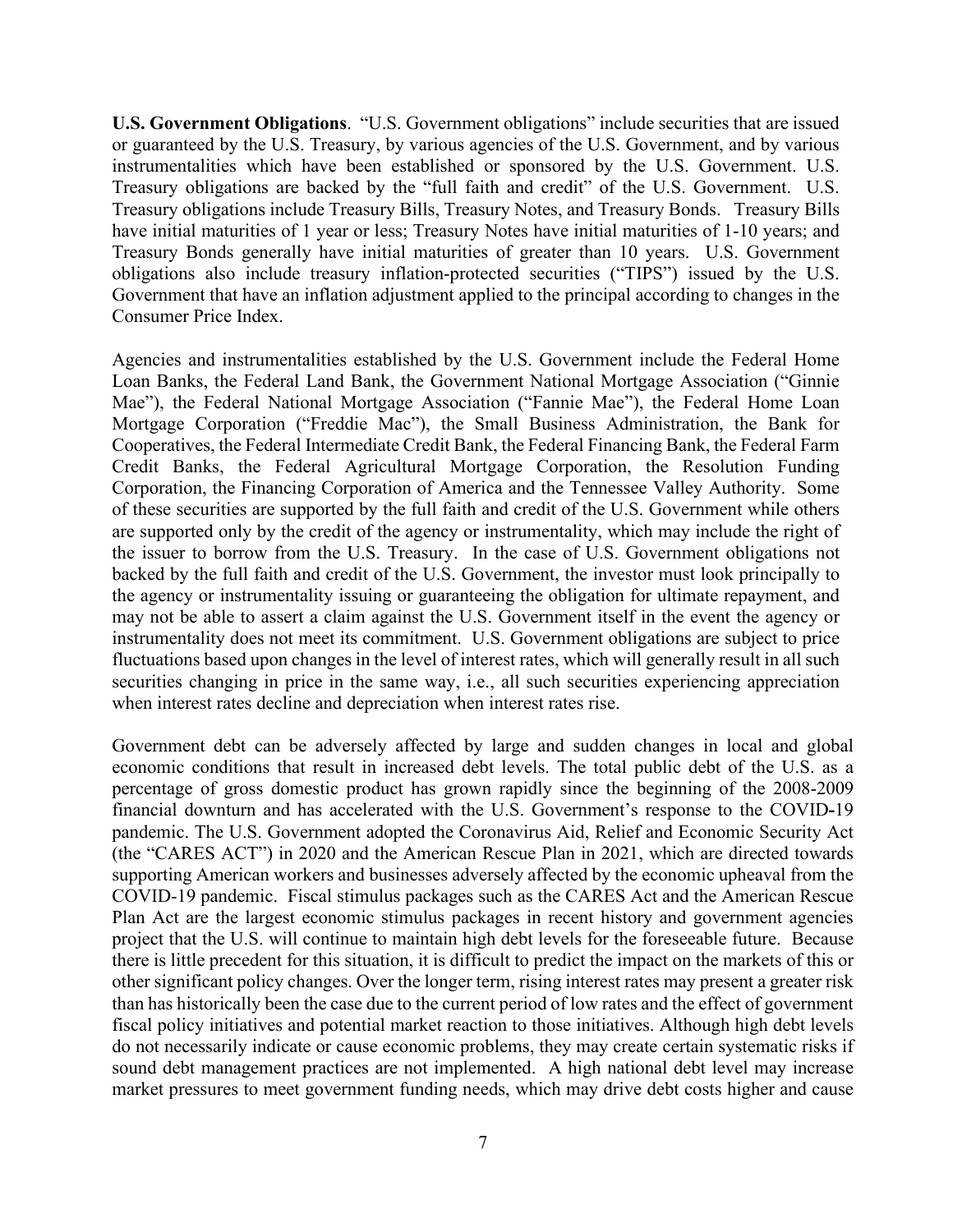**U.S. Government Obligations**. "U.S. Government obligations" include securities that are issued or guaranteed by the U.S. Treasury, by various agencies of the U.S. Government, and by various instrumentalities which have been established or sponsored by the U.S. Government. U.S. Treasury obligations are backed by the "full faith and credit" of the U.S. Government. U.S. Treasury obligations include Treasury Bills, Treasury Notes, and Treasury Bonds. Treasury Bills have initial maturities of 1 year or less; Treasury Notes have initial maturities of 1-10 years; and Treasury Bonds generally have initial maturities of greater than 10 years. U.S. Government obligations also include treasury inflation-protected securities ("TIPS") issued by the U.S. Government that have an inflation adjustment applied to the principal according to changes in the Consumer Price Index.

Agencies and instrumentalities established by the U.S. Government include the Federal Home Loan Banks, the Federal Land Bank, the Government National Mortgage Association ("Ginnie Mae"), the Federal National Mortgage Association ("Fannie Mae"), the Federal Home Loan Mortgage Corporation ("Freddie Mac"), the Small Business Administration, the Bank for Cooperatives, the Federal Intermediate Credit Bank, the Federal Financing Bank, the Federal Farm Credit Banks, the Federal Agricultural Mortgage Corporation, the Resolution Funding Corporation, the Financing Corporation of America and the Tennessee Valley Authority. Some of these securities are supported by the full faith and credit of the U.S. Government while others are supported only by the credit of the agency or instrumentality, which may include the right of the issuer to borrow from the U.S. Treasury. In the case of U.S. Government obligations not backed by the full faith and credit of the U.S. Government, the investor must look principally to the agency or instrumentality issuing or guaranteeing the obligation for ultimate repayment, and may not be able to assert a claim against the U.S. Government itself in the event the agency or instrumentality does not meet its commitment. U.S. Government obligations are subject to price fluctuations based upon changes in the level of interest rates, which will generally result in all such securities changing in price in the same way, i.e., all such securities experiencing appreciation when interest rates decline and depreciation when interest rates rise.

Government debt can be adversely affected by large and sudden changes in local and global economic conditions that result in increased debt levels. The total public debt of the U.S. as a percentage of gross domestic product has grown rapidly since the beginning of the 2008-2009 financial downturn and has accelerated with the U.S. Government's response to the COVID-19 pandemic. The U.S. Government adopted the Coronavirus Aid, Relief and Economic Security Act (the "CARES ACT") in 2020 and the American Rescue Plan in 2021, which are directed towards supporting American workers and businesses adversely affected by the economic upheaval from the COVID-19 pandemic. Fiscal stimulus packages such as the CARES Act and the American Rescue Plan Act are the largest economic stimulus packages in recent history and government agencies project that the U.S. will continue to maintain high debt levels for the foreseeable future. Because there is little precedent for this situation, it is difficult to predict the impact on the markets of this or other significant policy changes. Over the longer term, rising interest rates may present a greater risk than has historically been the case due to the current period of low rates and the effect of government fiscal policy initiatives and potential market reaction to those initiatives. Although high debt levels do not necessarily indicate or cause economic problems, they may create certain systematic risks if sound debt management practices are not implemented. A high national debt level may increase market pressures to meet government funding needs, which may drive debt costs higher and cause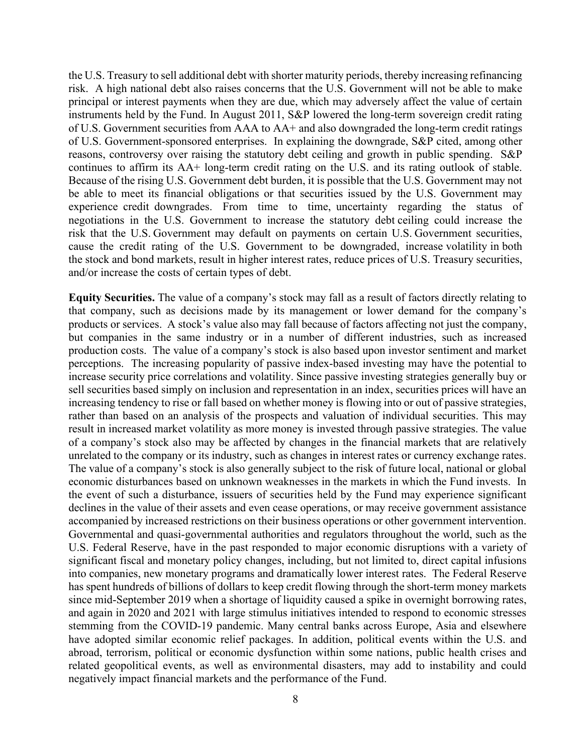the U.S. Treasury to sell additional debt with shorter maturity periods, thereby increasing refinancing risk. A high national debt also raises concerns that the U.S. Government will not be able to make principal or interest payments when they are due, which may adversely affect the value of certain instruments held by the Fund. In August 2011, S&P lowered the long-term sovereign credit rating of U.S. Government securities from AAA to AA+ and also downgraded the long-term credit ratings of U.S. Government-sponsored enterprises. In explaining the downgrade, S&P cited, among other reasons, controversy over raising the statutory debt ceiling and growth in public spending. S&P continues to affirm its AA+ long-term credit rating on the U.S. and its rating outlook of stable. Because of the rising U.S. Government debt burden, it is possible that the U.S. Government may not be able to meet its financial obligations or that securities issued by the U.S. Government may experience credit downgrades. From time to time, uncertainty regarding the status of negotiations in the U.S. Government to increase the statutory debt ceiling could increase the risk that the U.S. Government may default on payments on certain U.S. Government securities, cause the credit rating of the U.S. Government to be downgraded, increase volatility in both the stock and bond markets, result in higher interest rates, reduce prices of U.S. Treasury securities, and/or increase the costs of certain types of debt.

**Equity Securities.** The value of a company's stock may fall as a result of factors directly relating to that company, such as decisions made by its management or lower demand for the company's products or services. A stock's value also may fall because of factors affecting not just the company, but companies in the same industry or in a number of different industries, such as increased production costs. The value of a company's stock is also based upon investor sentiment and market perceptions. The increasing popularity of passive index-based investing may have the potential to increase security price correlations and volatility. Since passive investing strategies generally buy or sell securities based simply on inclusion and representation in an index, securities prices will have an increasing tendency to rise or fall based on whether money is flowing into or out of passive strategies, rather than based on an analysis of the prospects and valuation of individual securities. This may result in increased market volatility as more money is invested through passive strategies. The value of a company's stock also may be affected by changes in the financial markets that are relatively unrelated to the company or its industry, such as changes in interest rates or currency exchange rates. The value of a company's stock is also generally subject to the risk of future local, national or global economic disturbances based on unknown weaknesses in the markets in which the Fund invests. In the event of such a disturbance, issuers of securities held by the Fund may experience significant declines in the value of their assets and even cease operations, or may receive government assistance accompanied by increased restrictions on their business operations or other government intervention. Governmental and quasi-governmental authorities and regulators throughout the world, such as the U.S. Federal Reserve, have in the past responded to major economic disruptions with a variety of significant fiscal and monetary policy changes, including, but not limited to, direct capital infusions into companies, new monetary programs and dramatically lower interest rates. The Federal Reserve has spent hundreds of billions of dollars to keep credit flowing through the short-term money markets since mid-September 2019 when a shortage of liquidity caused a spike in overnight borrowing rates, and again in 2020 and 2021 with large stimulus initiatives intended to respond to economic stresses stemming from the COVID-19 pandemic. Many central banks across Europe, Asia and elsewhere have adopted similar economic relief packages. In addition, political events within the U.S. and abroad, terrorism, political or economic dysfunction within some nations, public health crises and related geopolitical events, as well as environmental disasters, may add to instability and could negatively impact financial markets and the performance of the Fund.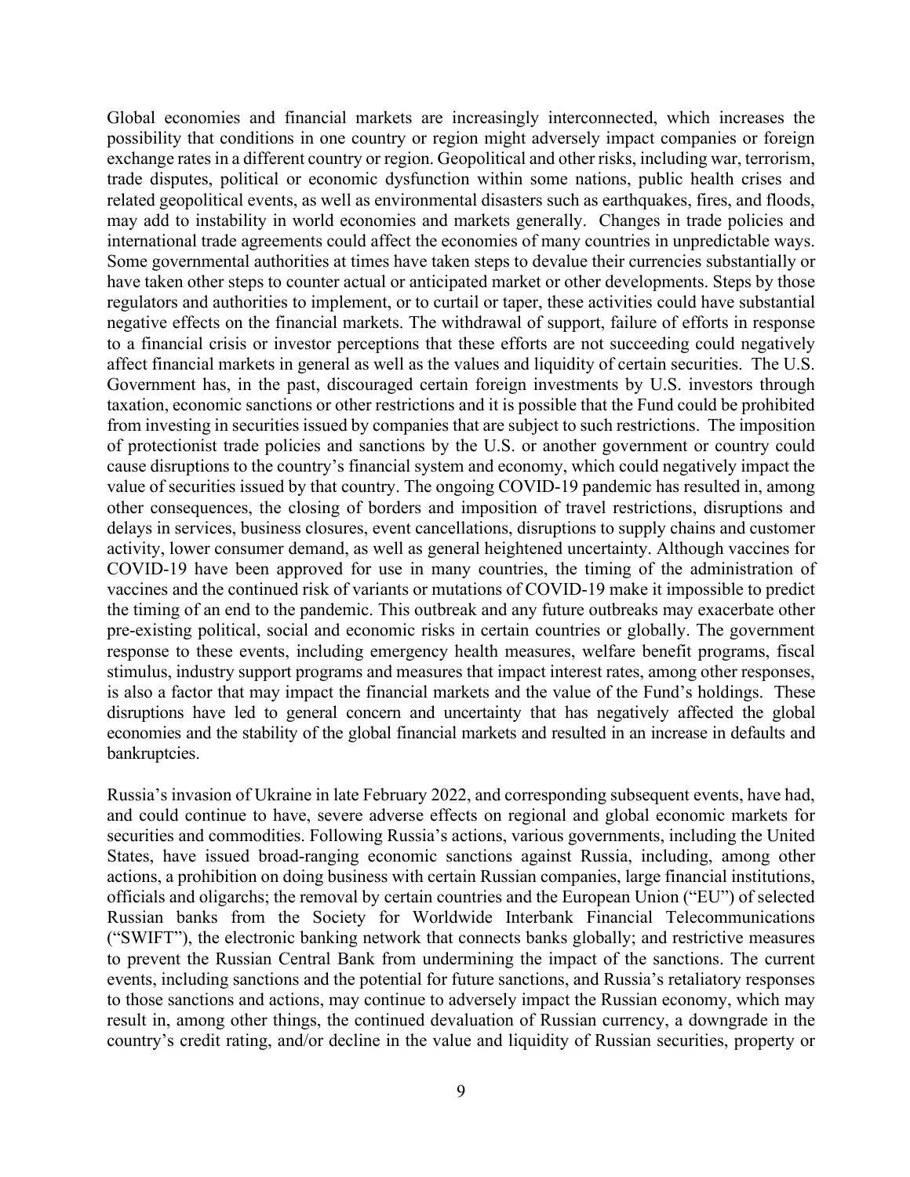Global economies and financial markets are increasingly interconnected, which increases the possibility that conditions in one country or region might adversely impact companies or foreign exchange rates in a different country or region. Geopolitical and other risks, including war, terrorism, trade disputes, political or economic dysfunction within some nations, public health crises and related geopolitical events, as well as environmental disasters such as earthquakes, fires, and floods, may add to instability in world economies and markets generally. Changes in trade policies and international trade agreements could affect the economies of many countries in unpredictable ways. Some governmental authorities at times have taken steps to devalue their currencies substantially or have taken other steps to counter actual or anticipated market or other developments. Steps by those regulators and authorities to implement, or to curtail or taper, these activities could have substantial negative effects on the financial markets. The withdrawal of support, failure of efforts in response to a financial crisis or investor perceptions that these efforts are not succeeding could negatively affect financial markets in general as well as the values and liquidity of certain securities. The U.S. Government has, in the past, discouraged certain foreign investments by U.S. investors through taxation, economic sanctions or other restrictions and it is possible that the Fund could be prohibited from investing in securities issued by companies that are subject to such restrictions. The imposition of protectionist trade policies and sanctions by the U.S. or another government or country could cause disruptions to the country's financial system and economy, which could negatively impact the value of securities issued by that country. The ongoing COVID-19 pandemic has resulted in, among other consequences, the closing of borders and imposition of travel restrictions, disruptions and delays in services, business closures, event cancellations, disruptions to supply chains and customer activity, lower consumer demand, as well as general heightened uncertainty. Although vaccines for COVID-19 have been approved for use in many countries, the timing of the administration of vaccines and the continued risk of variants or mutations of COVID-19 make it impossible to predict the timing of an end to the pandemic. This outbreak and any future outbreaks may exacerbate other pre-existing political, social and economic risks in certain countries or globally. The government response to these events, including emergency health measures, welfare benefit programs, fiscal stimulus, industry support programs and measures that impact interest rates, among other responses, is also a factor that may impact the financial markets and the value of the Fund's holdings. These disruptions have led to general concern and uncertainty that has negatively affected the global economies and the stability of the global financial markets and resulted in an increase in defaults and bankruptcies.

Russia's invasion of Ukraine in late February 2022, and corresponding subsequent events, have had, and could continue to have, severe adverse effects on regional and global economic markets for securities and commodities. Following Russia's actions, various governments, including the United States, have issued broad-ranging economic sanctions against Russia, including, among other actions, a prohibition on doing business with certain Russian companies, large financial institutions, officials and oligarchs; the removal by certain countries and the European Union ("EU") of selected Russian banks from the Society for Worldwide Interbank Financial Telecommunications ("SWIFT"), the electronic banking network that connects banks globally; and restrictive measures to prevent the Russian Central Bank from undermining the impact of the sanctions. The current events, including sanctions and the potential for future sanctions, and Russia's retaliatory responses to those sanctions and actions, may continue to adversely impact the Russian economy, which may result in, among other things, the continued devaluation of Russian currency, a downgrade in the country's credit rating, and/or decline in the value and liquidity of Russian securities, property or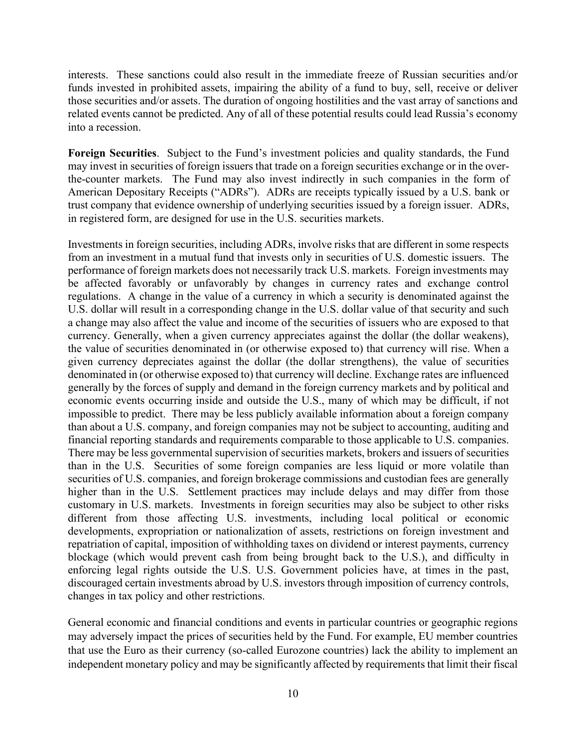interests. These sanctions could also result in the immediate freeze of Russian securities and/or funds invested in prohibited assets, impairing the ability of a fund to buy, sell, receive or deliver those securities and/or assets. The duration of ongoing hostilities and the vast array of sanctions and related events cannot be predicted. Any of all of these potential results could lead Russia's economy into a recession.

**Foreign Securities**. Subject to the Fund's investment policies and quality standards, the Fund may invest in securities of foreign issuers that trade on a foreign securities exchange or in the over-the-counter markets. The Fund may also invest indirectly in such companies in the form of American Depositary Receipts ("ADRs"). ADRs are receipts typically issued by a U.S. bank or trust company that evidence ownership of underlying securities issued by a foreign issuer. ADRs, in registered form, are designed for use in the U.S. securities markets.

Investments in foreign securities, including ADRs, involve risks that are different in some respects from an investment in a mutual fund that invests only in securities of U.S. domestic issuers. The performance of foreign markets does not necessarily track U.S. markets. Foreign investments may be affected favorably or unfavorably by changes in currency rates and exchange control regulations. A change in the value of a currency in which a security is denominated against the U.S. dollar will result in a corresponding change in the U.S. dollar value of that security and such a change may also affect the value and income of the securities of issuers who are exposed to that currency. Generally, when a given currency appreciates against the dollar (the dollar weakens), the value of securities denominated in (or otherwise exposed to) that currency will rise. When a given currency depreciates against the dollar (the dollar strengthens), the value of securities denominated in (or otherwise exposed to) that currency will decline. Exchange rates are influenced generally by the forces of supply and demand in the foreign currency markets and by political and economic events occurring inside and outside the U.S., many of which may be difficult, if not impossible to predict. There may be less publicly available information about a foreign company than about a U.S. company, and foreign companies may not be subject to accounting, auditing and financial reporting standards and requirements comparable to those applicable to U.S. companies. There may be less governmental supervision of securities markets, brokers and issuers of securities than in the U.S. Securities of some foreign companies are less liquid or more volatile than securities of U.S. companies, and foreign brokerage commissions and custodian fees are generally higher than in the U.S. Settlement practices may include delays and may differ from those customary in U.S. markets. Investments in foreign securities may also be subject to other risks different from those affecting U.S. investments, including local political or economic developments, expropriation or nationalization of assets, restrictions on foreign investment and repatriation of capital, imposition of withholding taxes on dividend or interest payments, currency blockage (which would prevent cash from being brought back to the U.S.), and difficulty in enforcing legal rights outside the U.S. U.S. Government policies have, at times in the past, discouraged certain investments abroad by U.S. investors through imposition of currency controls, changes in tax policy and other restrictions.

General economic and financial conditions and events in particular countries or geographic regions may adversely impact the prices of securities held by the Fund. For example, EU member countries that use the Euro as their currency (so-called Eurozone countries) lack the ability to implement an independent monetary policy and may be significantly affected by requirements that limit their fiscal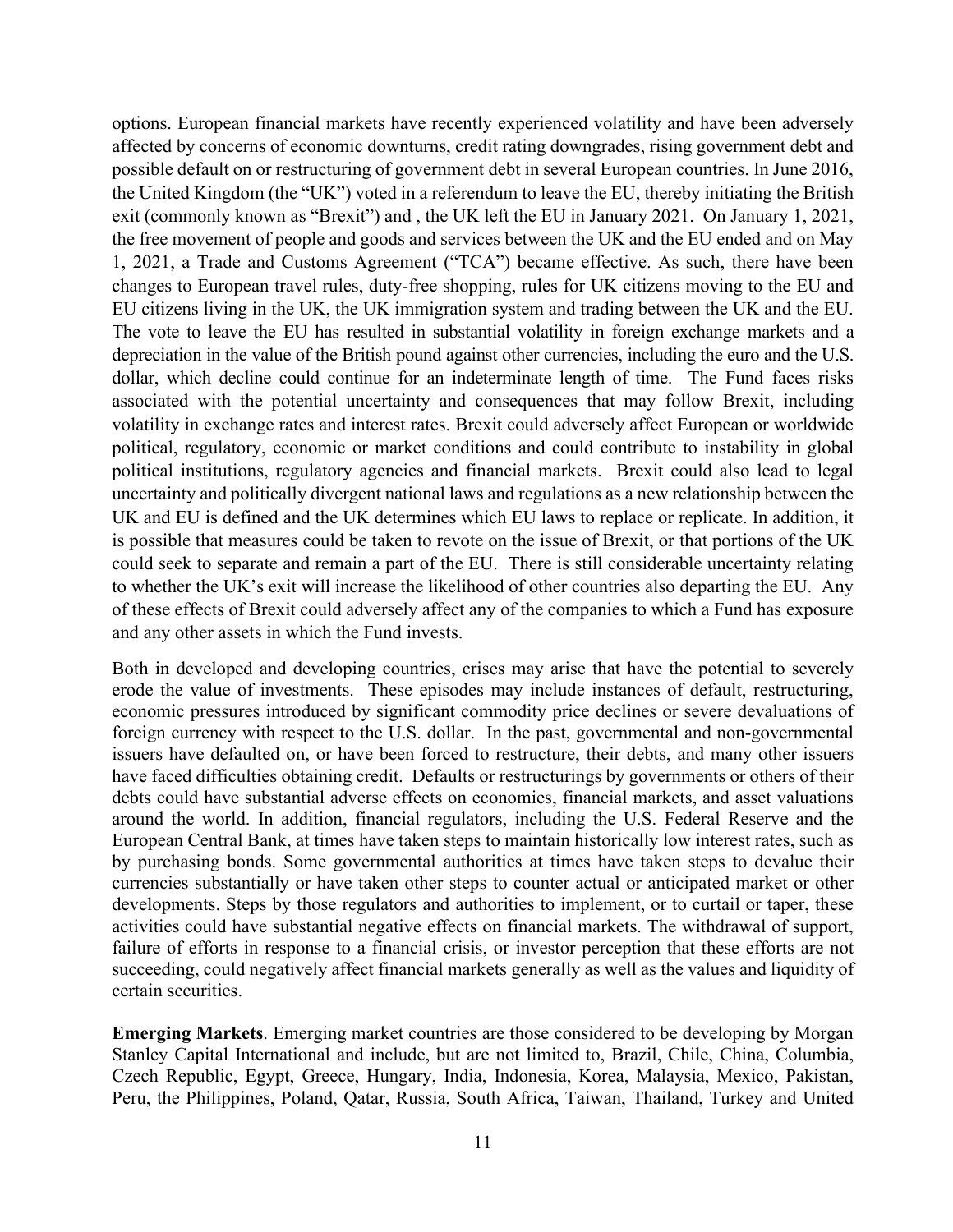options. European financial markets have recently experienced volatility and have been adversely affected by concerns of economic downturns, credit rating downgrades, rising government debt and possible default on or restructuring of government debt in several European countries. In June 2016, the United Kingdom (the "UK") voted in a referendum to leave the EU, thereby initiating the British exit (commonly known as "Brexit") and , the UK left the EU in January 2021. On January 1, 2021, the free movement of people and goods and services between the UK and the EU ended and on May 1, 2021, a Trade and Customs Agreement ("TCA") became effective. As such, there have been changes to European travel rules, duty-free shopping, rules for UK citizens moving to the EU and EU citizens living in the UK, the UK immigration system and trading between the UK and the EU. The vote to leave the EU has resulted in substantial volatility in foreign exchange markets and a depreciation in the value of the British pound against other currencies, including the euro and the U.S. dollar, which decline could continue for an indeterminate length of time. The Fund faces risks associated with the potential uncertainty and consequences that may follow Brexit, including volatility in exchange rates and interest rates. Brexit could adversely affect European or worldwide political, regulatory, economic or market conditions and could contribute to instability in global political institutions, regulatory agencies and financial markets. Brexit could also lead to legal uncertainty and politically divergent national laws and regulations as a new relationship between the UK and EU is defined and the UK determines which EU laws to replace or replicate. In addition, it is possible that measures could be taken to revote on the issue of Brexit, or that portions of the UK could seek to separate and remain a part of the EU. There is still considerable uncertainty relating to whether the UK's exit will increase the likelihood of other countries also departing the EU. Any of these effects of Brexit could adversely affect any of the companies to which a Fund has exposure and any other assets in which the Fund invests.

Both in developed and developing countries, crises may arise that have the potential to severely erode the value of investments. These episodes may include instances of default, restructuring, economic pressures introduced by significant commodity price declines or severe devaluations of foreign currency with respect to the U.S. dollar. In the past, governmental and non-governmental issuers have defaulted on, or have been forced to restructure, their debts, and many other issuers have faced difficulties obtaining credit. Defaults or restructurings by governments or others of their debts could have substantial adverse effects on economies, financial markets, and asset valuations around the world. In addition, financial regulators, including the U.S. Federal Reserve and the European Central Bank, at times have taken steps to maintain historically low interest rates, such as by purchasing bonds. Some governmental authorities at times have taken steps to devalue their currencies substantially or have taken other steps to counter actual or anticipated market or other developments. Steps by those regulators and authorities to implement, or to curtail or taper, these activities could have substantial negative effects on financial markets. The withdrawal of support, failure of efforts in response to a financial crisis, or investor perception that these efforts are not succeeding, could negatively affect financial markets generally as well as the values and liquidity of certain securities.

**Emerging Markets**. Emerging market countries are those considered to be developing by Morgan Stanley Capital International and include, but are not limited to, Brazil, Chile, China, Columbia, Czech Republic, Egypt, Greece, Hungary, India, Indonesia, Korea, Malaysia, Mexico, Pakistan, Peru, the Philippines, Poland, Qatar, Russia, South Africa, Taiwan, Thailand, Turkey and United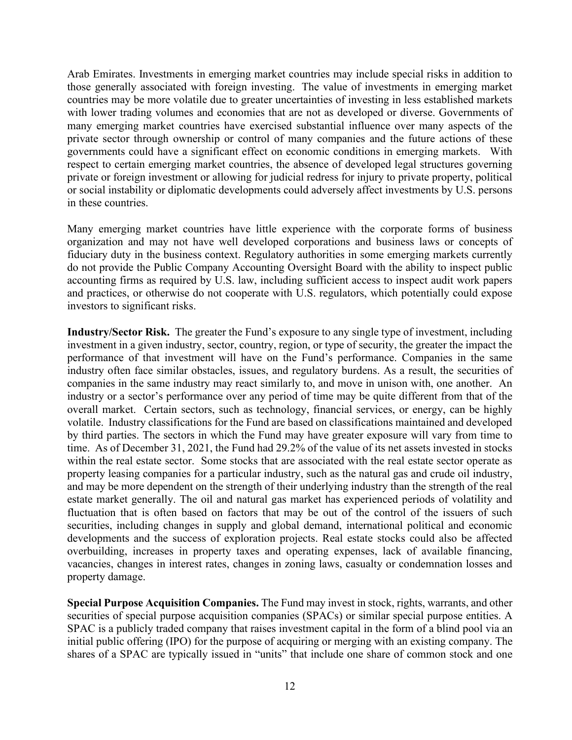Arab Emirates. Investments in emerging market countries may include special risks in addition to those generally associated with foreign investing. The value of investments in emerging market countries may be more volatile due to greater uncertainties of investing in less established markets with lower trading volumes and economies that are not as developed or diverse. Governments of many emerging market countries have exercised substantial influence over many aspects of the private sector through ownership or control of many companies and the future actions of these governments could have a significant effect on economic conditions in emerging markets. With respect to certain emerging market countries, the absence of developed legal structures governing private or foreign investment or allowing for judicial redress for injury to private property, political or social instability or diplomatic developments could adversely affect investments by U.S. persons in these countries.

Many emerging market countries have little experience with the corporate forms of business organization and may not have well developed corporations and business laws or concepts of fiduciary duty in the business context. Regulatory authorities in some emerging markets currently do not provide the Public Company Accounting Oversight Board with the ability to inspect public accounting firms as required by U.S. law, including sufficient access to inspect audit work papers and practices, or otherwise do not cooperate with U.S. regulators, which potentially could expose investors to significant risks.

**Industry/Sector Risk.** The greater the Fund's exposure to any single type of investment, including investment in a given industry, sector, country, region, or type of security, the greater the impact the performance of that investment will have on the Fund's performance. Companies in the same industry often face similar obstacles, issues, and regulatory burdens. As a result, the securities of companies in the same industry may react similarly to, and move in unison with, one another. An industry or a sector's performance over any period of time may be quite different from that of the overall market. Certain sectors, such as technology, financial services, or energy, can be highly volatile. Industry classifications for the Fund are based on classifications maintained and developed by third parties. The sectors in which the Fund may have greater exposure will vary from time to time. As of December 31, 2021, the Fund had 29.2% of the value of its net assets invested in stocks within the real estate sector. Some stocks that are associated with the real estate sector operate as property leasing companies for a particular industry, such as the natural gas and crude oil industry, and may be more dependent on the strength of their underlying industry than the strength of the real estate market generally. The oil and natural gas market has experienced periods of volatility and fluctuation that is often based on factors that may be out of the control of the issuers of such securities, including changes in supply and global demand, international political and economic developments and the success of exploration projects. Real estate stocks could also be affected overbuilding, increases in property taxes and operating expenses, lack of available financing, vacancies, changes in interest rates, changes in zoning laws, casualty or condemnation losses and property damage.

**Special Purpose Acquisition Companies.** The Fund may invest in stock, rights, warrants, and other securities of special purpose acquisition companies (SPACs) or similar special purpose entities. A SPAC is a publicly traded company that raises investment capital in the form of a blind pool via an initial public offering (IPO) for the purpose of acquiring or merging with an existing company. The shares of a SPAC are typically issued in "units" that include one share of common stock and one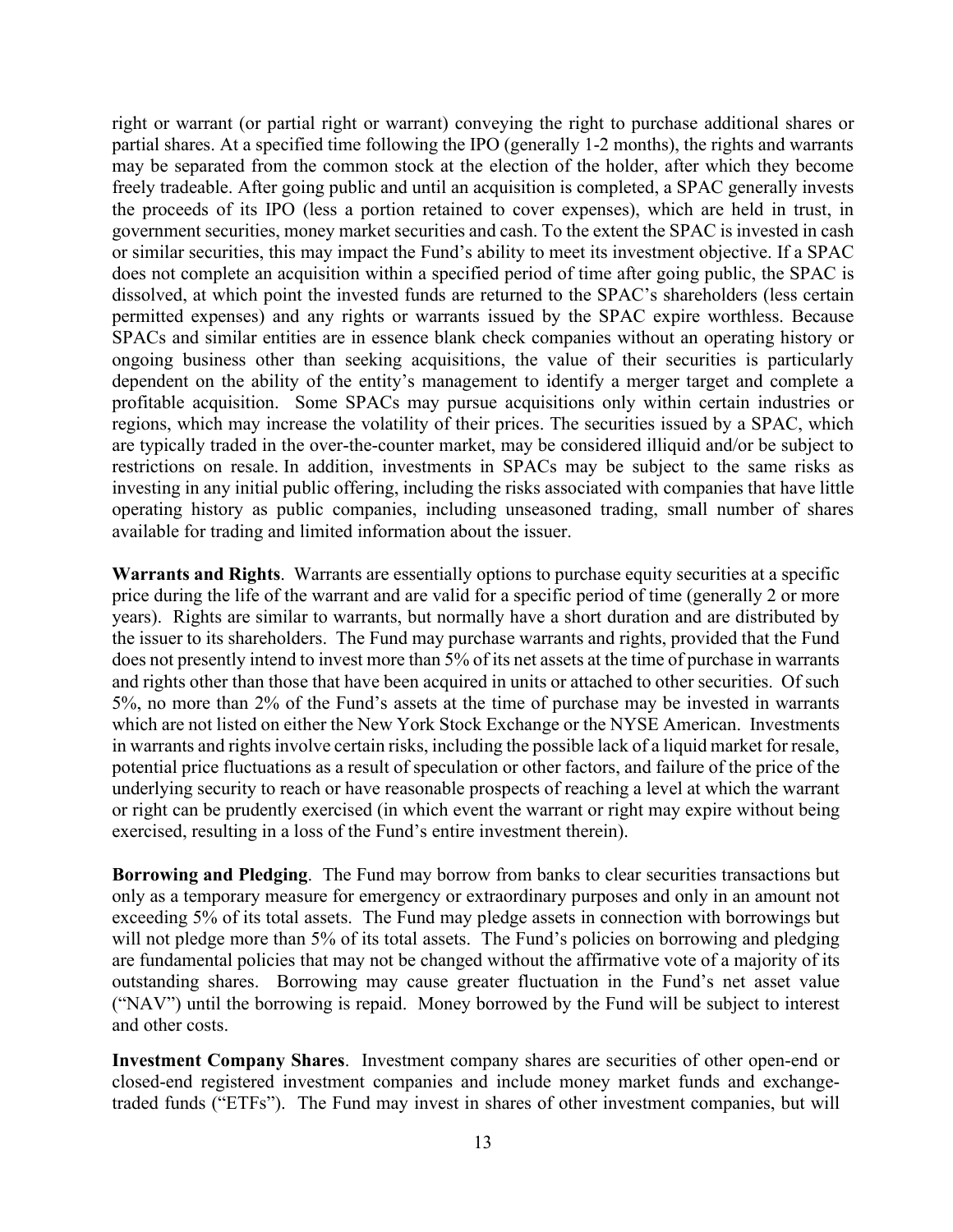right or warrant (or partial right or warrant) conveying the right to purchase additional shares or partial shares. At a specified time following the IPO (generally 1-2 months), the rights and warrants may be separated from the common stock at the election of the holder, after which they become freely tradeable. After going public and until an acquisition is completed, a SPAC generally invests the proceeds of its IPO (less a portion retained to cover expenses), which are held in trust, in government securities, money market securities and cash. To the extent the SPAC is invested in cash or similar securities, this may impact the Fund's ability to meet its investment objective. If a SPAC does not complete an acquisition within a specified period of time after going public, the SPAC is dissolved, at which point the invested funds are returned to the SPAC's shareholders (less certain permitted expenses) and any rights or warrants issued by the SPAC expire worthless. Because SPACs and similar entities are in essence blank check companies without an operating history or ongoing business other than seeking acquisitions, the value of their securities is particularly dependent on the ability of the entity's management to identify a merger target and complete a profitable acquisition. Some SPACs may pursue acquisitions only within certain industries or regions, which may increase the volatility of their prices. The securities issued by a SPAC, which are typically traded in the over-the-counter market, may be considered illiquid and/or be subject to restrictions on resale. In addition, investments in SPACs may be subject to the same risks as investing in any initial public offering, including the risks associated with companies that have little operating history as public companies, including unseasoned trading, small number of shares available for trading and limited information about the issuer.

**Warrants and Rights**. Warrants are essentially options to purchase equity securities at a specific price during the life of the warrant and are valid for a specific period of time (generally 2 or more years). Rights are similar to warrants, but normally have a short duration and are distributed by the issuer to its shareholders. The Fund may purchase warrants and rights, provided that the Fund does not presently intend to invest more than 5% of its net assets at the time of purchase in warrants and rights other than those that have been acquired in units or attached to other securities. Of such 5%, no more than 2% of the Fund's assets at the time of purchase may be invested in warrants which are not listed on either the New York Stock Exchange or the NYSE American. Investments in warrants and rights involve certain risks, including the possible lack of a liquid market for resale, potential price fluctuations as a result of speculation or other factors, and failure of the price of the underlying security to reach or have reasonable prospects of reaching a level at which the warrant or right can be prudently exercised (in which event the warrant or right may expire without being exercised, resulting in a loss of the Fund's entire investment therein).

**Borrowing and Pledging**. The Fund may borrow from banks to clear securities transactions but only as a temporary measure for emergency or extraordinary purposes and only in an amount not exceeding 5% of its total assets. The Fund may pledge assets in connection with borrowings but will not pledge more than 5% of its total assets. The Fund's policies on borrowing and pledging are fundamental policies that may not be changed without the affirmative vote of a majority of its outstanding shares. Borrowing may cause greater fluctuation in the Fund's net asset value ("NAV") until the borrowing is repaid. Money borrowed by the Fund will be subject to interest and other costs.

**Investment Company Shares**. Investment company shares are securities of other open-end or closed-end registered investment companies and include money market funds and exchange-traded funds ("ETFs"). The Fund may invest in shares of other investment companies, but will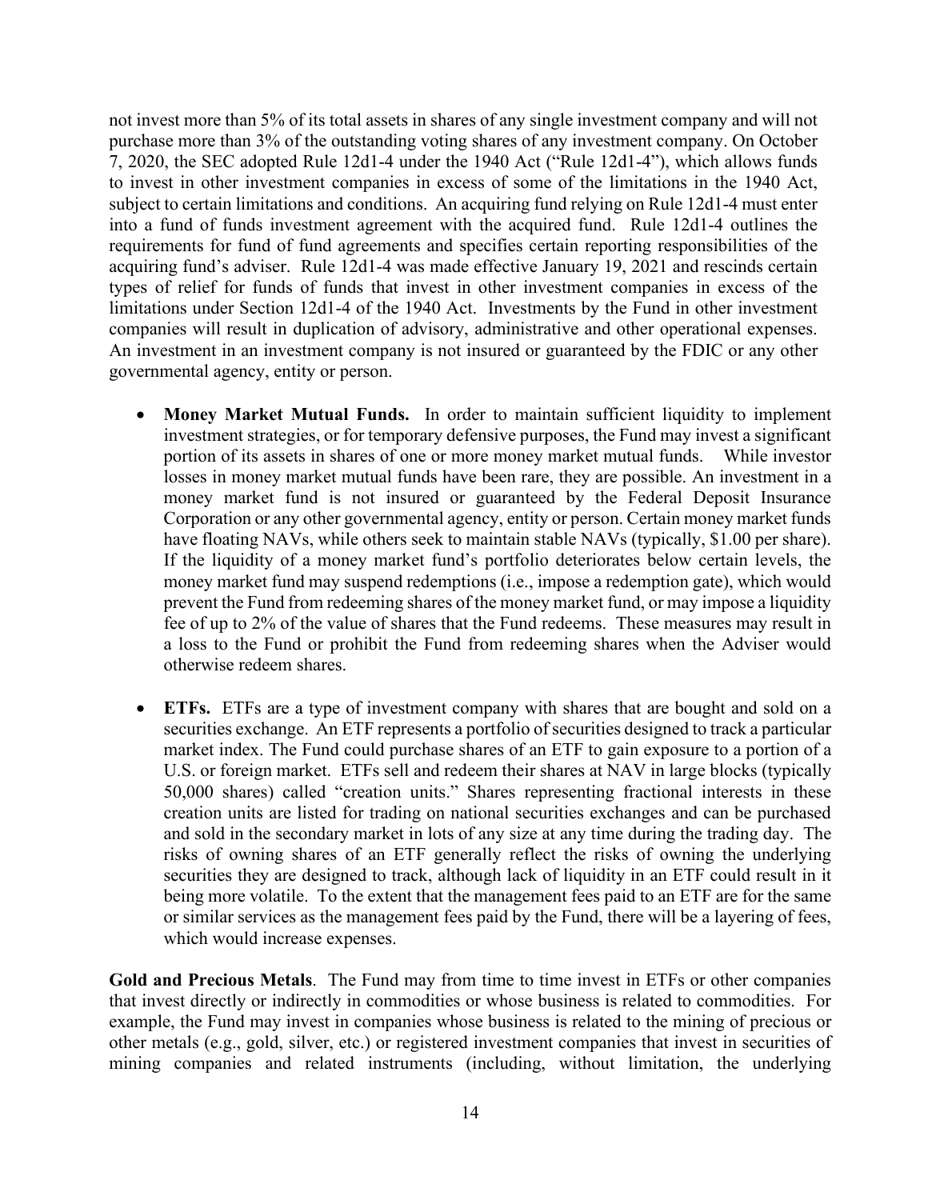not invest more than 5% of its total assets in shares of any single investment company and will not purchase more than 3% of the outstanding voting shares of any investment company. On October 7, 2020, the SEC adopted Rule 12d1-4 under the 1940 Act ("Rule 12d1-4"), which allows funds to invest in other investment companies in excess of some of the limitations in the 1940 Act, subject to certain limitations and conditions. An acquiring fund relying on Rule 12d1-4 must enter into a fund of funds investment agreement with the acquired fund. Rule 12d1-4 outlines the requirements for fund of fund agreements and specifies certain reporting responsibilities of the acquiring fund's adviser. Rule 12d1-4 was made effective January 19, 2021 and rescinds certain types of relief for funds of funds that invest in other investment companies in excess of the limitations under Section 12d1-4 of the 1940 Act. Investments by the Fund in other investment companies will result in duplication of advisory, administrative and other operational expenses. An investment in an investment company is not insured or guaranteed by the FDIC or any other governmental agency, entity or person.

- **Money Market Mutual Funds.** In order to maintain sufficient liquidity to implement investment strategies, or for temporary defensive purposes, the Fund may invest a significant portion of its assets in shares of one or more money market mutual funds. While investor losses in money market mutual funds have been rare, they are possible. An investment in a money market fund is not insured or guaranteed by the Federal Deposit Insurance Corporation or any other governmental agency, entity or person. Certain money market funds have floating NAVs, while others seek to maintain stable NAVs (typically, $1.00 per share). If the liquidity of a money market fund's portfolio deteriorates below certain levels, the money market fund may suspend redemptions (i.e., impose a redemption gate), which would prevent the Fund from redeeming shares of the money market fund, or may impose a liquidity fee of up to 2% of the value of shares that the Fund redeems. These measures may result in a loss to the Fund or prohibit the Fund from redeeming shares when the Adviser would otherwise redeem shares.

- **ETFs.** ETFs are a type of investment company with shares that are bought and sold on a securities exchange. An ETF represents a portfolio of securities designed to track a particular market index. The Fund could purchase shares of an ETF to gain exposure to a portion of a U.S. or foreign market. ETFs sell and redeem their shares at NAV in large blocks (typically 50,000 shares) called "creation units." Shares representing fractional interests in these creation units are listed for trading on national securities exchanges and can be purchased and sold in the secondary market in lots of any size at any time during the trading day. The risks of owning shares of an ETF generally reflect the risks of owning the underlying securities they are designed to track, although lack of liquidity in an ETF could result in it being more volatile. To the extent that the management fees paid to an ETF are for the same or similar services as the management fees paid by the Fund, there will be a layering of fees, which would increase expenses.

**Gold and Precious Metals**. The Fund may from time to time invest in ETFs or other companies that invest directly or indirectly in commodities or whose business is related to commodities. For example, the Fund may invest in companies whose business is related to the mining of precious or other metals (e.g., gold, silver, etc.) or registered investment companies that invest in securities of mining companies and related instruments (including, without limitation, the underlying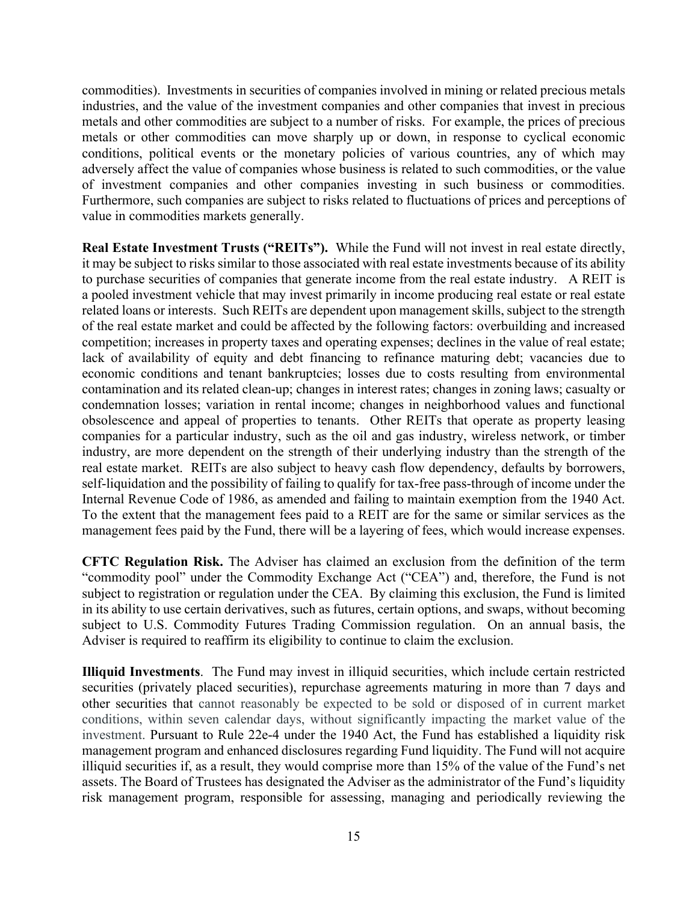commodities). Investments in securities of companies involved in mining or related precious metals industries, and the value of the investment companies and other companies that invest in precious metals and other commodities are subject to a number of risks. For example, the prices of precious metals or other commodities can move sharply up or down, in response to cyclical economic conditions, political events or the monetary policies of various countries, any of which may adversely affect the value of companies whose business is related to such commodities, or the value of investment companies and other companies investing in such business or commodities. Furthermore, such companies are subject to risks related to fluctuations of prices and perceptions of value in commodities markets generally.

**Real Estate Investment Trusts ("REITs").** While the Fund will not invest in real estate directly, it may be subject to risks similar to those associated with real estate investments because of its ability to purchase securities of companies that generate income from the real estate industry. A REIT is a pooled investment vehicle that may invest primarily in income producing real estate or real estate related loans or interests. Such REITs are dependent upon management skills, subject to the strength of the real estate market and could be affected by the following factors: overbuilding and increased competition; increases in property taxes and operating expenses; declines in the value of real estate; lack of availability of equity and debt financing to refinance maturing debt; vacancies due to economic conditions and tenant bankruptcies; losses due to costs resulting from environmental contamination and its related clean-up; changes in interest rates; changes in zoning laws; casualty or condemnation losses; variation in rental income; changes in neighborhood values and functional obsolescence and appeal of properties to tenants. Other REITs that operate as property leasing companies for a particular industry, such as the oil and gas industry, wireless network, or timber industry, are more dependent on the strength of their underlying industry than the strength of the real estate market. REITs are also subject to heavy cash flow dependency, defaults by borrowers, self-liquidation and the possibility of failing to qualify for tax-free pass-through of income under the Internal Revenue Code of 1986, as amended and failing to maintain exemption from the 1940 Act. To the extent that the management fees paid to a REIT are for the same or similar services as the management fees paid by the Fund, there will be a layering of fees, which would increase expenses.

**CFTC Regulation Risk.** The Adviser has claimed an exclusion from the definition of the term "commodity pool" under the Commodity Exchange Act ("CEA") and, therefore, the Fund is not subject to registration or regulation under the CEA. By claiming this exclusion, the Fund is limited in its ability to use certain derivatives, such as futures, certain options, and swaps, without becoming subject to U.S. Commodity Futures Trading Commission regulation. On an annual basis, the Adviser is required to reaffirm its eligibility to continue to claim the exclusion.

**Illiquid Investments**. The Fund may invest in illiquid securities, which include certain restricted securities (privately placed securities), repurchase agreements maturing in more than 7 days and other securities that cannot reasonably be expected to be sold or disposed of in current market conditions, within seven calendar days, without significantly impacting the market value of the investment. Pursuant to Rule 22e-4 under the 1940 Act, the Fund has established a liquidity risk management program and enhanced disclosures regarding Fund liquidity. The Fund will not acquire illiquid securities if, as a result, they would comprise more than 15% of the value of the Fund's net assets. The Board of Trustees has designated the Adviser as the administrator of the Fund's liquidity risk management program, responsible for assessing, managing and periodically reviewing the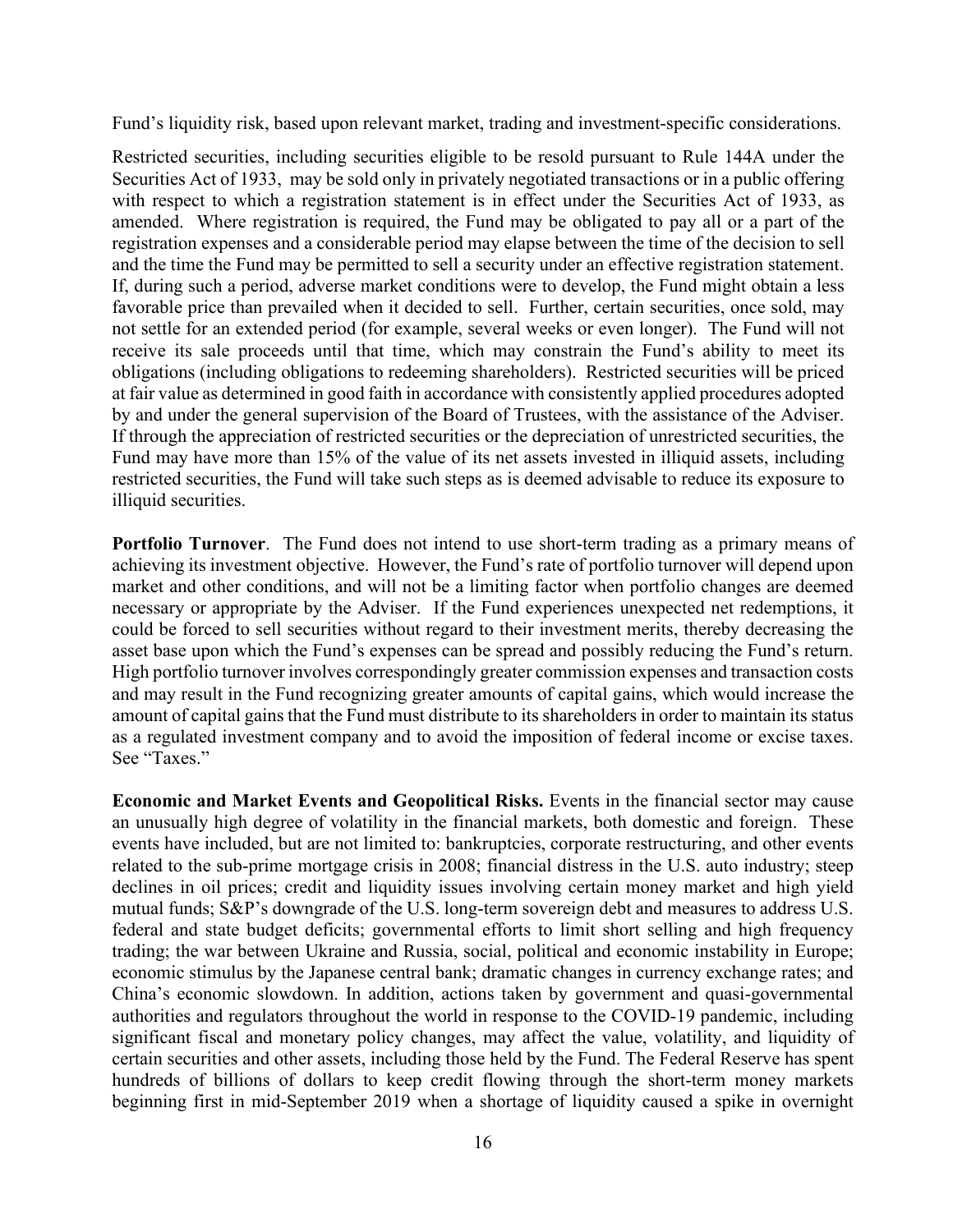Fund's liquidity risk, based upon relevant market, trading and investment-specific considerations.

Restricted securities, including securities eligible to be resold pursuant to Rule 144A under the Securities Act of 1933, may be sold only in privately negotiated transactions or in a public offering with respect to which a registration statement is in effect under the Securities Act of 1933, as amended. Where registration is required, the Fund may be obligated to pay all or a part of the registration expenses and a considerable period may elapse between the time of the decision to sell and the time the Fund may be permitted to sell a security under an effective registration statement. If, during such a period, adverse market conditions were to develop, the Fund might obtain a less favorable price than prevailed when it decided to sell. Further, certain securities, once sold, may not settle for an extended period (for example, several weeks or even longer). The Fund will not receive its sale proceeds until that time, which may constrain the Fund's ability to meet its obligations (including obligations to redeeming shareholders). Restricted securities will be priced at fair value as determined in good faith in accordance with consistently applied procedures adopted by and under the general supervision of the Board of Trustees, with the assistance of the Adviser. If through the appreciation of restricted securities or the depreciation of unrestricted securities, the Fund may have more than 15% of the value of its net assets invested in illiquid assets, including restricted securities, the Fund will take such steps as is deemed advisable to reduce its exposure to illiquid securities.

**Portfolio Turnover**. The Fund does not intend to use short-term trading as a primary means of achieving its investment objective. However, the Fund's rate of portfolio turnover will depend upon market and other conditions, and will not be a limiting factor when portfolio changes are deemed necessary or appropriate by the Adviser. If the Fund experiences unexpected net redemptions, it could be forced to sell securities without regard to their investment merits, thereby decreasing the asset base upon which the Fund's expenses can be spread and possibly reducing the Fund's return. High portfolio turnover involves correspondingly greater commission expenses and transaction costs and may result in the Fund recognizing greater amounts of capital gains, which would increase the amount of capital gains that the Fund must distribute to its shareholders in order to maintain its status as a regulated investment company and to avoid the imposition of federal income or excise taxes. See "Taxes."

**Economic and Market Events and Geopolitical Risks.** Events in the financial sector may cause an unusually high degree of volatility in the financial markets, both domestic and foreign. These events have included, but are not limited to: bankruptcies, corporate restructuring, and other events related to the sub-prime mortgage crisis in 2008; financial distress in the U.S. auto industry; steep declines in oil prices; credit and liquidity issues involving certain money market and high yield mutual funds; S&P's downgrade of the U.S. long-term sovereign debt and measures to address U.S. federal and state budget deficits; governmental efforts to limit short selling and high frequency trading; the war between Ukraine and Russia, social, political and economic instability in Europe; economic stimulus by the Japanese central bank; dramatic changes in currency exchange rates; and China's economic slowdown. In addition, actions taken by government and quasi-governmental authorities and regulators throughout the world in response to the COVID-19 pandemic, including significant fiscal and monetary policy changes, may affect the value, volatility, and liquidity of certain securities and other assets, including those held by the Fund. The Federal Reserve has spent hundreds of billions of dollars to keep credit flowing through the short-term money markets beginning first in mid-September 2019 when a shortage of liquidity caused a spike in overnight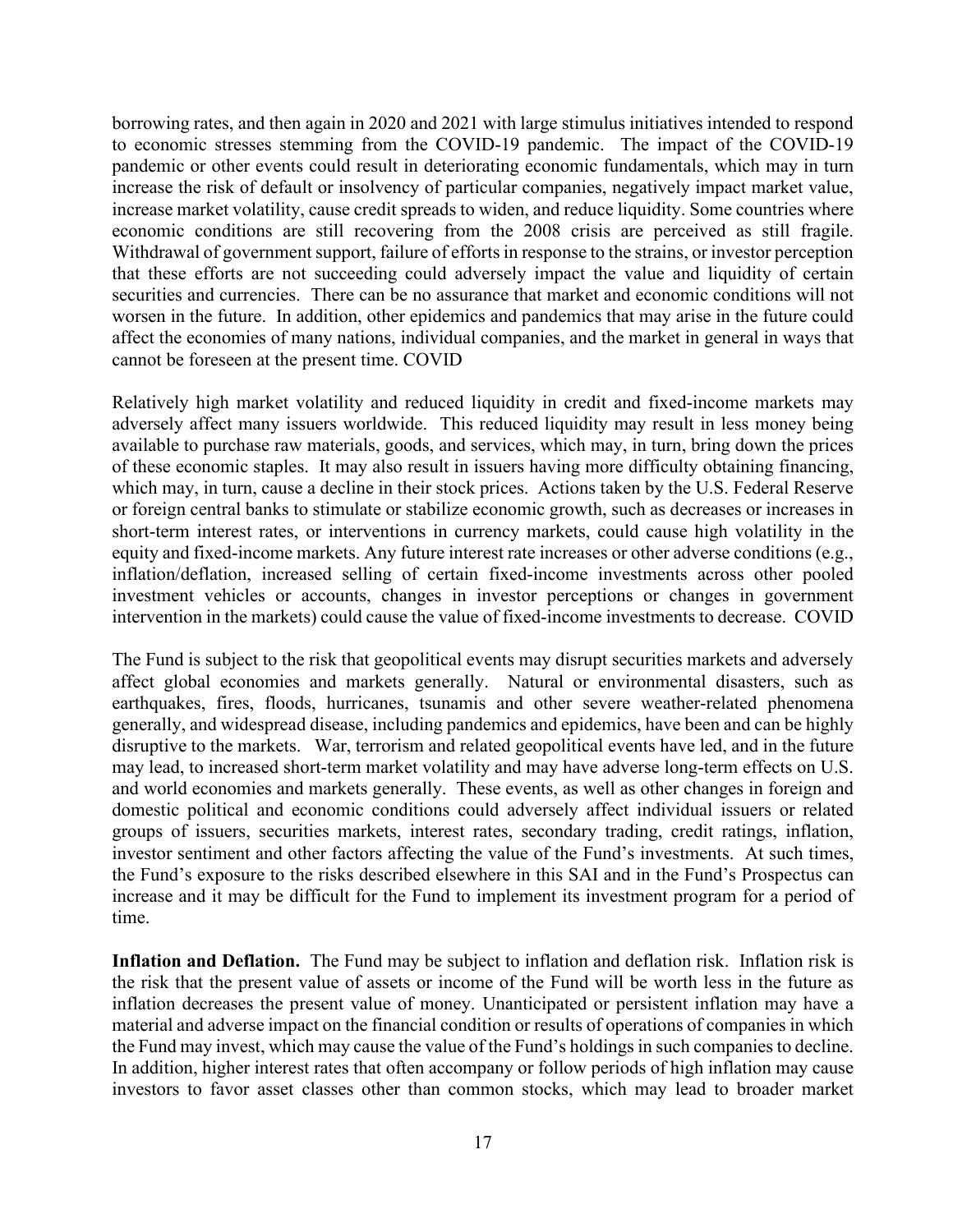borrowing rates, and then again in 2020 and 2021 with large stimulus initiatives intended to respond to economic stresses stemming from the COVID-19 pandemic. The impact of the COVID-19 pandemic or other events could result in deteriorating economic fundamentals, which may in turn increase the risk of default or insolvency of particular companies, negatively impact market value, increase market volatility, cause credit spreads to widen, and reduce liquidity. Some countries where economic conditions are still recovering from the 2008 crisis are perceived as still fragile. Withdrawal of government support, failure of efforts in response to the strains, or investor perception that these efforts are not succeeding could adversely impact the value and liquidity of certain securities and currencies. There can be no assurance that market and economic conditions will not worsen in the future. In addition, other epidemics and pandemics that may arise in the future could affect the economies of many nations, individual companies, and the market in general in ways that cannot be foreseen at the present time. COVID

Relatively high market volatility and reduced liquidity in credit and fixed-income markets may adversely affect many issuers worldwide. This reduced liquidity may result in less money being available to purchase raw materials, goods, and services, which may, in turn, bring down the prices of these economic staples. It may also result in issuers having more difficulty obtaining financing, which may, in turn, cause a decline in their stock prices. Actions taken by the U.S. Federal Reserve or foreign central banks to stimulate or stabilize economic growth, such as decreases or increases in short-term interest rates, or interventions in currency markets, could cause high volatility in the equity and fixed-income markets. Any future interest rate increases or other adverse conditions (e.g., inflation/deflation, increased selling of certain fixed-income investments across other pooled investment vehicles or accounts, changes in investor perceptions or changes in government intervention in the markets) could cause the value of fixed-income investments to decrease. COVID

The Fund is subject to the risk that geopolitical events may disrupt securities markets and adversely affect global economies and markets generally. Natural or environmental disasters, such as earthquakes, fires, floods, hurricanes, tsunamis and other severe weather-related phenomena generally, and widespread disease, including pandemics and epidemics, have been and can be highly disruptive to the markets. War, terrorism and related geopolitical events have led, and in the future may lead, to increased short-term market volatility and may have adverse long-term effects on U.S. and world economies and markets generally. These events, as well as other changes in foreign and domestic political and economic conditions could adversely affect individual issuers or related groups of issuers, securities markets, interest rates, secondary trading, credit ratings, inflation, investor sentiment and other factors affecting the value of the Fund's investments. At such times, the Fund's exposure to the risks described elsewhere in this SAI and in the Fund's Prospectus can increase and it may be difficult for the Fund to implement its investment program for a period of time.

**Inflation and Deflation.** The Fund may be subject to inflation and deflation risk. Inflation risk is the risk that the present value of assets or income of the Fund will be worth less in the future as inflation decreases the present value of money. Unanticipated or persistent inflation may have a material and adverse impact on the financial condition or results of operations of companies in which the Fund may invest, which may cause the value of the Fund's holdings in such companies to decline. In addition, higher interest rates that often accompany or follow periods of high inflation may cause investors to favor asset classes other than common stocks, which may lead to broader market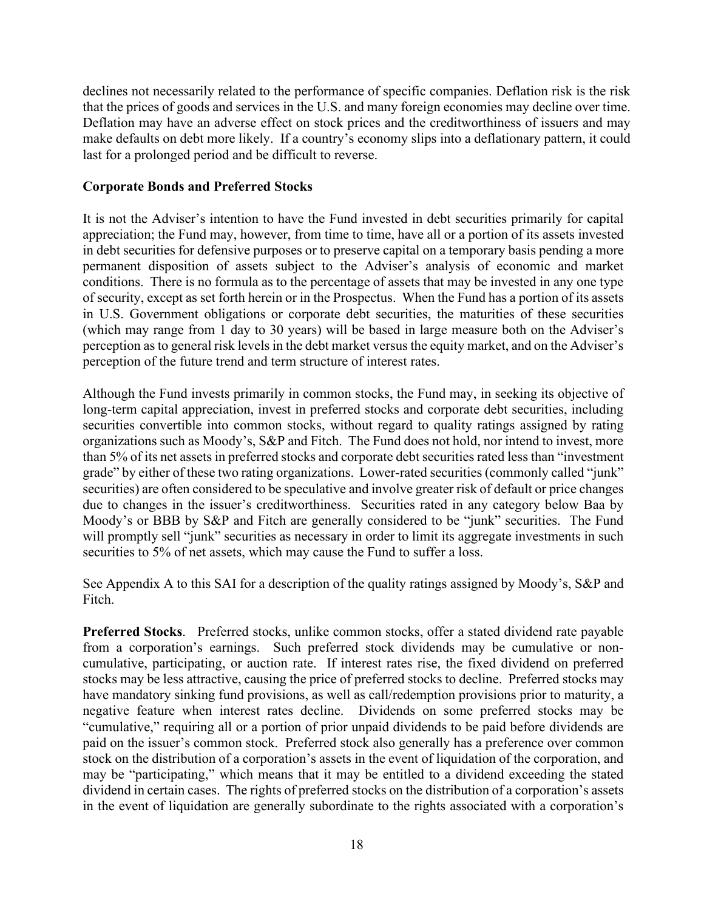declines not necessarily related to the performance of specific companies. Deflation risk is the risk that the prices of goods and services in the U.S. and many foreign economies may decline over time. Deflation may have an adverse effect on stock prices and the creditworthiness of issuers and may make defaults on debt more likely. If a country's economy slips into a deflationary pattern, it could last for a prolonged period and be difficult to reverse.

**Corporate Bonds and Preferred Stocks**

It is not the Adviser's intention to have the Fund invested in debt securities primarily for capital appreciation; the Fund may, however, from time to time, have all or a portion of its assets invested in debt securities for defensive purposes or to preserve capital on a temporary basis pending a more permanent disposition of assets subject to the Adviser's analysis of economic and market conditions. There is no formula as to the percentage of assets that may be invested in any one type of security, except as set forth herein or in the Prospectus. When the Fund has a portion of its assets in U.S. Government obligations or corporate debt securities, the maturities of these securities (which may range from 1 day to 30 years) will be based in large measure both on the Adviser's perception as to general risk levels in the debt market versus the equity market, and on the Adviser's perception of the future trend and term structure of interest rates.

Although the Fund invests primarily in common stocks, the Fund may, in seeking its objective of long-term capital appreciation, invest in preferred stocks and corporate debt securities, including securities convertible into common stocks, without regard to quality ratings assigned by rating organizations such as Moody's, S&P and Fitch. The Fund does not hold, nor intend to invest, more than 5% of its net assets in preferred stocks and corporate debt securities rated less than "investment grade" by either of these two rating organizations. Lower-rated securities (commonly called "junk" securities) are often considered to be speculative and involve greater risk of default or price changes due to changes in the issuer's creditworthiness. Securities rated in any category below Baa by Moody's or BBB by S&P and Fitch are generally considered to be "junk" securities. The Fund will promptly sell "junk" securities as necessary in order to limit its aggregate investments in such securities to 5% of net assets, which may cause the Fund to suffer a loss.

See Appendix A to this SAI for a description of the quality ratings assigned by Moody's, S&P and Fitch.

**Preferred Stocks**. Preferred stocks, unlike common stocks, offer a stated dividend rate payable from a corporation's earnings. Such preferred stock dividends may be cumulative or non-cumulative, participating, or auction rate. If interest rates rise, the fixed dividend on preferred stocks may be less attractive, causing the price of preferred stocks to decline. Preferred stocks may have mandatory sinking fund provisions, as well as call/redemption provisions prior to maturity, a negative feature when interest rates decline. Dividends on some preferred stocks may be "cumulative," requiring all or a portion of prior unpaid dividends to be paid before dividends are paid on the issuer's common stock. Preferred stock also generally has a preference over common stock on the distribution of a corporation's assets in the event of liquidation of the corporation, and may be "participating," which means that it may be entitled to a dividend exceeding the stated dividend in certain cases. The rights of preferred stocks on the distribution of a corporation's assets in the event of liquidation are generally subordinate to the rights associated with a corporation's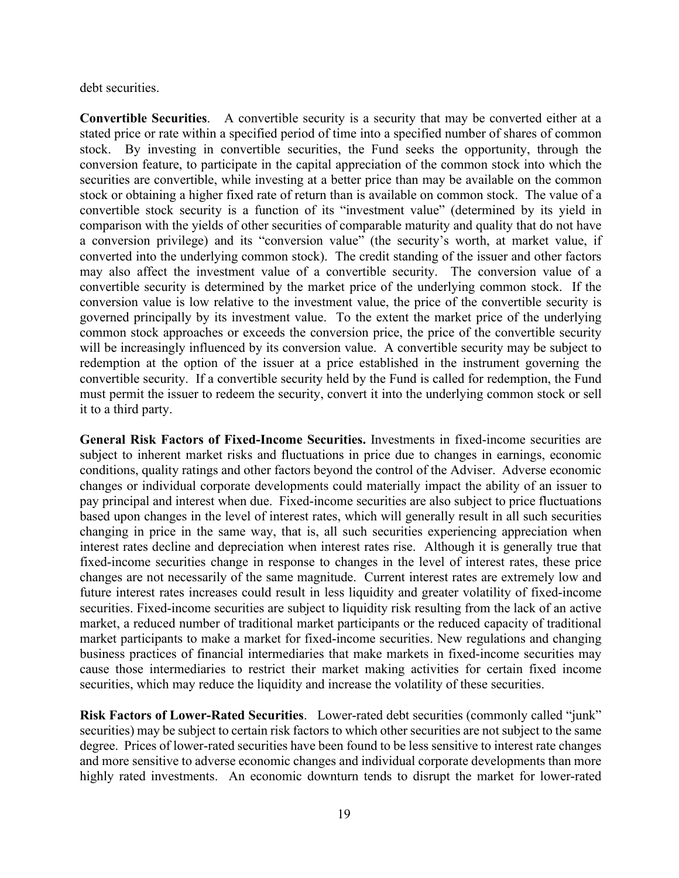debt securities.

**Convertible Securities**. A convertible security is a security that may be converted either at a stated price or rate within a specified period of time into a specified number of shares of common stock. By investing in convertible securities, the Fund seeks the opportunity, through the conversion feature, to participate in the capital appreciation of the common stock into which the securities are convertible, while investing at a better price than may be available on the common stock or obtaining a higher fixed rate of return than is available on common stock. The value of a convertible stock security is a function of its "investment value" (determined by its yield in comparison with the yields of other securities of comparable maturity and quality that do not have a conversion privilege) and its "conversion value" (the security's worth, at market value, if converted into the underlying common stock). The credit standing of the issuer and other factors may also affect the investment value of a convertible security. The conversion value of a convertible security is determined by the market price of the underlying common stock. If the conversion value is low relative to the investment value, the price of the convertible security is governed principally by its investment value. To the extent the market price of the underlying common stock approaches or exceeds the conversion price, the price of the convertible security will be increasingly influenced by its conversion value. A convertible security may be subject to redemption at the option of the issuer at a price established in the instrument governing the convertible security. If a convertible security held by the Fund is called for redemption, the Fund must permit the issuer to redeem the security, convert it into the underlying common stock or sell it to a third party.

**General Risk Factors of Fixed-Income Securities.** Investments in fixed-income securities are subject to inherent market risks and fluctuations in price due to changes in earnings, economic conditions, quality ratings and other factors beyond the control of the Adviser. Adverse economic changes or individual corporate developments could materially impact the ability of an issuer to pay principal and interest when due. Fixed-income securities are also subject to price fluctuations based upon changes in the level of interest rates, which will generally result in all such securities changing in price in the same way, that is, all such securities experiencing appreciation when interest rates decline and depreciation when interest rates rise. Although it is generally true that fixed-income securities change in response to changes in the level of interest rates, these price changes are not necessarily of the same magnitude. Current interest rates are extremely low and future interest rates increases could result in less liquidity and greater volatility of fixed-income securities. Fixed-income securities are subject to liquidity risk resulting from the lack of an active market, a reduced number of traditional market participants or the reduced capacity of traditional market participants to make a market for fixed-income securities. New regulations and changing business practices of financial intermediaries that make markets in fixed-income securities may cause those intermediaries to restrict their market making activities for certain fixed income securities, which may reduce the liquidity and increase the volatility of these securities.

**Risk Factors of Lower-Rated Securities**. Lower-rated debt securities (commonly called "junk" securities) may be subject to certain risk factors to which other securities are not subject to the same degree. Prices of lower-rated securities have been found to be less sensitive to interest rate changes and more sensitive to adverse economic changes and individual corporate developments than more highly rated investments. An economic downturn tends to disrupt the market for lower-rated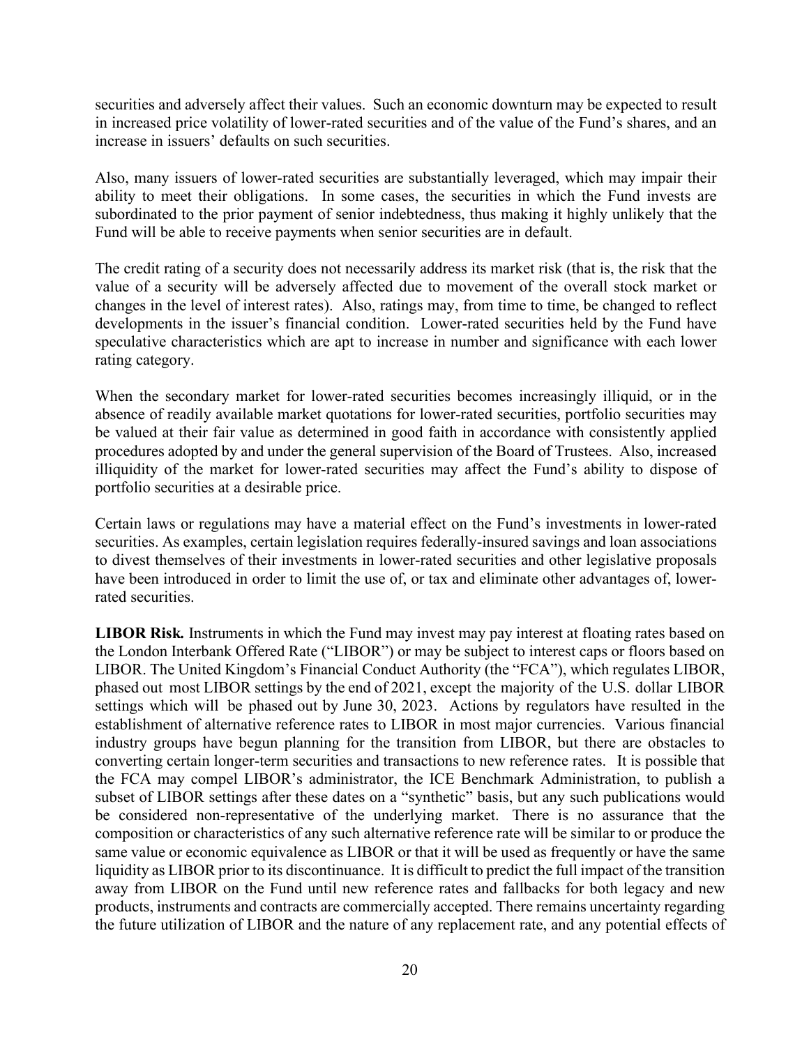securities and adversely affect their values. Such an economic downturn may be expected to result in increased price volatility of lower-rated securities and of the value of the Fund's shares, and an increase in issuers' defaults on such securities.

Also, many issuers of lower-rated securities are substantially leveraged, which may impair their ability to meet their obligations. In some cases, the securities in which the Fund invests are subordinated to the prior payment of senior indebtedness, thus making it highly unlikely that the Fund will be able to receive payments when senior securities are in default.

The credit rating of a security does not necessarily address its market risk (that is, the risk that the value of a security will be adversely affected due to movement of the overall stock market or changes in the level of interest rates). Also, ratings may, from time to time, be changed to reflect developments in the issuer's financial condition. Lower-rated securities held by the Fund have speculative characteristics which are apt to increase in number and significance with each lower rating category.

When the secondary market for lower-rated securities becomes increasingly illiquid, or in the absence of readily available market quotations for lower-rated securities, portfolio securities may be valued at their fair value as determined in good faith in accordance with consistently applied procedures adopted by and under the general supervision of the Board of Trustees. Also, increased illiquidity of the market for lower-rated securities may affect the Fund's ability to dispose of portfolio securities at a desirable price.

Certain laws or regulations may have a material effect on the Fund's investments in lower-rated securities. As examples, certain legislation requires federally-insured savings and loan associations to divest themselves of their investments in lower-rated securities and other legislative proposals have been introduced in order to limit the use of, or tax and eliminate other advantages of, lower-rated securities.

**LIBOR Risk.** Instruments in which the Fund may invest may pay interest at floating rates based on the London Interbank Offered Rate ("LIBOR") or may be subject to interest caps or floors based on LIBOR. The United Kingdom's Financial Conduct Authority (the "FCA"), which regulates LIBOR, phased out most LIBOR settings by the end of 2021, except the majority of the U.S. dollar LIBOR settings which will be phased out by June 30, 2023. Actions by regulators have resulted in the establishment of alternative reference rates to LIBOR in most major currencies. Various financial industry groups have begun planning for the transition from LIBOR, but there are obstacles to converting certain longer-term securities and transactions to new reference rates. It is possible that the FCA may compel LIBOR's administrator, the ICE Benchmark Administration, to publish a subset of LIBOR settings after these dates on a "synthetic" basis, but any such publications would be considered non-representative of the underlying market. There is no assurance that the composition or characteristics of any such alternative reference rate will be similar to or produce the same value or economic equivalence as LIBOR or that it will be used as frequently or have the same liquidity as LIBOR prior to its discontinuance. It is difficult to predict the full impact of the transition away from LIBOR on the Fund until new reference rates and fallbacks for both legacy and new products, instruments and contracts are commercially accepted. There remains uncertainty regarding the future utilization of LIBOR and the nature of any replacement rate, and any potential effects of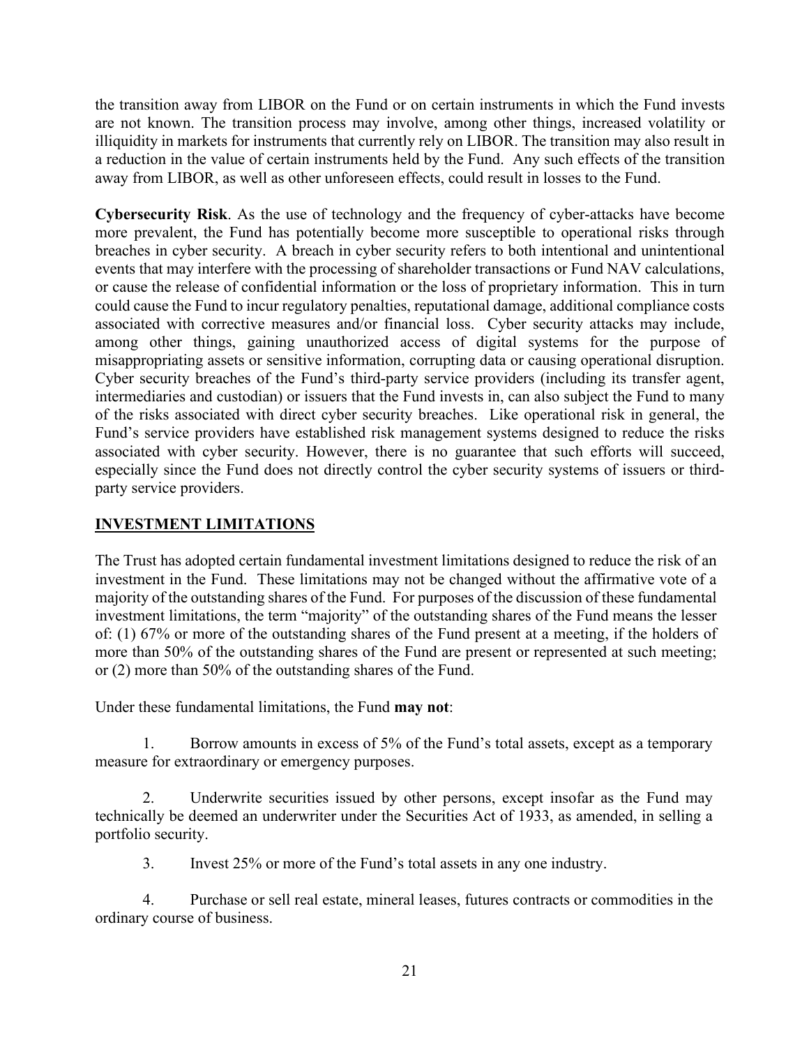the transition away from LIBOR on the Fund or on certain instruments in which the Fund invests are not known. The transition process may involve, among other things, increased volatility or illiquidity in markets for instruments that currently rely on LIBOR. The transition may also result in a reduction in the value of certain instruments held by the Fund. Any such effects of the transition away from LIBOR, as well as other unforeseen effects, could result in losses to the Fund.

**Cybersecurity Risk**. As the use of technology and the frequency of cyber-attacks have become more prevalent, the Fund has potentially become more susceptible to operational risks through breaches in cyber security. A breach in cyber security refers to both intentional and unintentional events that may interfere with the processing of shareholder transactions or Fund NAV calculations, or cause the release of confidential information or the loss of proprietary information. This in turn could cause the Fund to incur regulatory penalties, reputational damage, additional compliance costs associated with corrective measures and/or financial loss. Cyber security attacks may include, among other things, gaining unauthorized access of digital systems for the purpose of misappropriating assets or sensitive information, corrupting data or causing operational disruption. Cyber security breaches of the Fund's third-party service providers (including its transfer agent, intermediaries and custodian) or issuers that the Fund invests in, can also subject the Fund to many of the risks associated with direct cyber security breaches. Like operational risk in general, the Fund's service providers have established risk management systems designed to reduce the risks associated with cyber security. However, there is no guarantee that such efforts will succeed, especially since the Fund does not directly control the cyber security systems of issuers or third-party service providers.

## INVESTMENT LIMITATIONS

The Trust has adopted certain fundamental investment limitations designed to reduce the risk of an investment in the Fund. These limitations may not be changed without the affirmative vote of a majority of the outstanding shares of the Fund. For purposes of the discussion of these fundamental investment limitations, the term "majority" of the outstanding shares of the Fund means the lesser of: (1) 67% or more of the outstanding shares of the Fund present at a meeting, if the holders of more than 50% of the outstanding shares of the Fund are present or represented at such meeting; or (2) more than 50% of the outstanding shares of the Fund.

Under these fundamental limitations, the Fund **may not**:

1. Borrow amounts in excess of 5% of the Fund's total assets, except as a temporary measure for extraordinary or emergency purposes.

2. Underwrite securities issued by other persons, except insofar as the Fund may technically be deemed an underwriter under the Securities Act of 1933, as amended, in selling a portfolio security.

3. Invest 25% or more of the Fund's total assets in any one industry.

4. Purchase or sell real estate, mineral leases, futures contracts or commodities in the ordinary course of business.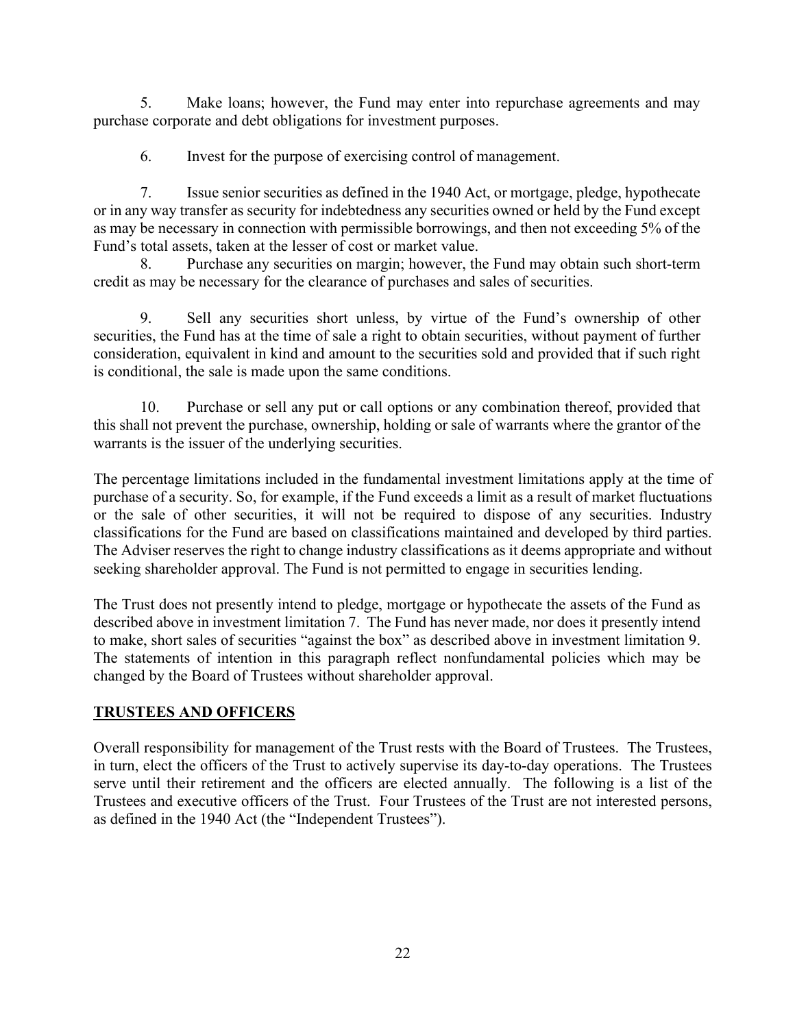5. Make loans; however, the Fund may enter into repurchase agreements and may purchase corporate and debt obligations for investment purposes.

6. Invest for the purpose of exercising control of management.

7. Issue senior securities as defined in the 1940 Act, or mortgage, pledge, hypothecate or in any way transfer as security for indebtedness any securities owned or held by the Fund except as may be necessary in connection with permissible borrowings, and then not exceeding 5% of the Fund's total assets, taken at the lesser of cost or market value.

8. Purchase any securities on margin; however, the Fund may obtain such short-term credit as may be necessary for the clearance of purchases and sales of securities.

9. Sell any securities short unless, by virtue of the Fund's ownership of other securities, the Fund has at the time of sale a right to obtain securities, without payment of further consideration, equivalent in kind and amount to the securities sold and provided that if such right is conditional, the sale is made upon the same conditions.

10. Purchase or sell any put or call options or any combination thereof, provided that this shall not prevent the purchase, ownership, holding or sale of warrants where the grantor of the warrants is the issuer of the underlying securities.

The percentage limitations included in the fundamental investment limitations apply at the time of purchase of a security. So, for example, if the Fund exceeds a limit as a result of market fluctuations or the sale of other securities, it will not be required to dispose of any securities. Industry classifications for the Fund are based on classifications maintained and developed by third parties. The Adviser reserves the right to change industry classifications as it deems appropriate and without seeking shareholder approval. The Fund is not permitted to engage in securities lending.

The Trust does not presently intend to pledge, mortgage or hypothecate the assets of the Fund as described above in investment limitation 7. The Fund has never made, nor does it presently intend to make, short sales of securities "against the box" as described above in investment limitation 9. The statements of intention in this paragraph reflect nonfundamental policies which may be changed by the Board of Trustees without shareholder approval.

## TRUSTEES AND OFFICERS

Overall responsibility for management of the Trust rests with the Board of Trustees. The Trustees, in turn, elect the officers of the Trust to actively supervise its day-to-day operations. The Trustees serve until their retirement and the officers are elected annually. The following is a list of the Trustees and executive officers of the Trust. Four Trustees of the Trust are not interested persons, as defined in the 1940 Act (the "Independent Trustees").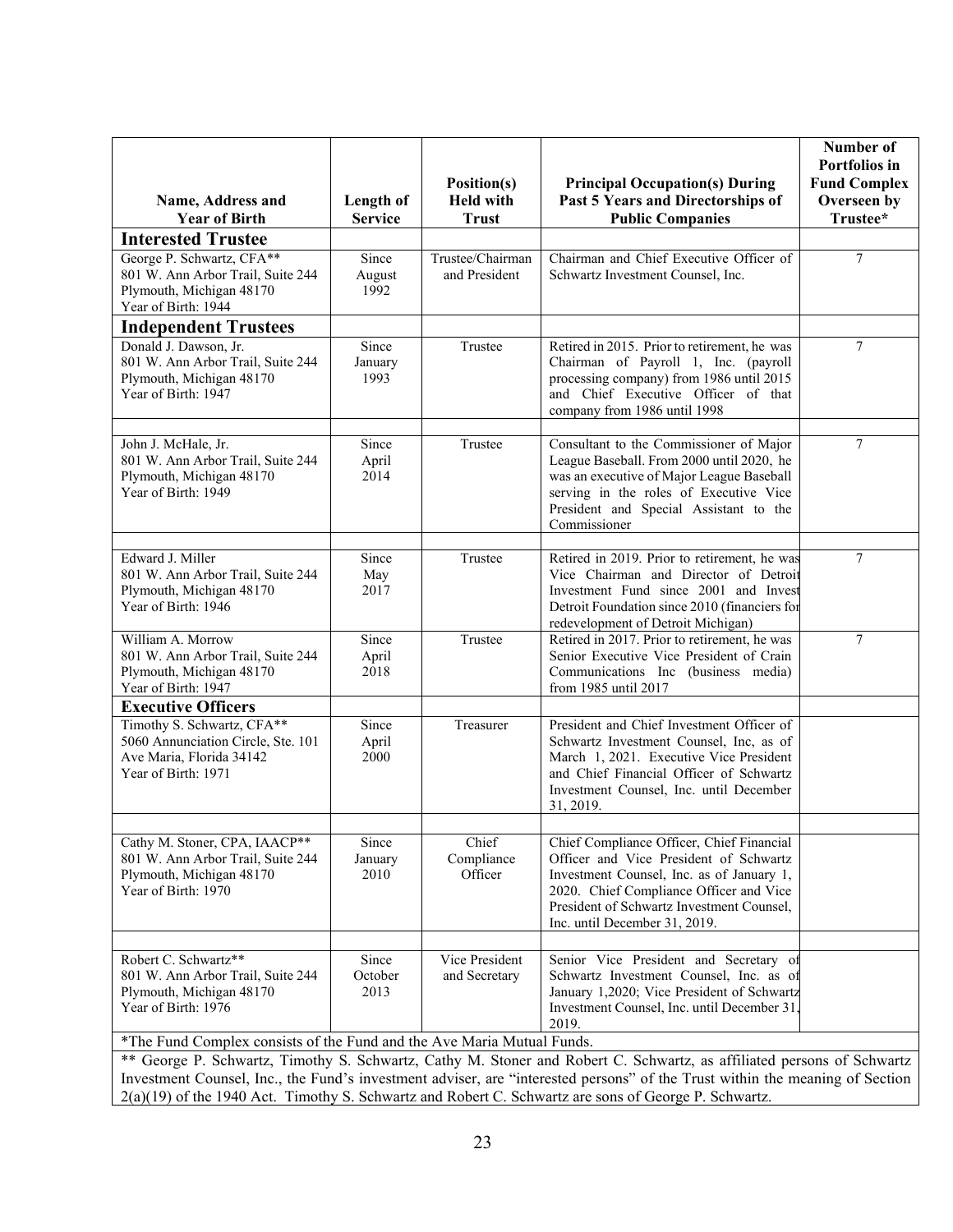| Name, Address and Year of Birth | Length of Service | Position(s) Held with Trust | Principal Occupation(s) During Past 5 Years and Directorships of Public Companies | Number of Portfolios in Fund Complex Overseen by Trustee* |
|---|---|---|---|---|
| **Interested Trustee** | | | | |
| George P. Schwartz, CFA** 801 W. Ann Arbor Trail, Suite 244 Plymouth, Michigan 48170 Year of Birth: 1944 | Since August 1992 | Trustee/Chairman and President | Chairman and Chief Executive Officer of Schwartz Investment Counsel, Inc. | 7 |
| **Independent Trustees** | | | | |
| Donald J. Dawson, Jr. 801 W. Ann Arbor Trail, Suite 244 Plymouth, Michigan 48170 Year of Birth: 1947 | Since January 1993 | Trustee | Retired in 2015. Prior to retirement, he was Chairman of Payroll 1, Inc. (payroll processing company) from 1986 until 2015 and Chief Executive Officer of that company from 1986 until 1998 | 7 |
| John J. McHale, Jr. 801 W. Ann Arbor Trail, Suite 244 Plymouth, Michigan 48170 Year of Birth: 1949 | Since April 2014 | Trustee | Consultant to the Commissioner of Major League Baseball. From 2000 until 2020, he was an executive of Major League Baseball serving in the roles of Executive Vice President and Special Assistant to the Commissioner | 7 |
| Edward J. Miller 801 W. Ann Arbor Trail, Suite 244 Plymouth, Michigan 48170 Year of Birth: 1946 | Since May 2017 | Trustee | Retired in 2019. Prior to retirement, he was Vice Chairman and Director of Detroit Investment Fund since 2001 and Invest Detroit Foundation since 2010 (financiers for redevelopment of Detroit Michigan) | 7 |
| William A. Morrow 801 W. Ann Arbor Trail, Suite 244 Plymouth, Michigan 48170 Year of Birth: 1947 | Since April 2018 | Trustee | Retired in 2017. Prior to retirement, he was Senior Executive Vice President of Crain Communications Inc (business media) from 1985 until 2017 | 7 |
| **Executive Officers** | | | | |
| Timothy S. Schwartz, CFA** 5060 Annunciation Circle, Ste. 101 Ave Maria, Florida 34142 Year of Birth: 1971 | Since April 2000 | Treasurer | President and Chief Investment Officer of Schwartz Investment Counsel, Inc, as of March 1, 2021. Executive Vice President and Chief Financial Officer of Schwartz Investment Counsel, Inc. until December 31, 2019. | |
| Cathy M. Stoner, CPA, IAACP** 801 W. Ann Arbor Trail, Suite 244 Plymouth, Michigan 48170 Year of Birth: 1970 | Since January 2010 | Chief Compliance Officer | Chief Compliance Officer, Chief Financial Officer and Vice President of Schwartz Investment Counsel, Inc. as of January 1, 2020. Chief Compliance Officer and Vice President of Schwartz Investment Counsel, Inc. until December 31, 2019. | |
| Robert C. Schwartz** 801 W. Ann Arbor Trail, Suite 244 Plymouth, Michigan 48170 Year of Birth: 1976 | Since October 2013 | Vice President and Secretary | Senior Vice President and Secretary of Schwartz Investment Counsel, Inc. as of January 1,2020; Vice President of Schwartz Investment Counsel, Inc. until December 31, 2019. | |

*The Fund Complex consists of the Fund and the Ave Maria Mutual Funds.

** George P. Schwartz, Timothy S. Schwartz, Cathy M. Stoner and Robert C. Schwartz, as affiliated persons of Schwartz Investment Counsel, Inc., the Fund's investment adviser, are "interested persons" of the Trust within the meaning of Section 2(a)(19) of the 1940 Act. Timothy S. Schwartz and Robert C. Schwartz are sons of George P. Schwartz.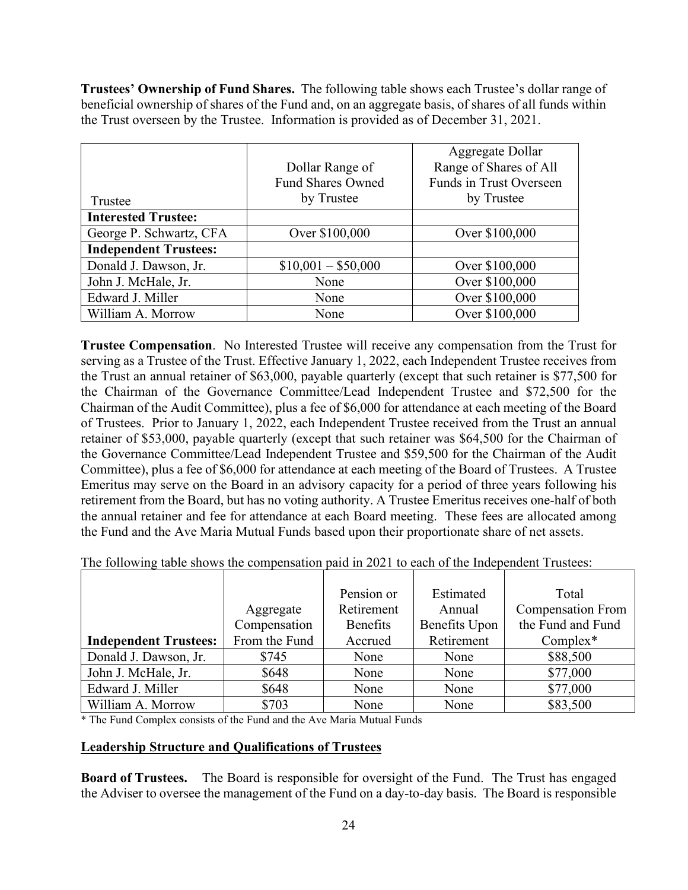**Trustees' Ownership of Fund Shares.** The following table shows each Trustee's dollar range of beneficial ownership of shares of the Fund and, on an aggregate basis, of shares of all funds within the Trust overseen by the Trustee. Information is provided as of December 31, 2021.

| Trustee | Dollar Range of Fund Shares Owned by Trustee | Aggregate Dollar Range of Shares of All Funds in Trust Overseen by Trustee |
|---|---|---|
| **Interested Trustee:** | | |
| George P. Schwartz, CFA | Over $100,000 | Over $100,000 |
| **Independent Trustees:** | | |
| Donald J. Dawson, Jr. | $10,001 – $50,000 | Over $100,000 |
| John J. McHale, Jr. | None | Over $100,000 |
| Edward J. Miller | None | Over $100,000 |
| William A. Morrow | None | Over $100,000 |

**Trustee Compensation**. No Interested Trustee will receive any compensation from the Trust for serving as a Trustee of the Trust. Effective January 1, 2022, each Independent Trustee receives from the Trust an annual retainer of $63,000, payable quarterly (except that such retainer is $77,500 for the Chairman of the Governance Committee/Lead Independent Trustee and $72,500 for the Chairman of the Audit Committee), plus a fee of $6,000 for attendance at each meeting of the Board of Trustees. Prior to January 1, 2022, each Independent Trustee received from the Trust an annual retainer of $53,000, payable quarterly (except that such retainer was $64,500 for the Chairman of the Governance Committee/Lead Independent Trustee and $59,500 for the Chairman of the Audit Committee), plus a fee of $6,000 for attendance at each meeting of the Board of Trustees. A Trustee Emeritus may serve on the Board in an advisory capacity for a period of three years following his retirement from the Board, but has no voting authority. A Trustee Emeritus receives one-half of both the annual retainer and fee for attendance at each Board meeting. These fees are allocated among the Fund and the Ave Maria Mutual Funds based upon their proportionate share of net assets.

The following table shows the compensation paid in 2021 to each of the Independent Trustees:

| **Independent Trustees:** | Aggregate Compensation From the Fund | Pension or Retirement Benefits Accrued | Estimated Annual Benefits Upon Retirement | Total Compensation From the Fund and Fund Complex* |
|---|---|---|---|---|
| Donald J. Dawson, Jr. | $745 | None | None | $88,500 |
| John J. McHale, Jr. | $648 | None | None | $77,000 |
| Edward J. Miller | $648 | None | None | $77,000 |
| William A. Morrow | $703 | None | None | $83,500 |

\* The Fund Complex consists of the Fund and the Ave Maria Mutual Funds

**Leadership Structure and Qualifications of Trustees**

**Board of Trustees.** The Board is responsible for oversight of the Fund. The Trust has engaged the Adviser to oversee the management of the Fund on a day-to-day basis. The Board is responsible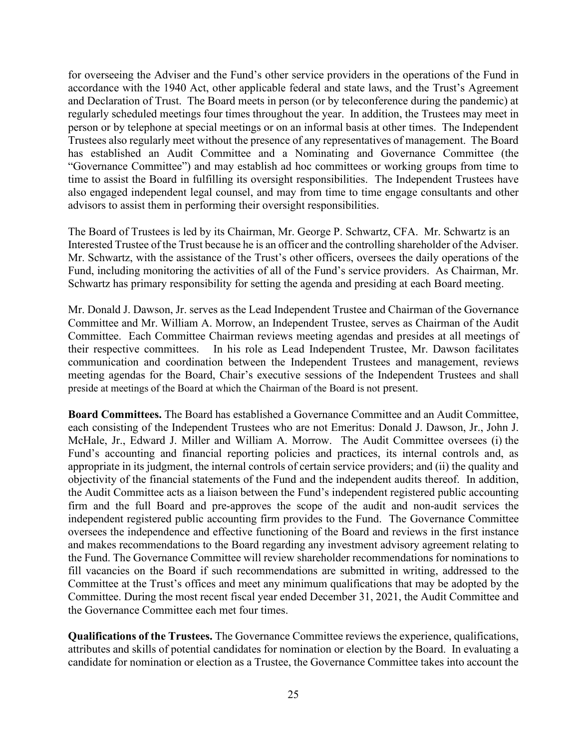for overseeing the Adviser and the Fund's other service providers in the operations of the Fund in accordance with the 1940 Act, other applicable federal and state laws, and the Trust's Agreement and Declaration of Trust. The Board meets in person (or by teleconference during the pandemic) at regularly scheduled meetings four times throughout the year. In addition, the Trustees may meet in person or by telephone at special meetings or on an informal basis at other times. The Independent Trustees also regularly meet without the presence of any representatives of management. The Board has established an Audit Committee and a Nominating and Governance Committee (the "Governance Committee") and may establish ad hoc committees or working groups from time to time to assist the Board in fulfilling its oversight responsibilities. The Independent Trustees have also engaged independent legal counsel, and may from time to time engage consultants and other advisors to assist them in performing their oversight responsibilities.

The Board of Trustees is led by its Chairman, Mr. George P. Schwartz, CFA. Mr. Schwartz is an Interested Trustee of the Trust because he is an officer and the controlling shareholder of the Adviser. Mr. Schwartz, with the assistance of the Trust's other officers, oversees the daily operations of the Fund, including monitoring the activities of all of the Fund's service providers. As Chairman, Mr. Schwartz has primary responsibility for setting the agenda and presiding at each Board meeting.

Mr. Donald J. Dawson, Jr. serves as the Lead Independent Trustee and Chairman of the Governance Committee and Mr. William A. Morrow, an Independent Trustee, serves as Chairman of the Audit Committee. Each Committee Chairman reviews meeting agendas and presides at all meetings of their respective committees. In his role as Lead Independent Trustee, Mr. Dawson facilitates communication and coordination between the Independent Trustees and management, reviews meeting agendas for the Board, Chair's executive sessions of the Independent Trustees and shall preside at meetings of the Board at which the Chairman of the Board is not present.

**Board Committees.** The Board has established a Governance Committee and an Audit Committee, each consisting of the Independent Trustees who are not Emeritus: Donald J. Dawson, Jr., John J. McHale, Jr., Edward J. Miller and William A. Morrow. The Audit Committee oversees (i) the Fund's accounting and financial reporting policies and practices, its internal controls and, as appropriate in its judgment, the internal controls of certain service providers; and (ii) the quality and objectivity of the financial statements of the Fund and the independent audits thereof. In addition, the Audit Committee acts as a liaison between the Fund's independent registered public accounting firm and the full Board and pre-approves the scope of the audit and non-audit services the independent registered public accounting firm provides to the Fund. The Governance Committee oversees the independence and effective functioning of the Board and reviews in the first instance and makes recommendations to the Board regarding any investment advisory agreement relating to the Fund. The Governance Committee will review shareholder recommendations for nominations to fill vacancies on the Board if such recommendations are submitted in writing, addressed to the Committee at the Trust's offices and meet any minimum qualifications that may be adopted by the Committee. During the most recent fiscal year ended December 31, 2021, the Audit Committee and the Governance Committee each met four times.

**Qualifications of the Trustees.** The Governance Committee reviews the experience, qualifications, attributes and skills of potential candidates for nomination or election by the Board. In evaluating a candidate for nomination or election as a Trustee, the Governance Committee takes into account the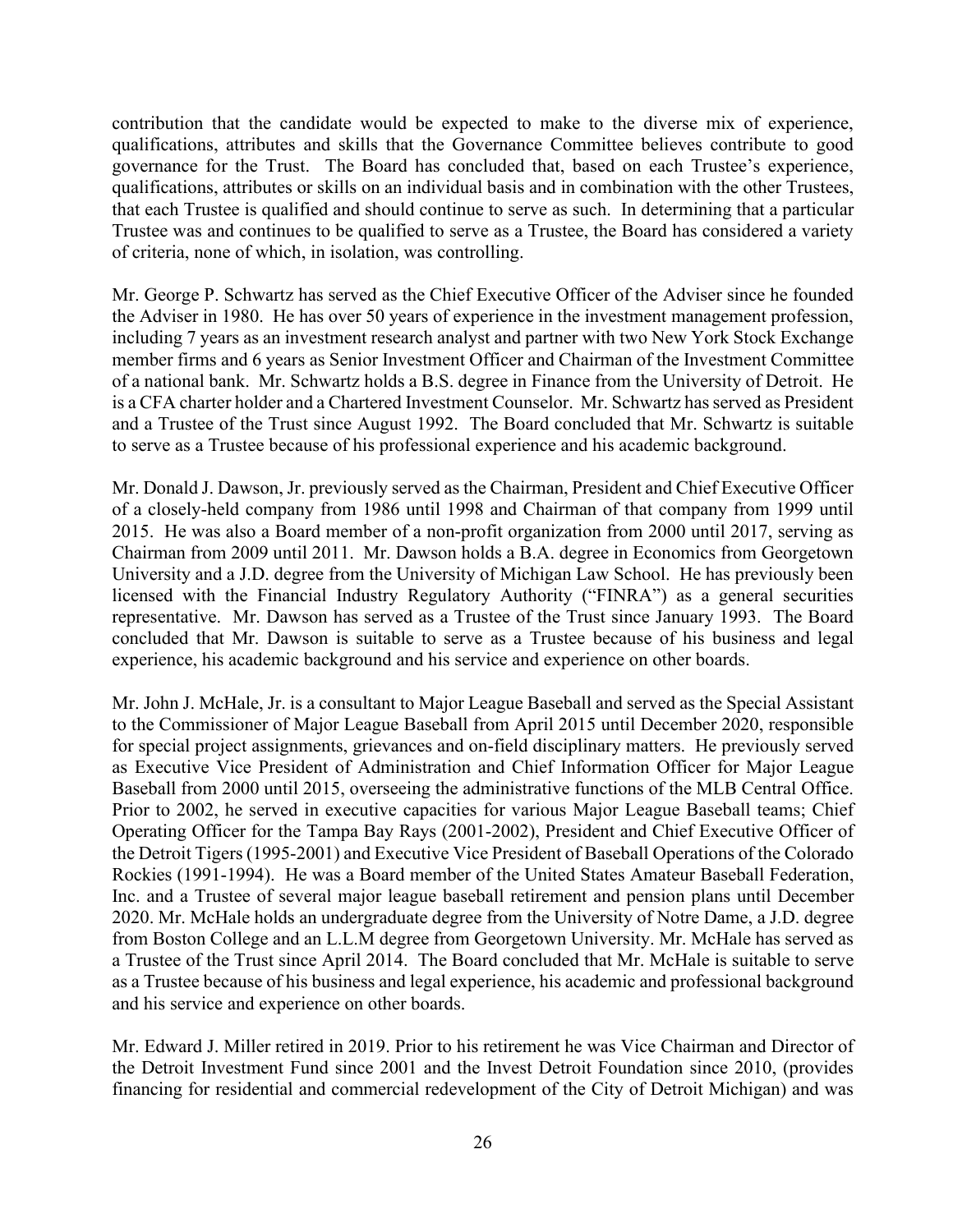contribution that the candidate would be expected to make to the diverse mix of experience, qualifications, attributes and skills that the Governance Committee believes contribute to good governance for the Trust. The Board has concluded that, based on each Trustee's experience, qualifications, attributes or skills on an individual basis and in combination with the other Trustees, that each Trustee is qualified and should continue to serve as such. In determining that a particular Trustee was and continues to be qualified to serve as a Trustee, the Board has considered a variety of criteria, none of which, in isolation, was controlling.

Mr. George P. Schwartz has served as the Chief Executive Officer of the Adviser since he founded the Adviser in 1980. He has over 50 years of experience in the investment management profession, including 7 years as an investment research analyst and partner with two New York Stock Exchange member firms and 6 years as Senior Investment Officer and Chairman of the Investment Committee of a national bank. Mr. Schwartz holds a B.S. degree in Finance from the University of Detroit. He is a CFA charter holder and a Chartered Investment Counselor. Mr. Schwartz has served as President and a Trustee of the Trust since August 1992. The Board concluded that Mr. Schwartz is suitable to serve as a Trustee because of his professional experience and his academic background.

Mr. Donald J. Dawson, Jr. previously served as the Chairman, President and Chief Executive Officer of a closely-held company from 1986 until 1998 and Chairman of that company from 1999 until 2015. He was also a Board member of a non-profit organization from 2000 until 2017, serving as Chairman from 2009 until 2011. Mr. Dawson holds a B.A. degree in Economics from Georgetown University and a J.D. degree from the University of Michigan Law School. He has previously been licensed with the Financial Industry Regulatory Authority ("FINRA") as a general securities representative. Mr. Dawson has served as a Trustee of the Trust since January 1993. The Board concluded that Mr. Dawson is suitable to serve as a Trustee because of his business and legal experience, his academic background and his service and experience on other boards.

Mr. John J. McHale, Jr. is a consultant to Major League Baseball and served as the Special Assistant to the Commissioner of Major League Baseball from April 2015 until December 2020, responsible for special project assignments, grievances and on-field disciplinary matters. He previously served as Executive Vice President of Administration and Chief Information Officer for Major League Baseball from 2000 until 2015, overseeing the administrative functions of the MLB Central Office. Prior to 2002, he served in executive capacities for various Major League Baseball teams; Chief Operating Officer for the Tampa Bay Rays (2001-2002), President and Chief Executive Officer of the Detroit Tigers (1995-2001) and Executive Vice President of Baseball Operations of the Colorado Rockies (1991-1994). He was a Board member of the United States Amateur Baseball Federation, Inc. and a Trustee of several major league baseball retirement and pension plans until December 2020. Mr. McHale holds an undergraduate degree from the University of Notre Dame, a J.D. degree from Boston College and an L.L.M degree from Georgetown University. Mr. McHale has served as a Trustee of the Trust since April 2014. The Board concluded that Mr. McHale is suitable to serve as a Trustee because of his business and legal experience, his academic and professional background and his service and experience on other boards.

Mr. Edward J. Miller retired in 2019. Prior to his retirement he was Vice Chairman and Director of the Detroit Investment Fund since 2001 and the Invest Detroit Foundation since 2010, (provides financing for residential and commercial redevelopment of the City of Detroit Michigan) and was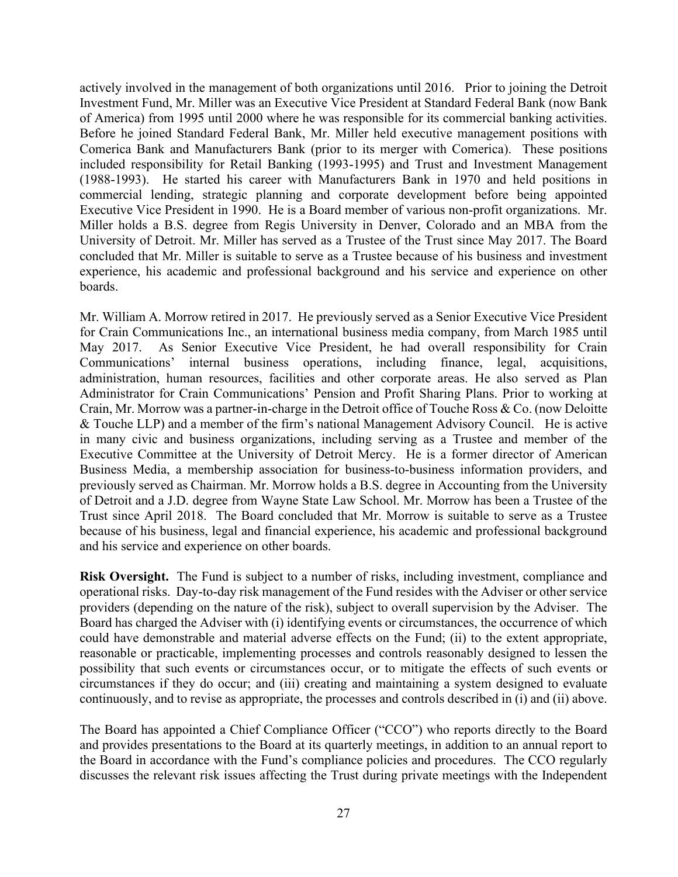actively involved in the management of both organizations until 2016. Prior to joining the Detroit Investment Fund, Mr. Miller was an Executive Vice President at Standard Federal Bank (now Bank of America) from 1995 until 2000 where he was responsible for its commercial banking activities. Before he joined Standard Federal Bank, Mr. Miller held executive management positions with Comerica Bank and Manufacturers Bank (prior to its merger with Comerica). These positions included responsibility for Retail Banking (1993-1995) and Trust and Investment Management (1988-1993). He started his career with Manufacturers Bank in 1970 and held positions in commercial lending, strategic planning and corporate development before being appointed Executive Vice President in 1990. He is a Board member of various non-profit organizations. Mr. Miller holds a B.S. degree from Regis University in Denver, Colorado and an MBA from the University of Detroit. Mr. Miller has served as a Trustee of the Trust since May 2017. The Board concluded that Mr. Miller is suitable to serve as a Trustee because of his business and investment experience, his academic and professional background and his service and experience on other boards.

Mr. William A. Morrow retired in 2017. He previously served as a Senior Executive Vice President for Crain Communications Inc., an international business media company, from March 1985 until May 2017. As Senior Executive Vice President, he had overall responsibility for Crain Communications' internal business operations, including finance, legal, acquisitions, administration, human resources, facilities and other corporate areas. He also served as Plan Administrator for Crain Communications' Pension and Profit Sharing Plans. Prior to working at Crain, Mr. Morrow was a partner-in-charge in the Detroit office of Touche Ross & Co. (now Deloitte & Touche LLP) and a member of the firm's national Management Advisory Council. He is active in many civic and business organizations, including serving as a Trustee and member of the Executive Committee at the University of Detroit Mercy. He is a former director of American Business Media, a membership association for business-to-business information providers, and previously served as Chairman. Mr. Morrow holds a B.S. degree in Accounting from the University of Detroit and a J.D. degree from Wayne State Law School. Mr. Morrow has been a Trustee of the Trust since April 2018. The Board concluded that Mr. Morrow is suitable to serve as a Trustee because of his business, legal and financial experience, his academic and professional background and his service and experience on other boards.

**Risk Oversight.** The Fund is subject to a number of risks, including investment, compliance and operational risks. Day-to-day risk management of the Fund resides with the Adviser or other service providers (depending on the nature of the risk), subject to overall supervision by the Adviser. The Board has charged the Adviser with (i) identifying events or circumstances, the occurrence of which could have demonstrable and material adverse effects on the Fund; (ii) to the extent appropriate, reasonable or practicable, implementing processes and controls reasonably designed to lessen the possibility that such events or circumstances occur, or to mitigate the effects of such events or circumstances if they do occur; and (iii) creating and maintaining a system designed to evaluate continuously, and to revise as appropriate, the processes and controls described in (i) and (ii) above.

The Board has appointed a Chief Compliance Officer ("CCO") who reports directly to the Board and provides presentations to the Board at its quarterly meetings, in addition to an annual report to the Board in accordance with the Fund's compliance policies and procedures. The CCO regularly discusses the relevant risk issues affecting the Trust during private meetings with the Independent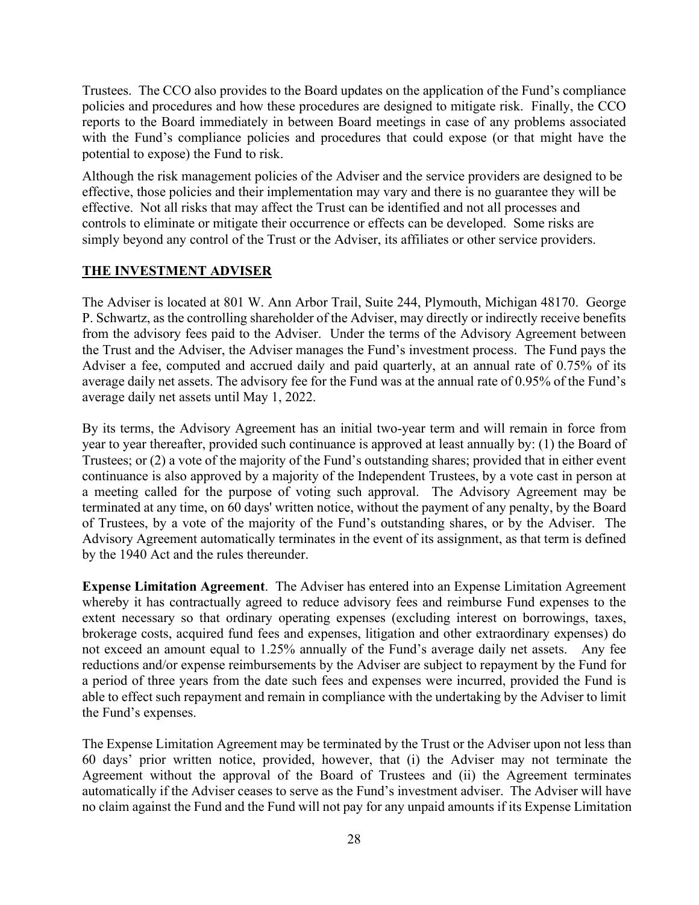Trustees. The CCO also provides to the Board updates on the application of the Fund's compliance policies and procedures and how these procedures are designed to mitigate risk. Finally, the CCO reports to the Board immediately in between Board meetings in case of any problems associated with the Fund's compliance policies and procedures that could expose (or that might have the potential to expose) the Fund to risk.

Although the risk management policies of the Adviser and the service providers are designed to be effective, those policies and their implementation may vary and there is no guarantee they will be effective. Not all risks that may affect the Trust can be identified and not all processes and controls to eliminate or mitigate their occurrence or effects can be developed. Some risks are simply beyond any control of the Trust or the Adviser, its affiliates or other service providers.

## THE INVESTMENT ADVISER

The Adviser is located at 801 W. Ann Arbor Trail, Suite 244, Plymouth, Michigan 48170. George P. Schwartz, as the controlling shareholder of the Adviser, may directly or indirectly receive benefits from the advisory fees paid to the Adviser. Under the terms of the Advisory Agreement between the Trust and the Adviser, the Adviser manages the Fund's investment process. The Fund pays the Adviser a fee, computed and accrued daily and paid quarterly, at an annual rate of 0.75% of its average daily net assets. The advisory fee for the Fund was at the annual rate of 0.95% of the Fund's average daily net assets until May 1, 2022.

By its terms, the Advisory Agreement has an initial two-year term and will remain in force from year to year thereafter, provided such continuance is approved at least annually by: (1) the Board of Trustees; or (2) a vote of the majority of the Fund's outstanding shares; provided that in either event continuance is also approved by a majority of the Independent Trustees, by a vote cast in person at a meeting called for the purpose of voting such approval. The Advisory Agreement may be terminated at any time, on 60 days' written notice, without the payment of any penalty, by the Board of Trustees, by a vote of the majority of the Fund's outstanding shares, or by the Adviser. The Advisory Agreement automatically terminates in the event of its assignment, as that term is defined by the 1940 Act and the rules thereunder.

**Expense Limitation Agreement**. The Adviser has entered into an Expense Limitation Agreement whereby it has contractually agreed to reduce advisory fees and reimburse Fund expenses to the extent necessary so that ordinary operating expenses (excluding interest on borrowings, taxes, brokerage costs, acquired fund fees and expenses, litigation and other extraordinary expenses) do not exceed an amount equal to 1.25% annually of the Fund's average daily net assets. Any fee reductions and/or expense reimbursements by the Adviser are subject to repayment by the Fund for a period of three years from the date such fees and expenses were incurred, provided the Fund is able to effect such repayment and remain in compliance with the undertaking by the Adviser to limit the Fund's expenses.

The Expense Limitation Agreement may be terminated by the Trust or the Adviser upon not less than 60 days' prior written notice, provided, however, that (i) the Adviser may not terminate the Agreement without the approval of the Board of Trustees and (ii) the Agreement terminates automatically if the Adviser ceases to serve as the Fund's investment adviser. The Adviser will have no claim against the Fund and the Fund will not pay for any unpaid amounts if its Expense Limitation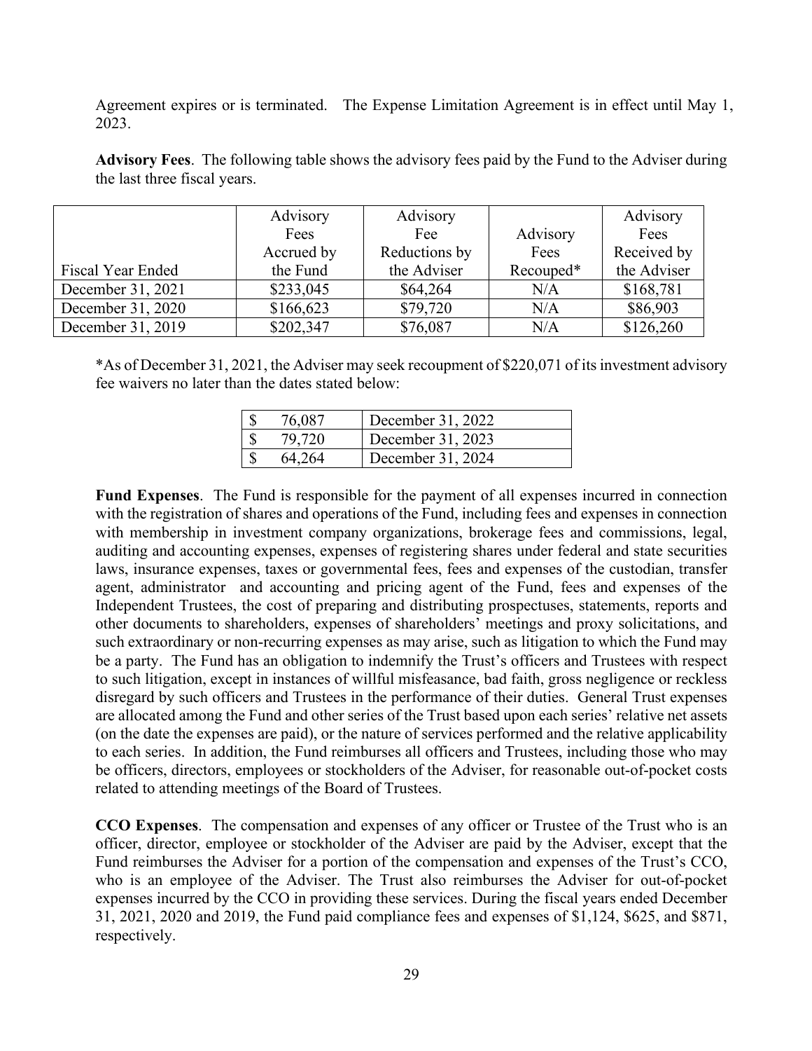Agreement expires or is terminated. The Expense Limitation Agreement is in effect until May 1, 2023.

**Advisory Fees**. The following table shows the advisory fees paid by the Fund to the Adviser during the last three fiscal years.

| Fiscal Year Ended | Advisory Fees Accrued by the Fund | Advisory Fee Reductions by the Adviser | Advisory Fees Recouped* | Advisory Fees Received by the Adviser |
|---|---|---|---|---|
| December 31, 2021 | $233,045 | $64,264 | N/A | $168,781 |
| December 31, 2020 | $166,623 | $79,720 | N/A | $86,903 |
| December 31, 2019 | $202,347 | $76,087 | N/A | $126,260 |

*As of December 31, 2021, the Adviser may seek recoupment of $220,071 of its investment advisory fee waivers no later than the dates stated below:

| $ | 76,087 | December 31, 2022 |
|---|---|---|
| $ | 79,720 | December 31, 2023 |
| $ | 64,264 | December 31, 2024 |

**Fund Expenses**. The Fund is responsible for the payment of all expenses incurred in connection with the registration of shares and operations of the Fund, including fees and expenses in connection with membership in investment company organizations, brokerage fees and commissions, legal, auditing and accounting expenses, expenses of registering shares under federal and state securities laws, insurance expenses, taxes or governmental fees, fees and expenses of the custodian, transfer agent, administrator and accounting and pricing agent of the Fund, fees and expenses of the Independent Trustees, the cost of preparing and distributing prospectuses, statements, reports and other documents to shareholders, expenses of shareholders' meetings and proxy solicitations, and such extraordinary or non-recurring expenses as may arise, such as litigation to which the Fund may be a party. The Fund has an obligation to indemnify the Trust's officers and Trustees with respect to such litigation, except in instances of willful misfeasance, bad faith, gross negligence or reckless disregard by such officers and Trustees in the performance of their duties. General Trust expenses are allocated among the Fund and other series of the Trust based upon each series' relative net assets (on the date the expenses are paid), or the nature of services performed and the relative applicability to each series. In addition, the Fund reimburses all officers and Trustees, including those who may be officers, directors, employees or stockholders of the Adviser, for reasonable out-of-pocket costs related to attending meetings of the Board of Trustees.

**CCO Expenses**. The compensation and expenses of any officer or Trustee of the Trust who is an officer, director, employee or stockholder of the Adviser are paid by the Adviser, except that the Fund reimburses the Adviser for a portion of the compensation and expenses of the Trust's CCO, who is an employee of the Adviser. The Trust also reimburses the Adviser for out-of-pocket expenses incurred by the CCO in providing these services. During the fiscal years ended December 31, 2021, 2020 and 2019, the Fund paid compliance fees and expenses of $1,124, $625, and $871, respectively.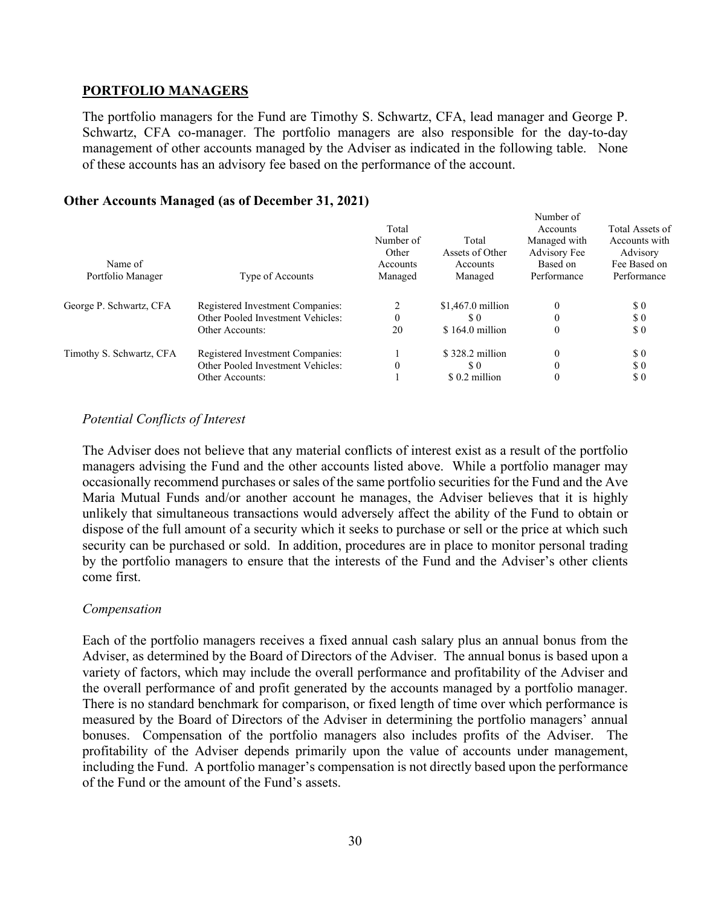## PORTFOLIO MANAGERS

The portfolio managers for the Fund are Timothy S. Schwartz, CFA, lead manager and George P. Schwartz, CFA co-manager. The portfolio managers are also responsible for the day-to-day management of other accounts managed by the Adviser as indicated in the following table. None of these accounts has an advisory fee based on the performance of the account.

### Other Accounts Managed (as of December 31, 2021)

| Name of Portfolio Manager | Type of Accounts | Total Number of Other Accounts Managed | Total Assets of Other Accounts Managed | Number of Accounts Managed with Advisory Fee Based on Performance | Total Assets of Accounts with Advisory Fee Based on Performance |
|---|---|---|---|---|---|
| George P. Schwartz, CFA | Registered Investment Companies: | 2 | $1,467.0 million | 0 | $ 0 |
| | Other Pooled Investment Vehicles: | 0 | $ 0 | 0 | $ 0 |
| | Other Accounts: | 20 | $ 164.0 million | 0 | $ 0 |
| Timothy S. Schwartz, CFA | Registered Investment Companies: | 1 | $ 328.2 million | 0 | $ 0 |
| | Other Pooled Investment Vehicles: | 0 | $ 0 | 0 | $ 0 |
| | Other Accounts: | 1 | $ 0.2 million | 0 | $ 0 |

*Potential Conflicts of Interest*

The Adviser does not believe that any material conflicts of interest exist as a result of the portfolio managers advising the Fund and the other accounts listed above. While a portfolio manager may occasionally recommend purchases or sales of the same portfolio securities for the Fund and the Ave Maria Mutual Funds and/or another account he manages, the Adviser believes that it is highly unlikely that simultaneous transactions would adversely affect the ability of the Fund to obtain or dispose of the full amount of a security which it seeks to purchase or sell or the price at which such security can be purchased or sold. In addition, procedures are in place to monitor personal trading by the portfolio managers to ensure that the interests of the Fund and the Adviser's other clients come first.

*Compensation*

Each of the portfolio managers receives a fixed annual cash salary plus an annual bonus from the Adviser, as determined by the Board of Directors of the Adviser. The annual bonus is based upon a variety of factors, which may include the overall performance and profitability of the Adviser and the overall performance of and profit generated by the accounts managed by a portfolio manager. There is no standard benchmark for comparison, or fixed length of time over which performance is measured by the Board of Directors of the Adviser in determining the portfolio managers' annual bonuses. Compensation of the portfolio managers also includes profits of the Adviser. The profitability of the Adviser depends primarily upon the value of accounts under management, including the Fund. A portfolio manager's compensation is not directly based upon the performance of the Fund or the amount of the Fund's assets.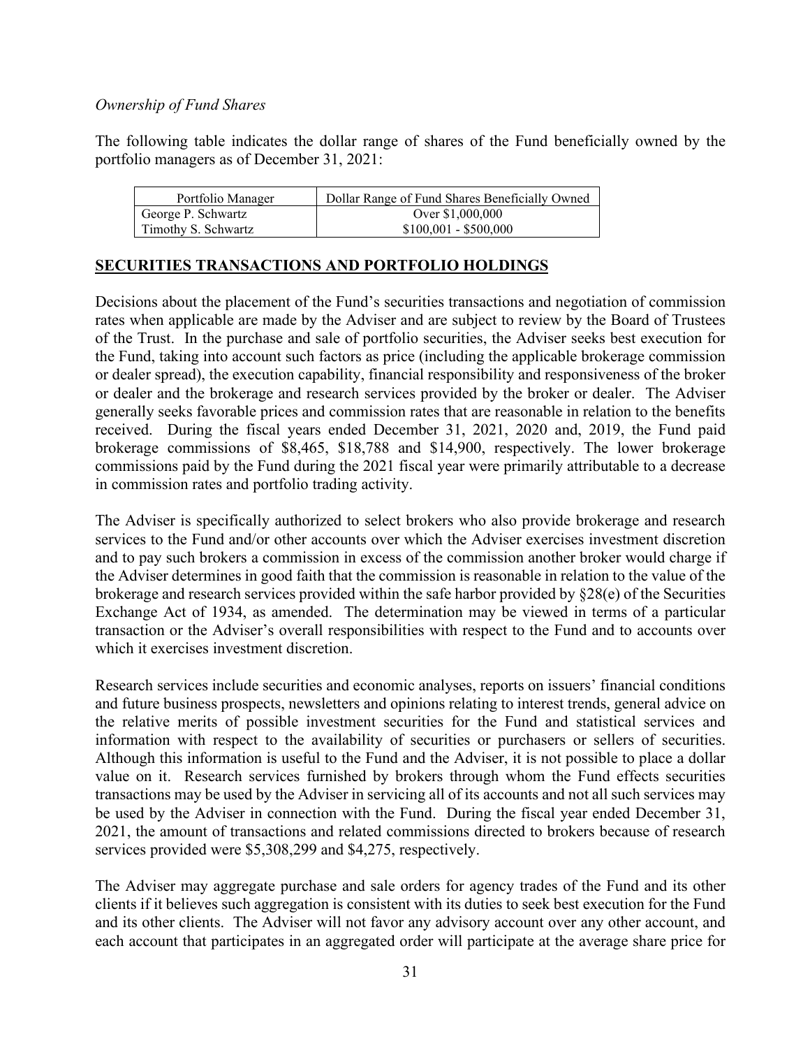*Ownership of Fund Shares*

The following table indicates the dollar range of shares of the Fund beneficially owned by the portfolio managers as of December 31, 2021:

| Portfolio Manager | Dollar Range of Fund Shares Beneficially Owned |
|---|---|
| George P. Schwartz | Over $1,000,000 |
| Timothy S. Schwartz | $100,001 - $500,000 |

## SECURITIES TRANSACTIONS AND PORTFOLIO HOLDINGS

Decisions about the placement of the Fund's securities transactions and negotiation of commission rates when applicable are made by the Adviser and are subject to review by the Board of Trustees of the Trust. In the purchase and sale of portfolio securities, the Adviser seeks best execution for the Fund, taking into account such factors as price (including the applicable brokerage commission or dealer spread), the execution capability, financial responsibility and responsiveness of the broker or dealer and the brokerage and research services provided by the broker or dealer. The Adviser generally seeks favorable prices and commission rates that are reasonable in relation to the benefits received. During the fiscal years ended December 31, 2021, 2020 and, 2019, the Fund paid brokerage commissions of $8,465, $18,788 and $14,900, respectively. The lower brokerage commissions paid by the Fund during the 2021 fiscal year were primarily attributable to a decrease in commission rates and portfolio trading activity.

The Adviser is specifically authorized to select brokers who also provide brokerage and research services to the Fund and/or other accounts over which the Adviser exercises investment discretion and to pay such brokers a commission in excess of the commission another broker would charge if the Adviser determines in good faith that the commission is reasonable in relation to the value of the brokerage and research services provided within the safe harbor provided by §28(e) of the Securities Exchange Act of 1934, as amended. The determination may be viewed in terms of a particular transaction or the Adviser's overall responsibilities with respect to the Fund and to accounts over which it exercises investment discretion.

Research services include securities and economic analyses, reports on issuers' financial conditions and future business prospects, newsletters and opinions relating to interest trends, general advice on the relative merits of possible investment securities for the Fund and statistical services and information with respect to the availability of securities or purchasers or sellers of securities. Although this information is useful to the Fund and the Adviser, it is not possible to place a dollar value on it. Research services furnished by brokers through whom the Fund effects securities transactions may be used by the Adviser in servicing all of its accounts and not all such services may be used by the Adviser in connection with the Fund. During the fiscal year ended December 31, 2021, the amount of transactions and related commissions directed to brokers because of research services provided were $5,308,299 and $4,275, respectively.

The Adviser may aggregate purchase and sale orders for agency trades of the Fund and its other clients if it believes such aggregation is consistent with its duties to seek best execution for the Fund and its other clients. The Adviser will not favor any advisory account over any other account, and each account that participates in an aggregated order will participate at the average share price for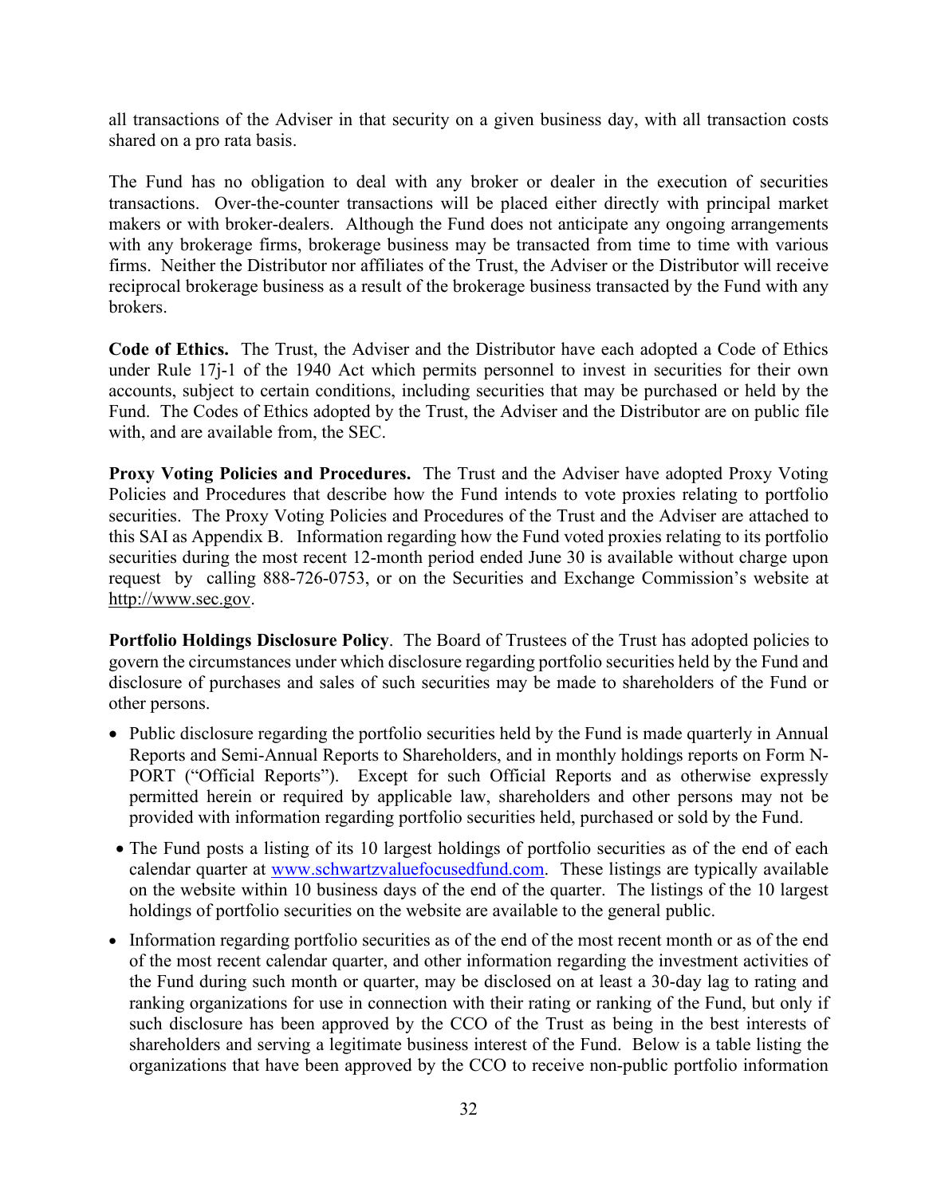all transactions of the Adviser in that security on a given business day, with all transaction costs shared on a pro rata basis.

The Fund has no obligation to deal with any broker or dealer in the execution of securities transactions. Over-the-counter transactions will be placed either directly with principal market makers or with broker-dealers. Although the Fund does not anticipate any ongoing arrangements with any brokerage firms, brokerage business may be transacted from time to time with various firms. Neither the Distributor nor affiliates of the Trust, the Adviser or the Distributor will receive reciprocal brokerage business as a result of the brokerage business transacted by the Fund with any brokers.

**Code of Ethics.** The Trust, the Adviser and the Distributor have each adopted a Code of Ethics under Rule 17j-1 of the 1940 Act which permits personnel to invest in securities for their own accounts, subject to certain conditions, including securities that may be purchased or held by the Fund. The Codes of Ethics adopted by the Trust, the Adviser and the Distributor are on public file with, and are available from, the SEC.

**Proxy Voting Policies and Procedures.** The Trust and the Adviser have adopted Proxy Voting Policies and Procedures that describe how the Fund intends to vote proxies relating to portfolio securities. The Proxy Voting Policies and Procedures of the Trust and the Adviser are attached to this SAI as Appendix B. Information regarding how the Fund voted proxies relating to its portfolio securities during the most recent 12-month period ended June 30 is available without charge upon request by calling 888-726-0753, or on the Securities and Exchange Commission's website at http://www.sec.gov.

**Portfolio Holdings Disclosure Policy**. The Board of Trustees of the Trust has adopted policies to govern the circumstances under which disclosure regarding portfolio securities held by the Fund and disclosure of purchases and sales of such securities may be made to shareholders of the Fund or other persons.

- Public disclosure regarding the portfolio securities held by the Fund is made quarterly in Annual Reports and Semi-Annual Reports to Shareholders, and in monthly holdings reports on Form N-PORT ("Official Reports"). Except for such Official Reports and as otherwise expressly permitted herein or required by applicable law, shareholders and other persons may not be provided with information regarding portfolio securities held, purchased or sold by the Fund.
- The Fund posts a listing of its 10 largest holdings of portfolio securities as of the end of each calendar quarter at www.schwartzvaluefocusedfund.com. These listings are typically available on the website within 10 business days of the end of the quarter. The listings of the 10 largest holdings of portfolio securities on the website are available to the general public.
- Information regarding portfolio securities as of the end of the most recent month or as of the end of the most recent calendar quarter, and other information regarding the investment activities of the Fund during such month or quarter, may be disclosed on at least a 30-day lag to rating and ranking organizations for use in connection with their rating or ranking of the Fund, but only if such disclosure has been approved by the CCO of the Trust as being in the best interests of shareholders and serving a legitimate business interest of the Fund. Below is a table listing the organizations that have been approved by the CCO to receive non-public portfolio information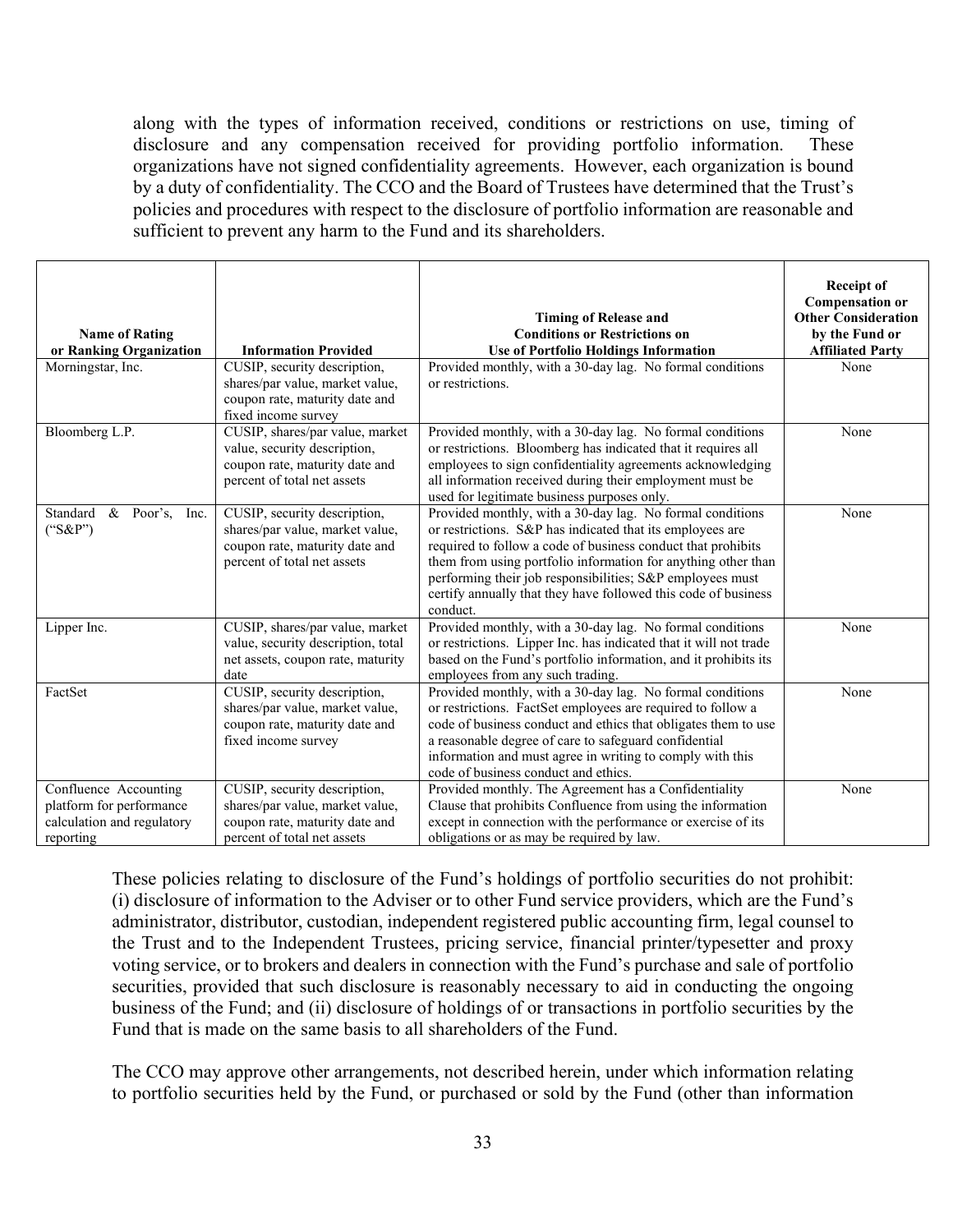along with the types of information received, conditions or restrictions on use, timing of disclosure and any compensation received for providing portfolio information. These organizations have not signed confidentiality agreements. However, each organization is bound by a duty of confidentiality. The CCO and the Board of Trustees have determined that the Trust's policies and procedures with respect to the disclosure of portfolio information are reasonable and sufficient to prevent any harm to the Fund and its shareholders.

| Name of Rating or Ranking Organization | Information Provided | Timing of Release and Conditions or Restrictions on Use of Portfolio Holdings Information | Receipt of Compensation or Other Consideration by the Fund or Affiliated Party |
|---|---|---|---|
| Morningstar, Inc. | CUSIP, security description, shares/par value, market value, coupon rate, maturity date and fixed income survey | Provided monthly, with a 30-day lag. No formal conditions or restrictions. | None |
| Bloomberg L.P. | CUSIP, shares/par value, market value, security description, coupon rate, maturity date and percent of total net assets | Provided monthly, with a 30-day lag. No formal conditions or restrictions. Bloomberg has indicated that it requires all employees to sign confidentiality agreements acknowledging all information received during their employment must be used for legitimate business purposes only. | None |
| Standard & Poor's, Inc. ("S&P") | CUSIP, security description, shares/par value, market value, coupon rate, maturity date and percent of total net assets | Provided monthly, with a 30-day lag. No formal conditions or restrictions. S&P has indicated that its employees are required to follow a code of business conduct that prohibits them from using portfolio information for anything other than performing their job responsibilities; S&P employees must certify annually that they have followed this code of business conduct. | None |
| Lipper Inc. | CUSIP, shares/par value, market value, security description, total net assets, coupon rate, maturity date | Provided monthly, with a 30-day lag. No formal conditions or restrictions. Lipper Inc. has indicated that it will not trade based on the Fund's portfolio information, and it prohibits its employees from any such trading. | None |
| FactSet | CUSIP, security description, shares/par value, market value, coupon rate, maturity date and fixed income survey | Provided monthly, with a 30-day lag. No formal conditions or restrictions. FactSet employees are required to follow a code of business conduct and ethics that obligates them to use a reasonable degree of care to safeguard confidential information and must agree in writing to comply with this code of business conduct and ethics. | None |
| Confluence Accounting platform for performance calculation and regulatory reporting | CUSIP, security description, shares/par value, market value, coupon rate, maturity date and percent of total net assets | Provided monthly. The Agreement has a Confidentiality Clause that prohibits Confluence from using the information except in connection with the performance or exercise of its obligations or as may be required by law. | None |

These policies relating to disclosure of the Fund's holdings of portfolio securities do not prohibit: (i) disclosure of information to the Adviser or to other Fund service providers, which are the Fund's administrator, distributor, custodian, independent registered public accounting firm, legal counsel to the Trust and to the Independent Trustees, pricing service, financial printer/typesetter and proxy voting service, or to brokers and dealers in connection with the Fund's purchase and sale of portfolio securities, provided that such disclosure is reasonably necessary to aid in conducting the ongoing business of the Fund; and (ii) disclosure of holdings of or transactions in portfolio securities by the Fund that is made on the same basis to all shareholders of the Fund.

The CCO may approve other arrangements, not described herein, under which information relating to portfolio securities held by the Fund, or purchased or sold by the Fund (other than information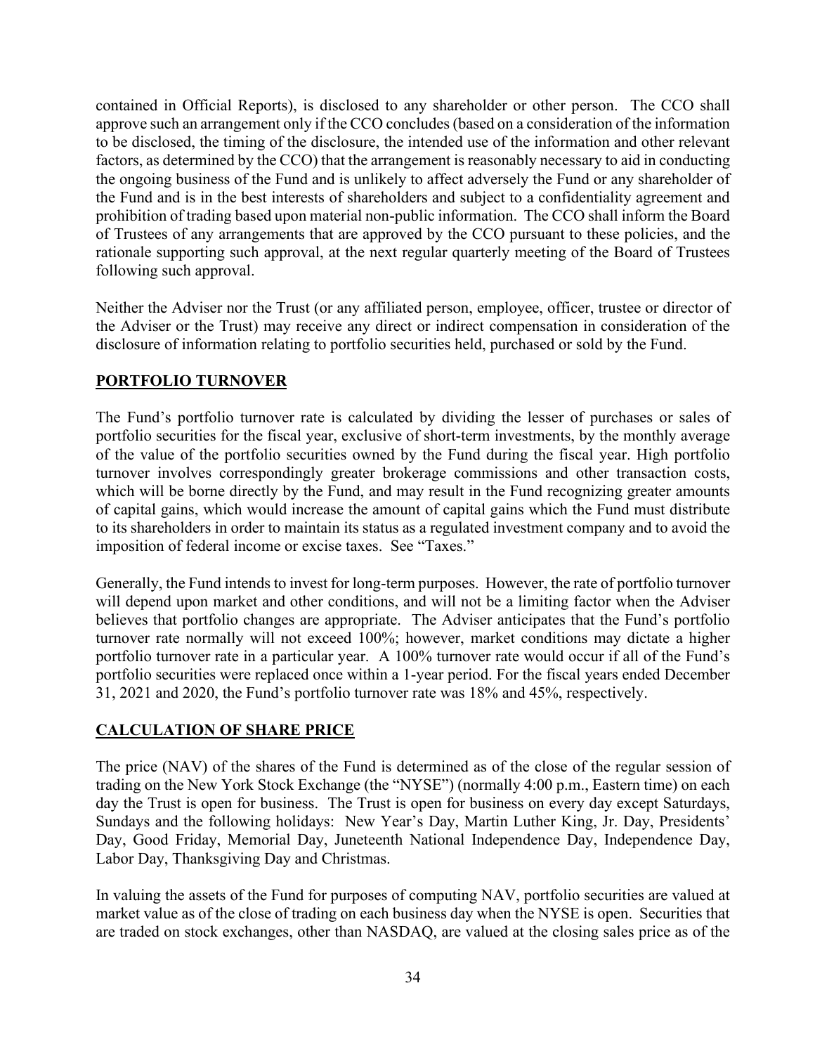contained in Official Reports), is disclosed to any shareholder or other person. The CCO shall approve such an arrangement only if the CCO concludes (based on a consideration of the information to be disclosed, the timing of the disclosure, the intended use of the information and other relevant factors, as determined by the CCO) that the arrangement is reasonably necessary to aid in conducting the ongoing business of the Fund and is unlikely to affect adversely the Fund or any shareholder of the Fund and is in the best interests of shareholders and subject to a confidentiality agreement and prohibition of trading based upon material non-public information. The CCO shall inform the Board of Trustees of any arrangements that are approved by the CCO pursuant to these policies, and the rationale supporting such approval, at the next regular quarterly meeting of the Board of Trustees following such approval.

Neither the Adviser nor the Trust (or any affiliated person, employee, officer, trustee or director of the Adviser or the Trust) may receive any direct or indirect compensation in consideration of the disclosure of information relating to portfolio securities held, purchased or sold by the Fund.

## PORTFOLIO TURNOVER

The Fund's portfolio turnover rate is calculated by dividing the lesser of purchases or sales of portfolio securities for the fiscal year, exclusive of short-term investments, by the monthly average of the value of the portfolio securities owned by the Fund during the fiscal year. High portfolio turnover involves correspondingly greater brokerage commissions and other transaction costs, which will be borne directly by the Fund, and may result in the Fund recognizing greater amounts of capital gains, which would increase the amount of capital gains which the Fund must distribute to its shareholders in order to maintain its status as a regulated investment company and to avoid the imposition of federal income or excise taxes. See "Taxes."

Generally, the Fund intends to invest for long-term purposes. However, the rate of portfolio turnover will depend upon market and other conditions, and will not be a limiting factor when the Adviser believes that portfolio changes are appropriate. The Adviser anticipates that the Fund's portfolio turnover rate normally will not exceed 100%; however, market conditions may dictate a higher portfolio turnover rate in a particular year. A 100% turnover rate would occur if all of the Fund's portfolio securities were replaced once within a 1-year period. For the fiscal years ended December 31, 2021 and 2020, the Fund's portfolio turnover rate was 18% and 45%, respectively.

## CALCULATION OF SHARE PRICE

The price (NAV) of the shares of the Fund is determined as of the close of the regular session of trading on the New York Stock Exchange (the "NYSE") (normally 4:00 p.m., Eastern time) on each day the Trust is open for business. The Trust is open for business on every day except Saturdays, Sundays and the following holidays: New Year's Day, Martin Luther King, Jr. Day, Presidents' Day, Good Friday, Memorial Day, Juneteenth National Independence Day, Independence Day, Labor Day, Thanksgiving Day and Christmas.

In valuing the assets of the Fund for purposes of computing NAV, portfolio securities are valued at market value as of the close of trading on each business day when the NYSE is open. Securities that are traded on stock exchanges, other than NASDAQ, are valued at the closing sales price as of the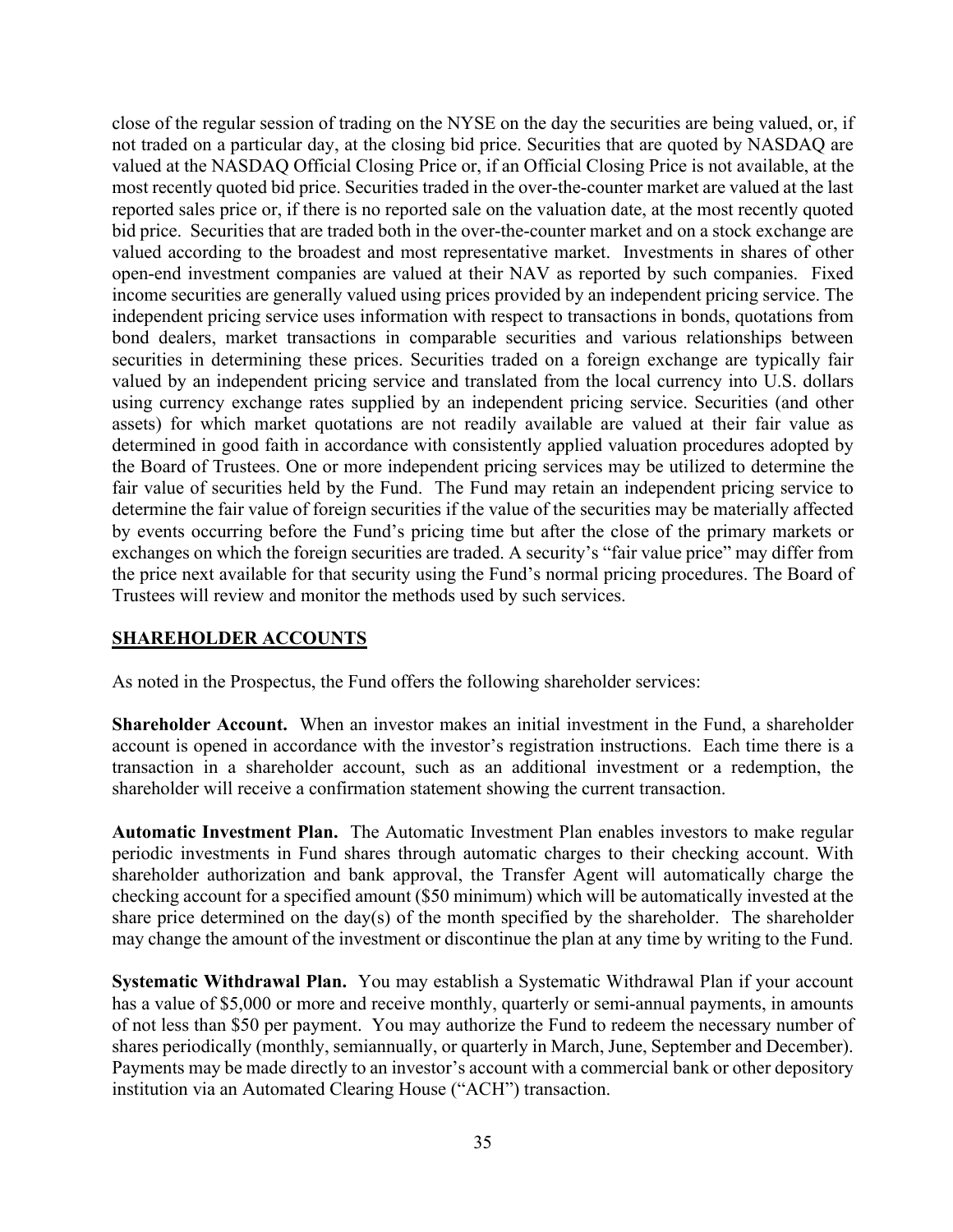close of the regular session of trading on the NYSE on the day the securities are being valued, or, if not traded on a particular day, at the closing bid price. Securities that are quoted by NASDAQ are valued at the NASDAQ Official Closing Price or, if an Official Closing Price is not available, at the most recently quoted bid price. Securities traded in the over-the-counter market are valued at the last reported sales price or, if there is no reported sale on the valuation date, at the most recently quoted bid price. Securities that are traded both in the over-the-counter market and on a stock exchange are valued according to the broadest and most representative market. Investments in shares of other open-end investment companies are valued at their NAV as reported by such companies. Fixed income securities are generally valued using prices provided by an independent pricing service. The independent pricing service uses information with respect to transactions in bonds, quotations from bond dealers, market transactions in comparable securities and various relationships between securities in determining these prices. Securities traded on a foreign exchange are typically fair valued by an independent pricing service and translated from the local currency into U.S. dollars using currency exchange rates supplied by an independent pricing service. Securities (and other assets) for which market quotations are not readily available are valued at their fair value as determined in good faith in accordance with consistently applied valuation procedures adopted by the Board of Trustees. One or more independent pricing services may be utilized to determine the fair value of securities held by the Fund. The Fund may retain an independent pricing service to determine the fair value of foreign securities if the value of the securities may be materially affected by events occurring before the Fund's pricing time but after the close of the primary markets or exchanges on which the foreign securities are traded. A security's "fair value price" may differ from the price next available for that security using the Fund's normal pricing procedures. The Board of Trustees will review and monitor the methods used by such services.

## SHAREHOLDER ACCOUNTS

As noted in the Prospectus, the Fund offers the following shareholder services:

**Shareholder Account.** When an investor makes an initial investment in the Fund, a shareholder account is opened in accordance with the investor's registration instructions. Each time there is a transaction in a shareholder account, such as an additional investment or a redemption, the shareholder will receive a confirmation statement showing the current transaction.

**Automatic Investment Plan.** The Automatic Investment Plan enables investors to make regular periodic investments in Fund shares through automatic charges to their checking account. With shareholder authorization and bank approval, the Transfer Agent will automatically charge the checking account for a specified amount ($50 minimum) which will be automatically invested at the share price determined on the day(s) of the month specified by the shareholder. The shareholder may change the amount of the investment or discontinue the plan at any time by writing to the Fund.

**Systematic Withdrawal Plan.** You may establish a Systematic Withdrawal Plan if your account has a value of $5,000 or more and receive monthly, quarterly or semi-annual payments, in amounts of not less than $50 per payment. You may authorize the Fund to redeem the necessary number of shares periodically (monthly, semiannually, or quarterly in March, June, September and December). Payments may be made directly to an investor's account with a commercial bank or other depository institution via an Automated Clearing House ("ACH") transaction.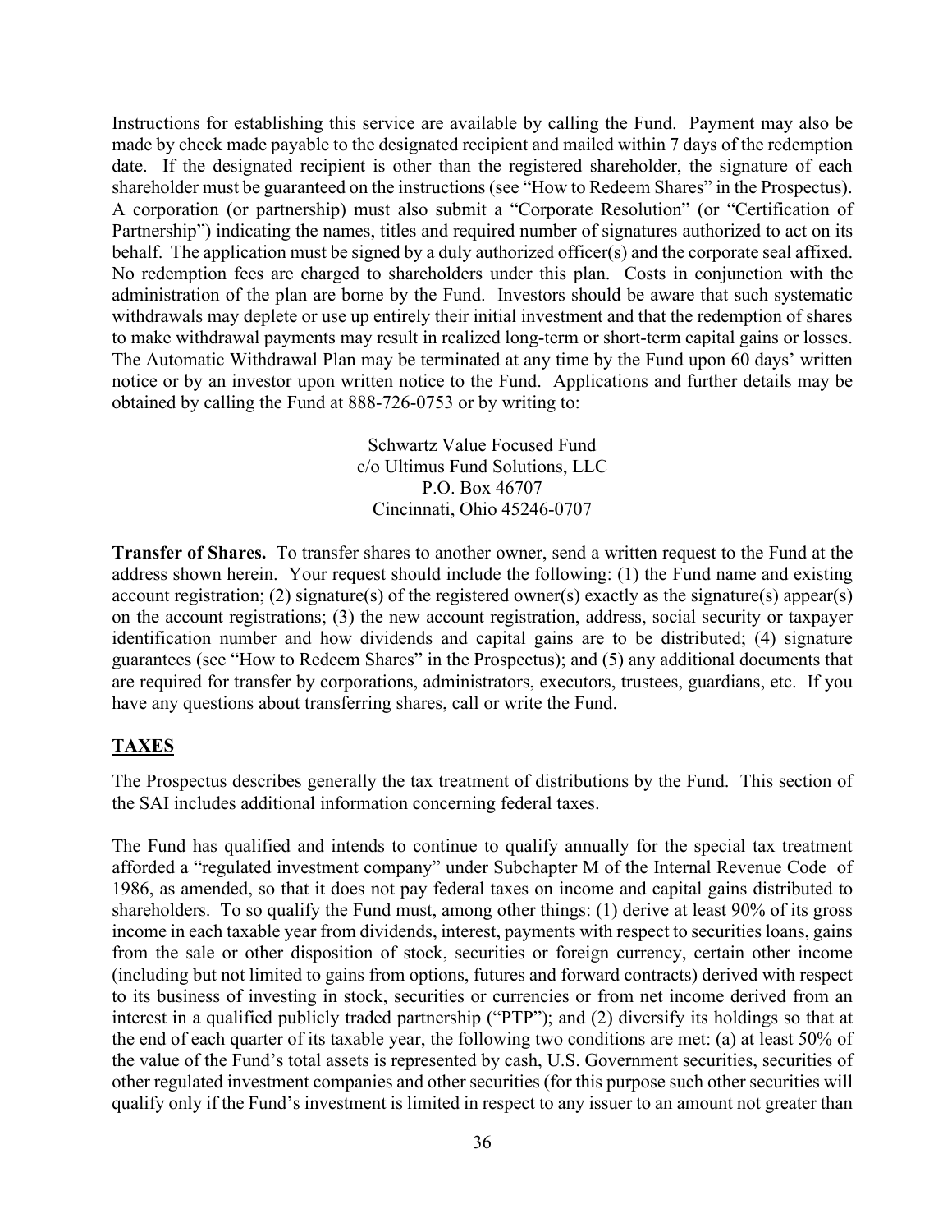Instructions for establishing this service are available by calling the Fund. Payment may also be made by check made payable to the designated recipient and mailed within 7 days of the redemption date. If the designated recipient is other than the registered shareholder, the signature of each shareholder must be guaranteed on the instructions (see "How to Redeem Shares" in the Prospectus). A corporation (or partnership) must also submit a "Corporate Resolution" (or "Certification of Partnership") indicating the names, titles and required number of signatures authorized to act on its behalf. The application must be signed by a duly authorized officer(s) and the corporate seal affixed. No redemption fees are charged to shareholders under this plan. Costs in conjunction with the administration of the plan are borne by the Fund. Investors should be aware that such systematic withdrawals may deplete or use up entirely their initial investment and that the redemption of shares to make withdrawal payments may result in realized long-term or short-term capital gains or losses. The Automatic Withdrawal Plan may be terminated at any time by the Fund upon 60 days' written notice or by an investor upon written notice to the Fund. Applications and further details may be obtained by calling the Fund at 888-726-0753 or by writing to:

Schwartz Value Focused Fund
c/o Ultimus Fund Solutions, LLC
P.O. Box 46707
Cincinnati, Ohio 45246-0707

**Transfer of Shares.** To transfer shares to another owner, send a written request to the Fund at the address shown herein. Your request should include the following: (1) the Fund name and existing account registration; (2) signature(s) of the registered owner(s) exactly as the signature(s) appear(s) on the account registrations; (3) the new account registration, address, social security or taxpayer identification number and how dividends and capital gains are to be distributed; (4) signature guarantees (see "How to Redeem Shares" in the Prospectus); and (5) any additional documents that are required for transfer by corporations, administrators, executors, trustees, guardians, etc. If you have any questions about transferring shares, call or write the Fund.

## TAXES

The Prospectus describes generally the tax treatment of distributions by the Fund. This section of the SAI includes additional information concerning federal taxes.

The Fund has qualified and intends to continue to qualify annually for the special tax treatment afforded a "regulated investment company" under Subchapter M of the Internal Revenue Code of 1986, as amended, so that it does not pay federal taxes on income and capital gains distributed to shareholders. To so qualify the Fund must, among other things: (1) derive at least 90% of its gross income in each taxable year from dividends, interest, payments with respect to securities loans, gains from the sale or other disposition of stock, securities or foreign currency, certain other income (including but not limited to gains from options, futures and forward contracts) derived with respect to its business of investing in stock, securities or currencies or from net income derived from an interest in a qualified publicly traded partnership ("PTP"); and (2) diversify its holdings so that at the end of each quarter of its taxable year, the following two conditions are met: (a) at least 50% of the value of the Fund's total assets is represented by cash, U.S. Government securities, securities of other regulated investment companies and other securities (for this purpose such other securities will qualify only if the Fund's investment is limited in respect to any issuer to an amount not greater than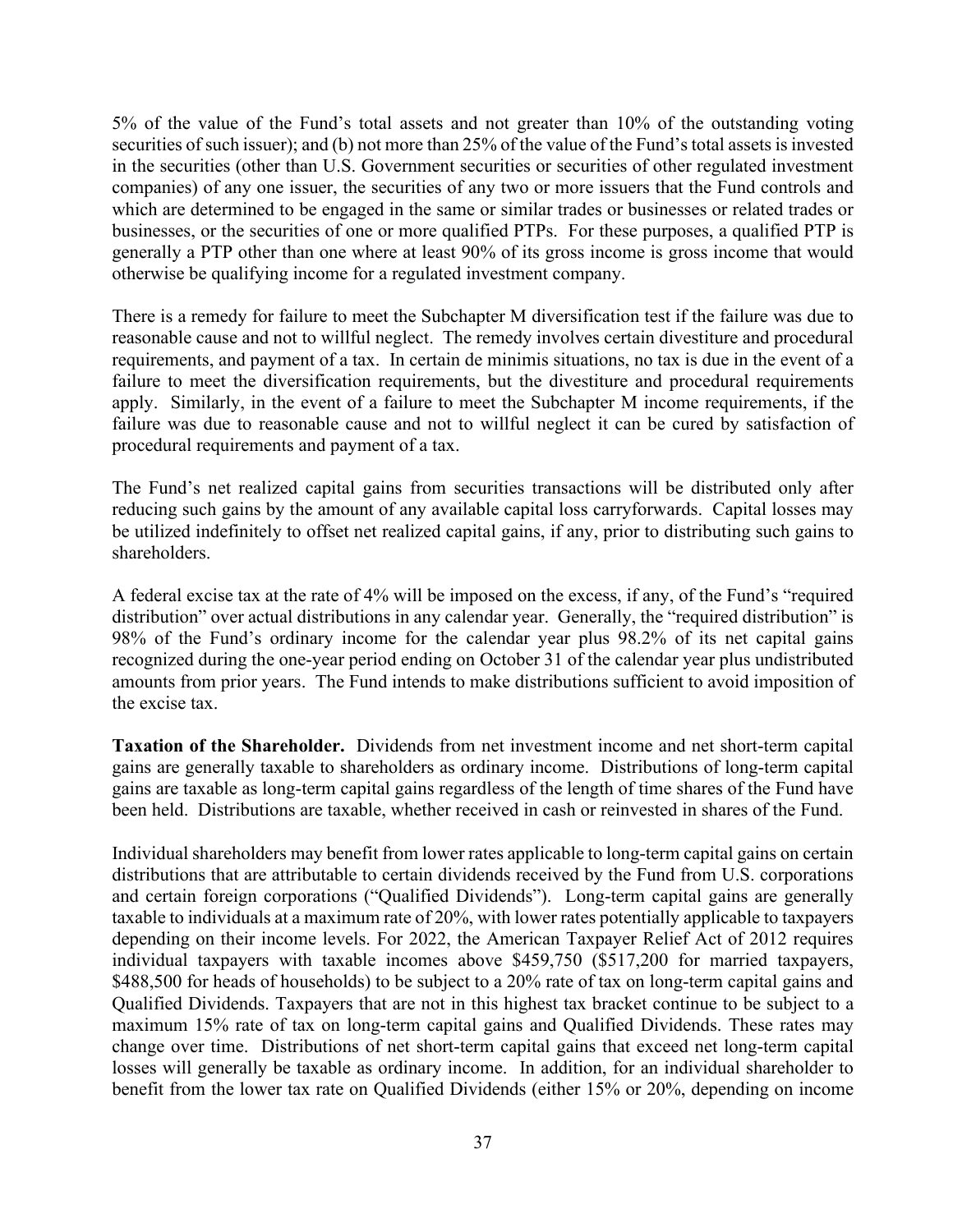5% of the value of the Fund's total assets and not greater than 10% of the outstanding voting securities of such issuer); and (b) not more than 25% of the value of the Fund's total assets is invested in the securities (other than U.S. Government securities or securities of other regulated investment companies) of any one issuer, the securities of any two or more issuers that the Fund controls and which are determined to be engaged in the same or similar trades or businesses or related trades or businesses, or the securities of one or more qualified PTPs. For these purposes, a qualified PTP is generally a PTP other than one where at least 90% of its gross income is gross income that would otherwise be qualifying income for a regulated investment company.

There is a remedy for failure to meet the Subchapter M diversification test if the failure was due to reasonable cause and not to willful neglect. The remedy involves certain divestiture and procedural requirements, and payment of a tax. In certain de minimis situations, no tax is due in the event of a failure to meet the diversification requirements, but the divestiture and procedural requirements apply. Similarly, in the event of a failure to meet the Subchapter M income requirements, if the failure was due to reasonable cause and not to willful neglect it can be cured by satisfaction of procedural requirements and payment of a tax.

The Fund's net realized capital gains from securities transactions will be distributed only after reducing such gains by the amount of any available capital loss carryforwards. Capital losses may be utilized indefinitely to offset net realized capital gains, if any, prior to distributing such gains to shareholders.

A federal excise tax at the rate of 4% will be imposed on the excess, if any, of the Fund's "required distribution" over actual distributions in any calendar year. Generally, the "required distribution" is 98% of the Fund's ordinary income for the calendar year plus 98.2% of its net capital gains recognized during the one-year period ending on October 31 of the calendar year plus undistributed amounts from prior years. The Fund intends to make distributions sufficient to avoid imposition of the excise tax.

**Taxation of the Shareholder.** Dividends from net investment income and net short-term capital gains are generally taxable to shareholders as ordinary income. Distributions of long-term capital gains are taxable as long-term capital gains regardless of the length of time shares of the Fund have been held. Distributions are taxable, whether received in cash or reinvested in shares of the Fund.

Individual shareholders may benefit from lower rates applicable to long-term capital gains on certain distributions that are attributable to certain dividends received by the Fund from U.S. corporations and certain foreign corporations ("Qualified Dividends"). Long-term capital gains are generally taxable to individuals at a maximum rate of 20%, with lower rates potentially applicable to taxpayers depending on their income levels. For 2022, the American Taxpayer Relief Act of 2012 requires individual taxpayers with taxable incomes above $459,750 ($517,200 for married taxpayers, $488,500 for heads of households) to be subject to a 20% rate of tax on long-term capital gains and Qualified Dividends. Taxpayers that are not in this highest tax bracket continue to be subject to a maximum 15% rate of tax on long-term capital gains and Qualified Dividends. These rates may change over time. Distributions of net short-term capital gains that exceed net long-term capital losses will generally be taxable as ordinary income. In addition, for an individual shareholder to benefit from the lower tax rate on Qualified Dividends (either 15% or 20%, depending on income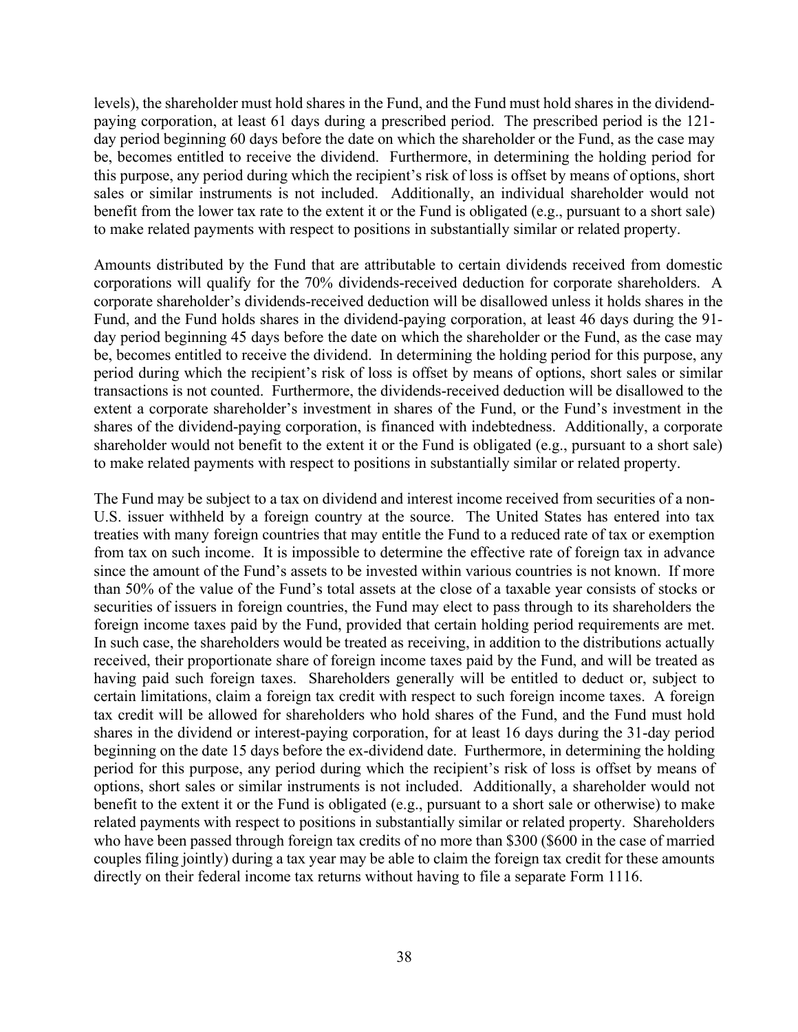levels), the shareholder must hold shares in the Fund, and the Fund must hold shares in the dividend-paying corporation, at least 61 days during a prescribed period. The prescribed period is the 121-day period beginning 60 days before the date on which the shareholder or the Fund, as the case may be, becomes entitled to receive the dividend. Furthermore, in determining the holding period for this purpose, any period during which the recipient's risk of loss is offset by means of options, short sales or similar instruments is not included. Additionally, an individual shareholder would not benefit from the lower tax rate to the extent it or the Fund is obligated (e.g., pursuant to a short sale) to make related payments with respect to positions in substantially similar or related property.

Amounts distributed by the Fund that are attributable to certain dividends received from domestic corporations will qualify for the 70% dividends-received deduction for corporate shareholders. A corporate shareholder's dividends-received deduction will be disallowed unless it holds shares in the Fund, and the Fund holds shares in the dividend-paying corporation, at least 46 days during the 91-day period beginning 45 days before the date on which the shareholder or the Fund, as the case may be, becomes entitled to receive the dividend. In determining the holding period for this purpose, any period during which the recipient's risk of loss is offset by means of options, short sales or similar transactions is not counted. Furthermore, the dividends-received deduction will be disallowed to the extent a corporate shareholder's investment in shares of the Fund, or the Fund's investment in the shares of the dividend-paying corporation, is financed with indebtedness. Additionally, a corporate shareholder would not benefit to the extent it or the Fund is obligated (e.g., pursuant to a short sale) to make related payments with respect to positions in substantially similar or related property.

The Fund may be subject to a tax on dividend and interest income received from securities of a non-U.S. issuer withheld by a foreign country at the source. The United States has entered into tax treaties with many foreign countries that may entitle the Fund to a reduced rate of tax or exemption from tax on such income. It is impossible to determine the effective rate of foreign tax in advance since the amount of the Fund's assets to be invested within various countries is not known. If more than 50% of the value of the Fund's total assets at the close of a taxable year consists of stocks or securities of issuers in foreign countries, the Fund may elect to pass through to its shareholders the foreign income taxes paid by the Fund, provided that certain holding period requirements are met. In such case, the shareholders would be treated as receiving, in addition to the distributions actually received, their proportionate share of foreign income taxes paid by the Fund, and will be treated as having paid such foreign taxes. Shareholders generally will be entitled to deduct or, subject to certain limitations, claim a foreign tax credit with respect to such foreign income taxes. A foreign tax credit will be allowed for shareholders who hold shares of the Fund, and the Fund must hold shares in the dividend or interest-paying corporation, for at least 16 days during the 31-day period beginning on the date 15 days before the ex-dividend date. Furthermore, in determining the holding period for this purpose, any period during which the recipient's risk of loss is offset by means of options, short sales or similar instruments is not included. Additionally, a shareholder would not benefit to the extent it or the Fund is obligated (e.g., pursuant to a short sale or otherwise) to make related payments with respect to positions in substantially similar or related property. Shareholders who have been passed through foreign tax credits of no more than $300 ($600 in the case of married couples filing jointly) during a tax year may be able to claim the foreign tax credit for these amounts directly on their federal income tax returns without having to file a separate Form 1116.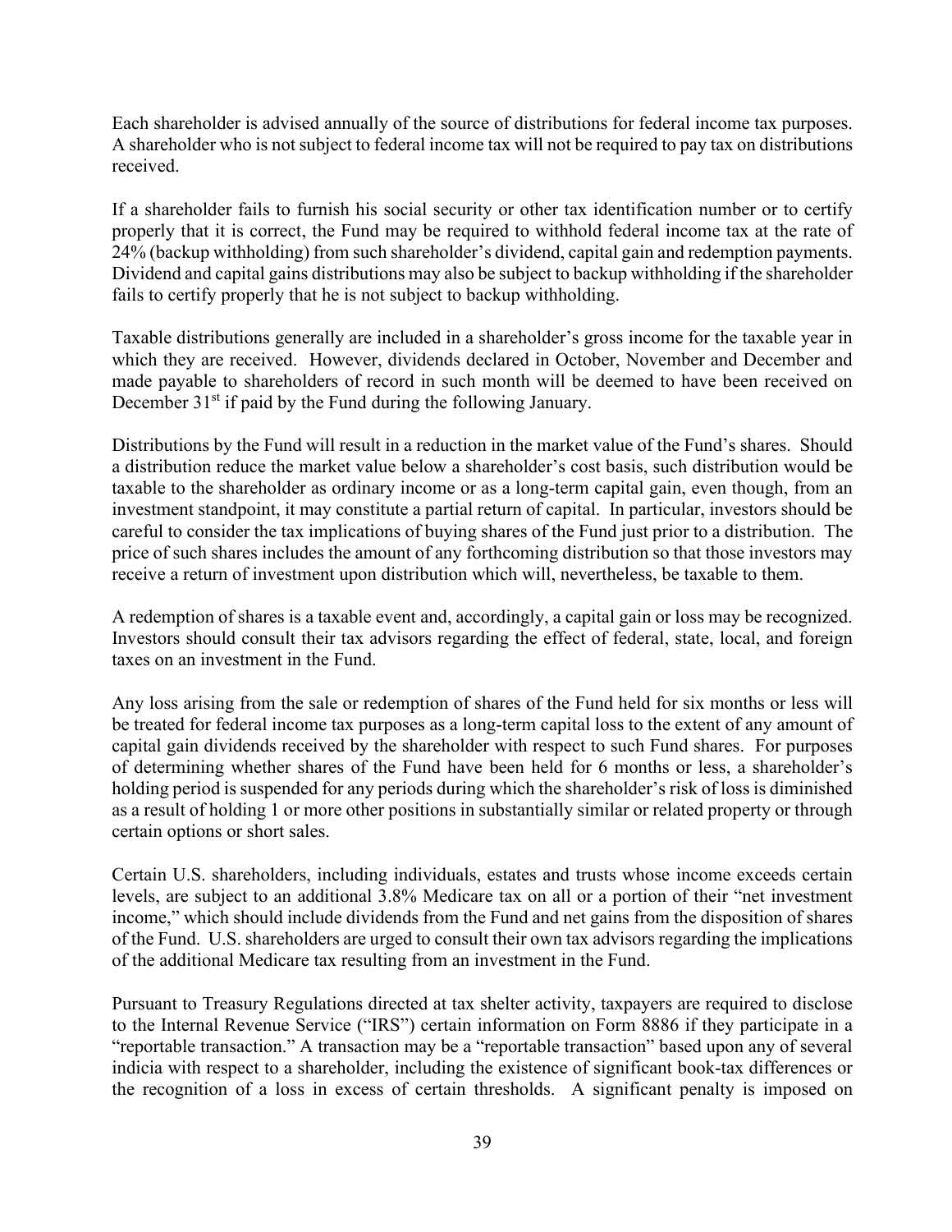Each shareholder is advised annually of the source of distributions for federal income tax purposes. A shareholder who is not subject to federal income tax will not be required to pay tax on distributions received.

If a shareholder fails to furnish his social security or other tax identification number or to certify properly that it is correct, the Fund may be required to withhold federal income tax at the rate of 24% (backup withholding) from such shareholder's dividend, capital gain and redemption payments. Dividend and capital gains distributions may also be subject to backup withholding if the shareholder fails to certify properly that he is not subject to backup withholding.

Taxable distributions generally are included in a shareholder's gross income for the taxable year in which they are received. However, dividends declared in October, November and December and made payable to shareholders of record in such month will be deemed to have been received on December 31st if paid by the Fund during the following January.

Distributions by the Fund will result in a reduction in the market value of the Fund's shares. Should a distribution reduce the market value below a shareholder's cost basis, such distribution would be taxable to the shareholder as ordinary income or as a long-term capital gain, even though, from an investment standpoint, it may constitute a partial return of capital. In particular, investors should be careful to consider the tax implications of buying shares of the Fund just prior to a distribution. The price of such shares includes the amount of any forthcoming distribution so that those investors may receive a return of investment upon distribution which will, nevertheless, be taxable to them.

A redemption of shares is a taxable event and, accordingly, a capital gain or loss may be recognized. Investors should consult their tax advisors regarding the effect of federal, state, local, and foreign taxes on an investment in the Fund.

Any loss arising from the sale or redemption of shares of the Fund held for six months or less will be treated for federal income tax purposes as a long-term capital loss to the extent of any amount of capital gain dividends received by the shareholder with respect to such Fund shares. For purposes of determining whether shares of the Fund have been held for 6 months or less, a shareholder's holding period is suspended for any periods during which the shareholder's risk of loss is diminished as a result of holding 1 or more other positions in substantially similar or related property or through certain options or short sales.

Certain U.S. shareholders, including individuals, estates and trusts whose income exceeds certain levels, are subject to an additional 3.8% Medicare tax on all or a portion of their "net investment income," which should include dividends from the Fund and net gains from the disposition of shares of the Fund. U.S. shareholders are urged to consult their own tax advisors regarding the implications of the additional Medicare tax resulting from an investment in the Fund.

Pursuant to Treasury Regulations directed at tax shelter activity, taxpayers are required to disclose to the Internal Revenue Service ("IRS") certain information on Form 8886 if they participate in a "reportable transaction." A transaction may be a "reportable transaction" based upon any of several indicia with respect to a shareholder, including the existence of significant book-tax differences or the recognition of a loss in excess of certain thresholds. A significant penalty is imposed on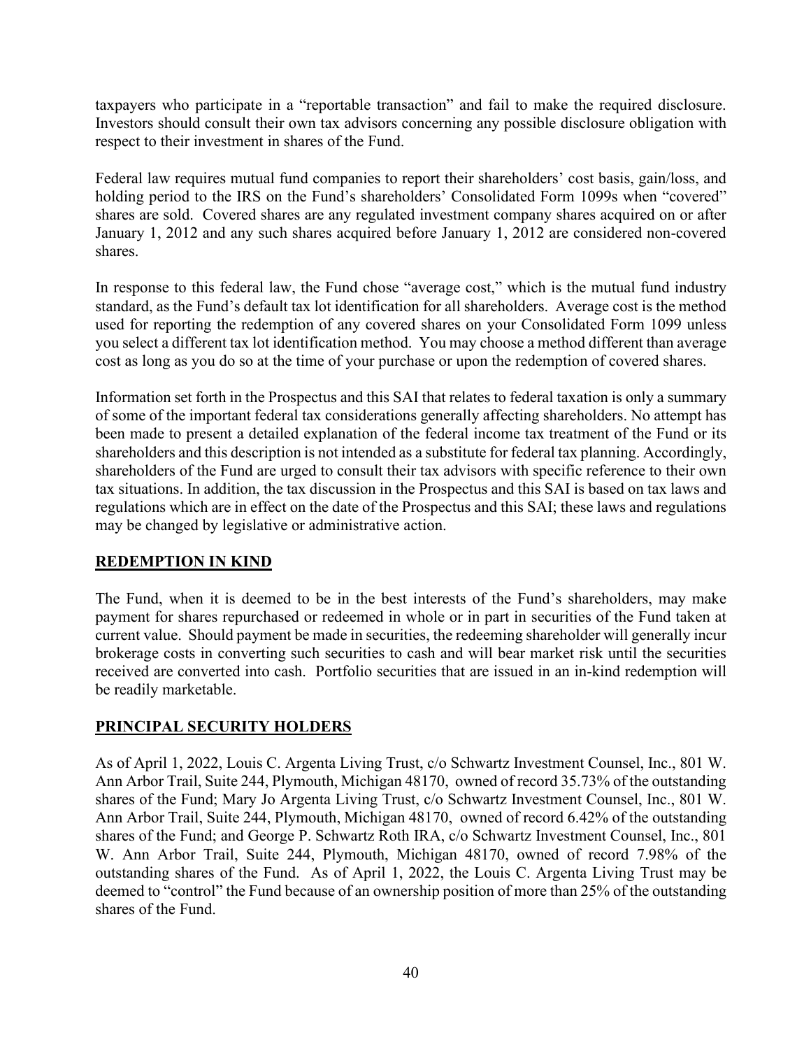taxpayers who participate in a "reportable transaction" and fail to make the required disclosure. Investors should consult their own tax advisors concerning any possible disclosure obligation with respect to their investment in shares of the Fund.

Federal law requires mutual fund companies to report their shareholders' cost basis, gain/loss, and holding period to the IRS on the Fund's shareholders' Consolidated Form 1099s when "covered" shares are sold. Covered shares are any regulated investment company shares acquired on or after January 1, 2012 and any such shares acquired before January 1, 2012 are considered non-covered shares.

In response to this federal law, the Fund chose "average cost," which is the mutual fund industry standard, as the Fund's default tax lot identification for all shareholders. Average cost is the method used for reporting the redemption of any covered shares on your Consolidated Form 1099 unless you select a different tax lot identification method. You may choose a method different than average cost as long as you do so at the time of your purchase or upon the redemption of covered shares.

Information set forth in the Prospectus and this SAI that relates to federal taxation is only a summary of some of the important federal tax considerations generally affecting shareholders. No attempt has been made to present a detailed explanation of the federal income tax treatment of the Fund or its shareholders and this description is not intended as a substitute for federal tax planning. Accordingly, shareholders of the Fund are urged to consult their tax advisors with specific reference to their own tax situations. In addition, the tax discussion in the Prospectus and this SAI is based on tax laws and regulations which are in effect on the date of the Prospectus and this SAI; these laws and regulations may be changed by legislative or administrative action.

## REDEMPTION IN KIND

The Fund, when it is deemed to be in the best interests of the Fund's shareholders, may make payment for shares repurchased or redeemed in whole or in part in securities of the Fund taken at current value. Should payment be made in securities, the redeeming shareholder will generally incur brokerage costs in converting such securities to cash and will bear market risk until the securities received are converted into cash. Portfolio securities that are issued in an in-kind redemption will be readily marketable.

## PRINCIPAL SECURITY HOLDERS

As of April 1, 2022, Louis C. Argenta Living Trust, c/o Schwartz Investment Counsel, Inc., 801 W. Ann Arbor Trail, Suite 244, Plymouth, Michigan 48170, owned of record 35.73% of the outstanding shares of the Fund; Mary Jo Argenta Living Trust, c/o Schwartz Investment Counsel, Inc., 801 W. Ann Arbor Trail, Suite 244, Plymouth, Michigan 48170, owned of record 6.42% of the outstanding shares of the Fund; and George P. Schwartz Roth IRA, c/o Schwartz Investment Counsel, Inc., 801 W. Ann Arbor Trail, Suite 244, Plymouth, Michigan 48170, owned of record 7.98% of the outstanding shares of the Fund. As of April 1, 2022, the Louis C. Argenta Living Trust may be deemed to "control" the Fund because of an ownership position of more than 25% of the outstanding shares of the Fund.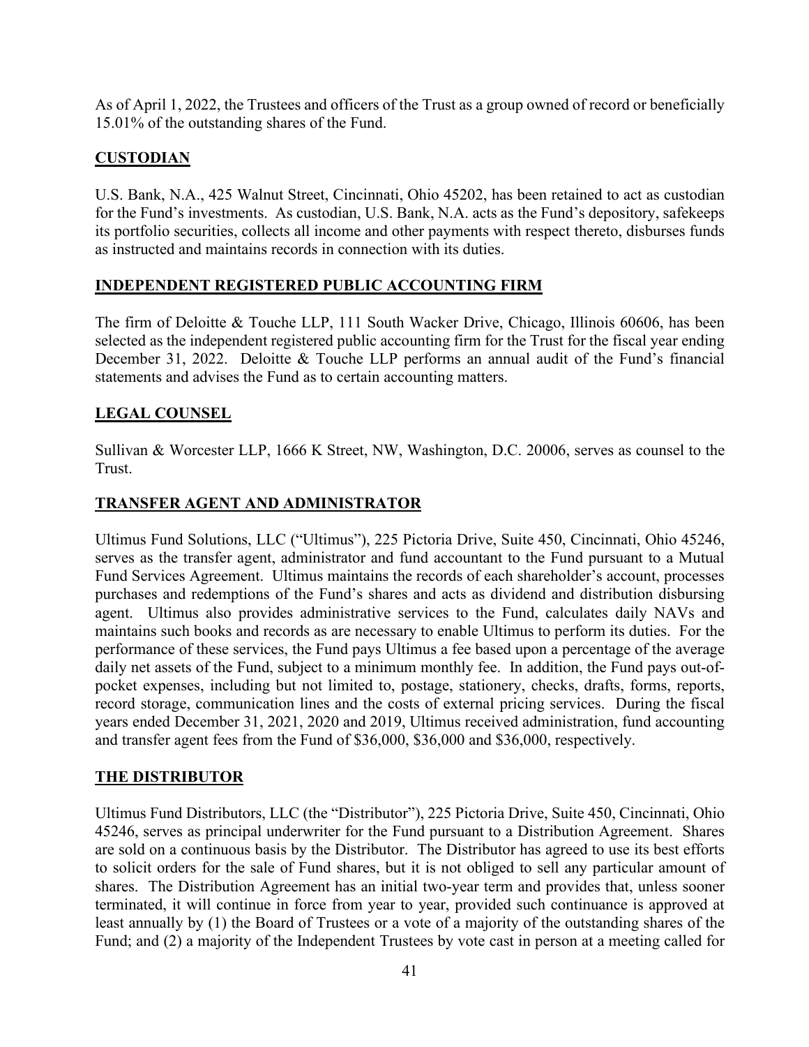As of April 1, 2022, the Trustees and officers of the Trust as a group owned of record or beneficially 15.01% of the outstanding shares of the Fund.

## CUSTODIAN

U.S. Bank, N.A., 425 Walnut Street, Cincinnati, Ohio 45202, has been retained to act as custodian for the Fund's investments. As custodian, U.S. Bank, N.A. acts as the Fund's depository, safekeeps its portfolio securities, collects all income and other payments with respect thereto, disburses funds as instructed and maintains records in connection with its duties.

## INDEPENDENT REGISTERED PUBLIC ACCOUNTING FIRM

The firm of Deloitte & Touche LLP, 111 South Wacker Drive, Chicago, Illinois 60606, has been selected as the independent registered public accounting firm for the Trust for the fiscal year ending December 31, 2022. Deloitte & Touche LLP performs an annual audit of the Fund's financial statements and advises the Fund as to certain accounting matters.

## LEGAL COUNSEL

Sullivan & Worcester LLP, 1666 K Street, NW, Washington, D.C. 20006, serves as counsel to the Trust.

## TRANSFER AGENT AND ADMINISTRATOR

Ultimus Fund Solutions, LLC ("Ultimus"), 225 Pictoria Drive, Suite 450, Cincinnati, Ohio 45246, serves as the transfer agent, administrator and fund accountant to the Fund pursuant to a Mutual Fund Services Agreement. Ultimus maintains the records of each shareholder's account, processes purchases and redemptions of the Fund's shares and acts as dividend and distribution disbursing agent. Ultimus also provides administrative services to the Fund, calculates daily NAVs and maintains such books and records as are necessary to enable Ultimus to perform its duties. For the performance of these services, the Fund pays Ultimus a fee based upon a percentage of the average daily net assets of the Fund, subject to a minimum monthly fee. In addition, the Fund pays out-of-pocket expenses, including but not limited to, postage, stationery, checks, drafts, forms, reports, record storage, communication lines and the costs of external pricing services. During the fiscal years ended December 31, 2021, 2020 and 2019, Ultimus received administration, fund accounting and transfer agent fees from the Fund of $36,000, $36,000 and $36,000, respectively.

## THE DISTRIBUTOR

Ultimus Fund Distributors, LLC (the "Distributor"), 225 Pictoria Drive, Suite 450, Cincinnati, Ohio 45246, serves as principal underwriter for the Fund pursuant to a Distribution Agreement. Shares are sold on a continuous basis by the Distributor. The Distributor has agreed to use its best efforts to solicit orders for the sale of Fund shares, but it is not obliged to sell any particular amount of shares. The Distribution Agreement has an initial two-year term and provides that, unless sooner terminated, it will continue in force from year to year, provided such continuance is approved at least annually by (1) the Board of Trustees or a vote of a majority of the outstanding shares of the Fund; and (2) a majority of the Independent Trustees by vote cast in person at a meeting called for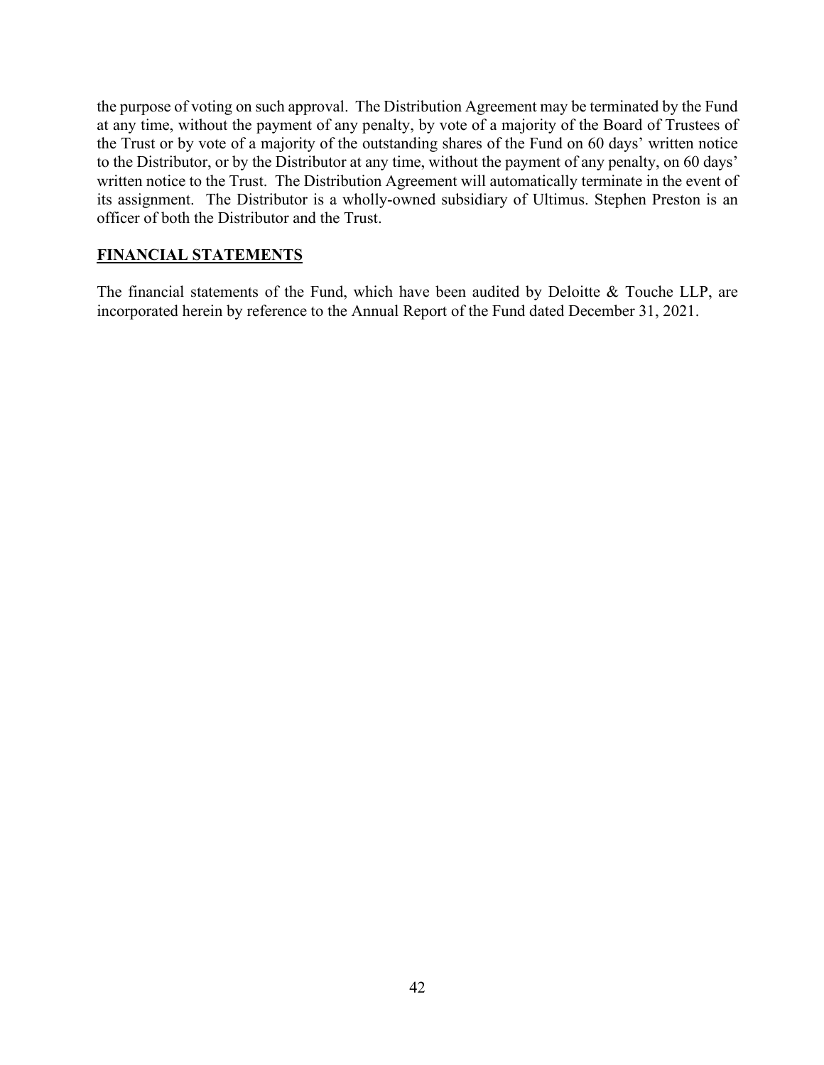the purpose of voting on such approval. The Distribution Agreement may be terminated by the Fund at any time, without the payment of any penalty, by vote of a majority of the Board of Trustees of the Trust or by vote of a majority of the outstanding shares of the Fund on 60 days' written notice to the Distributor, or by the Distributor at any time, without the payment of any penalty, on 60 days' written notice to the Trust. The Distribution Agreement will automatically terminate in the event of its assignment. The Distributor is a wholly-owned subsidiary of Ultimus. Stephen Preston is an officer of both the Distributor and the Trust.

## FINANCIAL STATEMENTS

The financial statements of the Fund, which have been audited by Deloitte & Touche LLP, are incorporated herein by reference to the Annual Report of the Fund dated December 31, 2021.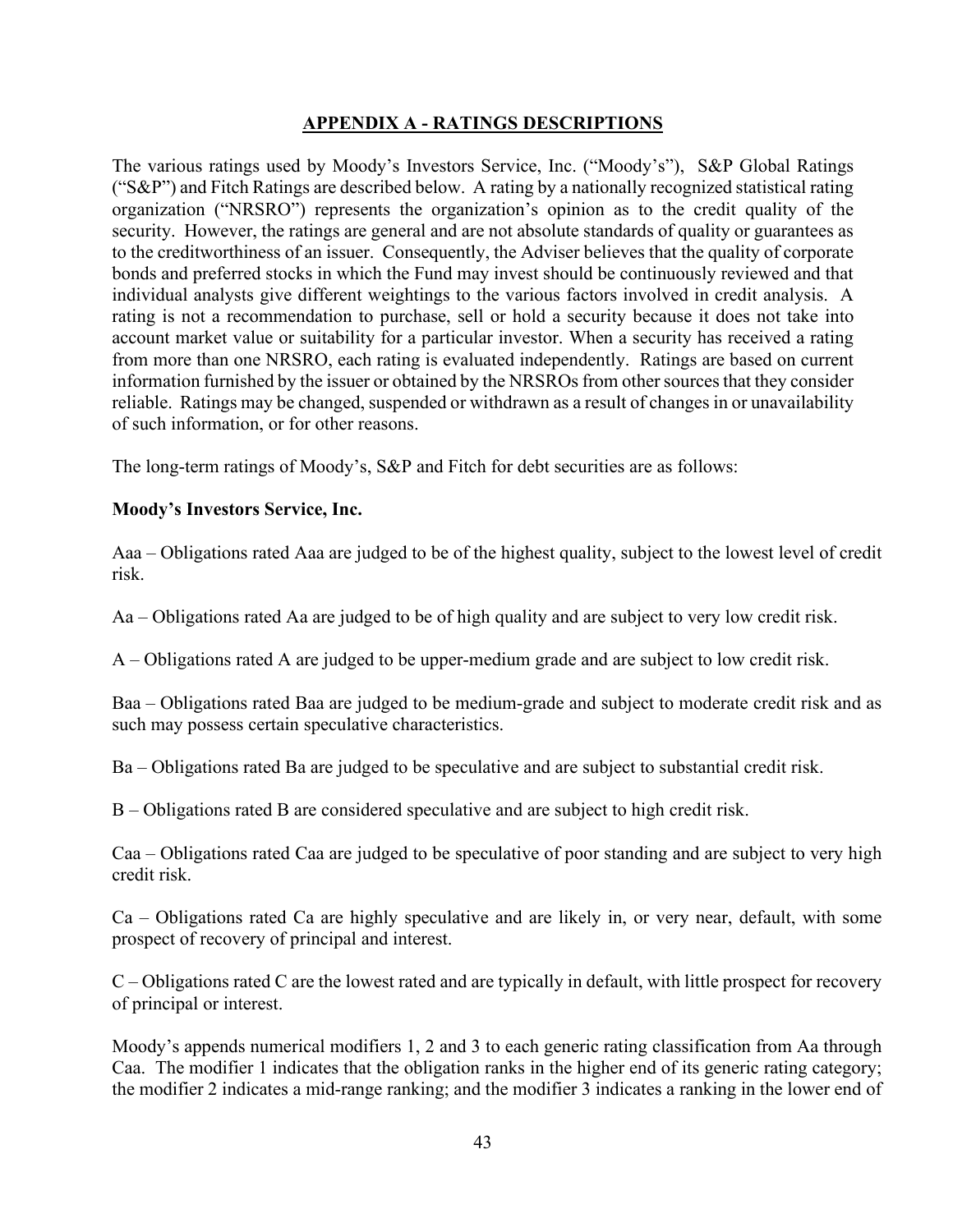## APPENDIX A - RATINGS DESCRIPTIONS

The various ratings used by Moody's Investors Service, Inc. ("Moody's"), S&P Global Ratings ("S&P") and Fitch Ratings are described below. A rating by a nationally recognized statistical rating organization ("NRSRO") represents the organization's opinion as to the credit quality of the security. However, the ratings are general and are not absolute standards of quality or guarantees as to the creditworthiness of an issuer. Consequently, the Adviser believes that the quality of corporate bonds and preferred stocks in which the Fund may invest should be continuously reviewed and that individual analysts give different weightings to the various factors involved in credit analysis. A rating is not a recommendation to purchase, sell or hold a security because it does not take into account market value or suitability for a particular investor. When a security has received a rating from more than one NRSRO, each rating is evaluated independently. Ratings are based on current information furnished by the issuer or obtained by the NRSROs from other sources that they consider reliable. Ratings may be changed, suspended or withdrawn as a result of changes in or unavailability of such information, or for other reasons.

The long-term ratings of Moody's, S&P and Fitch for debt securities are as follows:

**Moody's Investors Service, Inc.**

Aaa – Obligations rated Aaa are judged to be of the highest quality, subject to the lowest level of credit risk.

Aa – Obligations rated Aa are judged to be of high quality and are subject to very low credit risk.

A – Obligations rated A are judged to be upper-medium grade and are subject to low credit risk.

Baa – Obligations rated Baa are judged to be medium-grade and subject to moderate credit risk and as such may possess certain speculative characteristics.

Ba – Obligations rated Ba are judged to be speculative and are subject to substantial credit risk.

B – Obligations rated B are considered speculative and are subject to high credit risk.

Caa – Obligations rated Caa are judged to be speculative of poor standing and are subject to very high credit risk.

Ca – Obligations rated Ca are highly speculative and are likely in, or very near, default, with some prospect of recovery of principal and interest.

C – Obligations rated C are the lowest rated and are typically in default, with little prospect for recovery of principal or interest.

Moody's appends numerical modifiers 1, 2 and 3 to each generic rating classification from Aa through Caa. The modifier 1 indicates that the obligation ranks in the higher end of its generic rating category; the modifier 2 indicates a mid-range ranking; and the modifier 3 indicates a ranking in the lower end of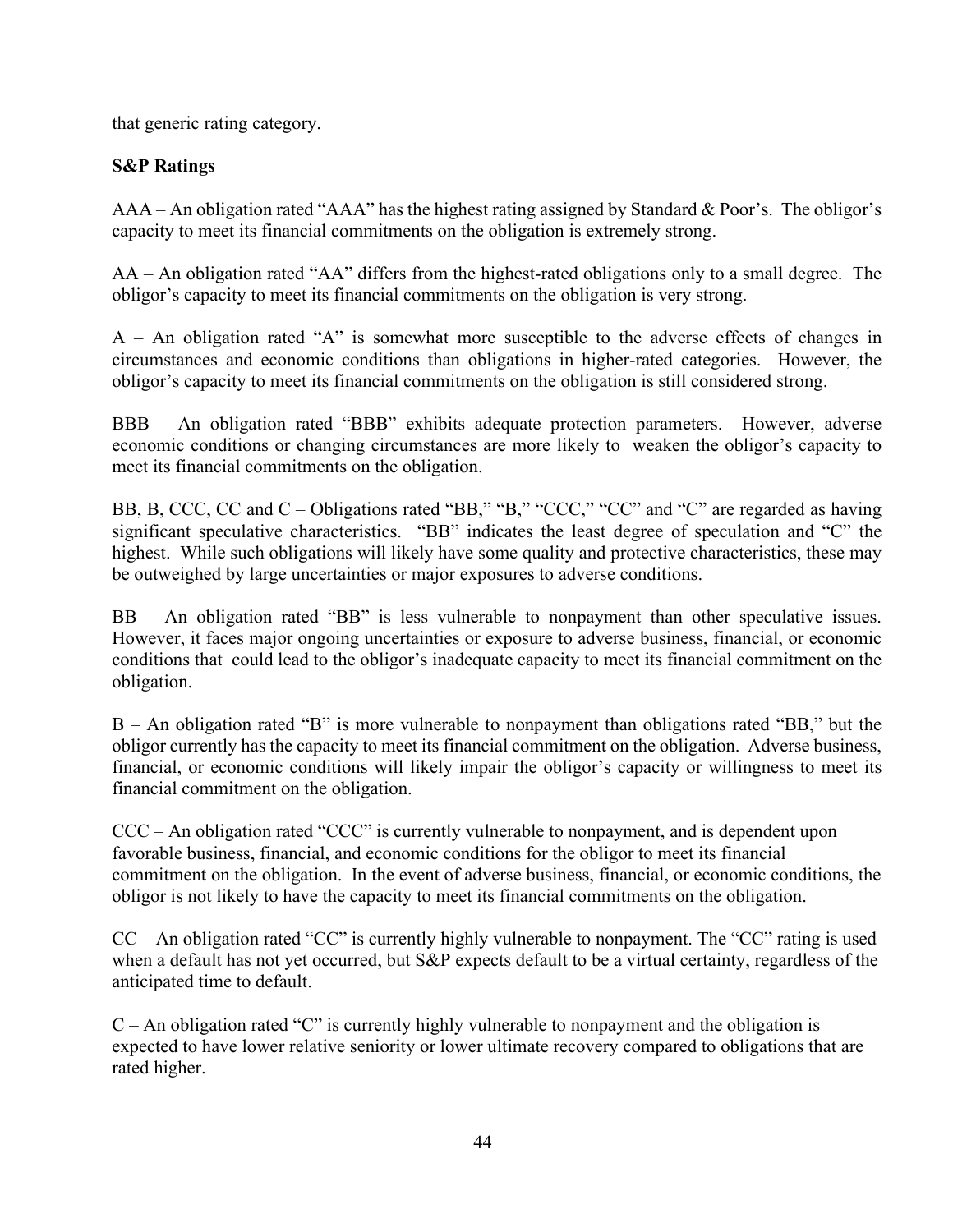that generic rating category.

**S&P Ratings**

AAA – An obligation rated "AAA" has the highest rating assigned by Standard & Poor's. The obligor's capacity to meet its financial commitments on the obligation is extremely strong.

AA – An obligation rated "AA" differs from the highest-rated obligations only to a small degree. The obligor's capacity to meet its financial commitments on the obligation is very strong.

A – An obligation rated "A" is somewhat more susceptible to the adverse effects of changes in circumstances and economic conditions than obligations in higher-rated categories. However, the obligor's capacity to meet its financial commitments on the obligation is still considered strong.

BBB – An obligation rated "BBB" exhibits adequate protection parameters. However, adverse economic conditions or changing circumstances are more likely to weaken the obligor's capacity to meet its financial commitments on the obligation.

BB, B, CCC, CC and C – Obligations rated "BB," "B," "CCC," "CC" and "C" are regarded as having significant speculative characteristics. "BB" indicates the least degree of speculation and "C" the highest. While such obligations will likely have some quality and protective characteristics, these may be outweighed by large uncertainties or major exposures to adverse conditions.

BB – An obligation rated "BB" is less vulnerable to nonpayment than other speculative issues. However, it faces major ongoing uncertainties or exposure to adverse business, financial, or economic conditions that could lead to the obligor's inadequate capacity to meet its financial commitment on the obligation.

B – An obligation rated "B" is more vulnerable to nonpayment than obligations rated "BB," but the obligor currently has the capacity to meet its financial commitment on the obligation. Adverse business, financial, or economic conditions will likely impair the obligor's capacity or willingness to meet its financial commitment on the obligation.

CCC – An obligation rated "CCC" is currently vulnerable to nonpayment, and is dependent upon favorable business, financial, and economic conditions for the obligor to meet its financial commitment on the obligation. In the event of adverse business, financial, or economic conditions, the obligor is not likely to have the capacity to meet its financial commitments on the obligation.

CC – An obligation rated "CC" is currently highly vulnerable to nonpayment. The "CC" rating is used when a default has not yet occurred, but S&P expects default to be a virtual certainty, regardless of the anticipated time to default.

C – An obligation rated "C" is currently highly vulnerable to nonpayment and the obligation is expected to have lower relative seniority or lower ultimate recovery compared to obligations that are rated higher.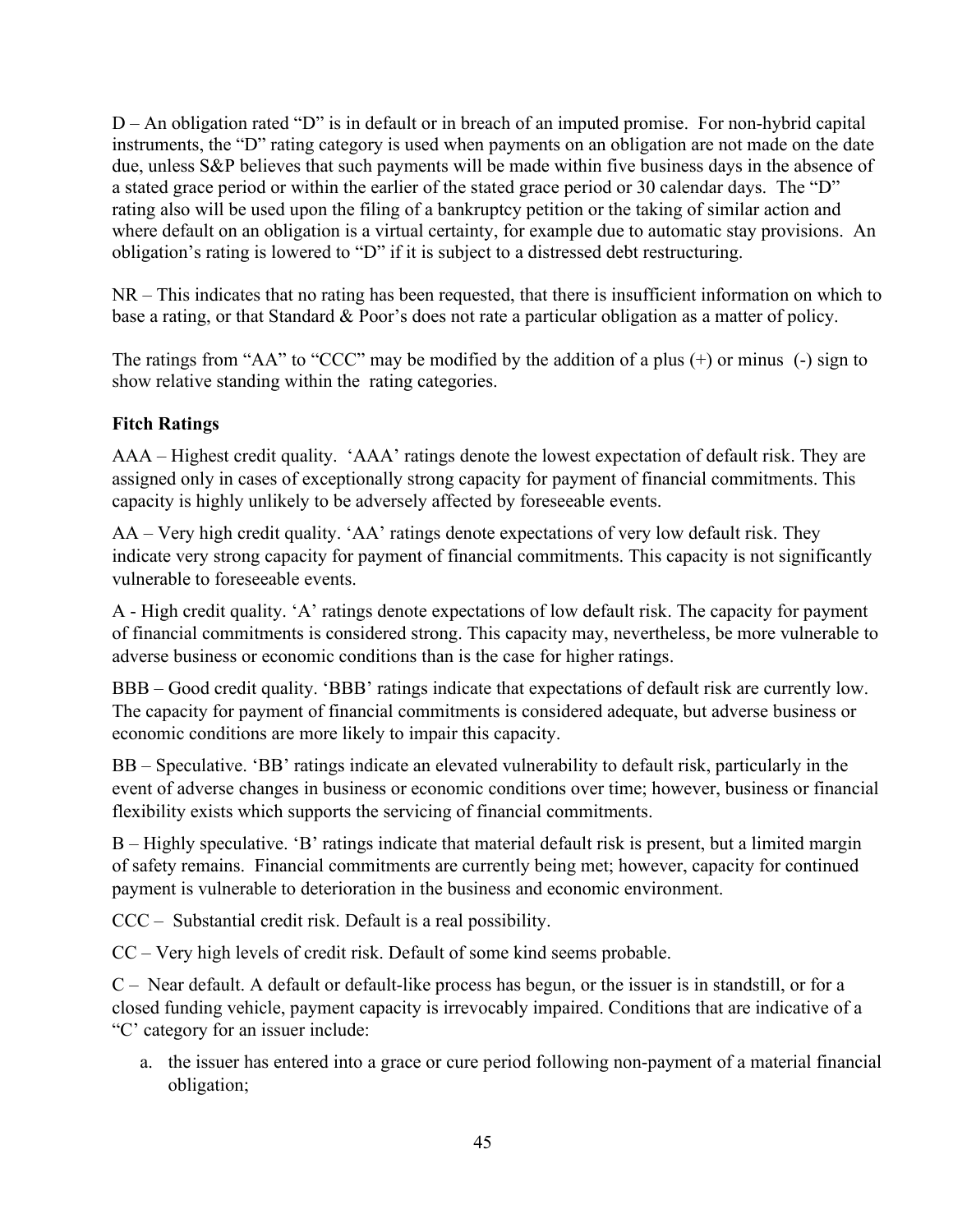D – An obligation rated "D" is in default or in breach of an imputed promise. For non-hybrid capital instruments, the "D" rating category is used when payments on an obligation are not made on the date due, unless S&P believes that such payments will be made within five business days in the absence of a stated grace period or within the earlier of the stated grace period or 30 calendar days. The "D" rating also will be used upon the filing of a bankruptcy petition or the taking of similar action and where default on an obligation is a virtual certainty, for example due to automatic stay provisions. An obligation's rating is lowered to "D" if it is subject to a distressed debt restructuring.

NR – This indicates that no rating has been requested, that there is insufficient information on which to base a rating, or that Standard & Poor's does not rate a particular obligation as a matter of policy.

The ratings from "AA" to "CCC" may be modified by the addition of a plus (+) or minus (-) sign to show relative standing within the rating categories.

**Fitch Ratings**

AAA – Highest credit quality. 'AAA' ratings denote the lowest expectation of default risk. They are assigned only in cases of exceptionally strong capacity for payment of financial commitments. This capacity is highly unlikely to be adversely affected by foreseeable events.

AA – Very high credit quality. 'AA' ratings denote expectations of very low default risk. They indicate very strong capacity for payment of financial commitments. This capacity is not significantly vulnerable to foreseeable events.

A - High credit quality. 'A' ratings denote expectations of low default risk. The capacity for payment of financial commitments is considered strong. This capacity may, nevertheless, be more vulnerable to adverse business or economic conditions than is the case for higher ratings.

BBB – Good credit quality. 'BBB' ratings indicate that expectations of default risk are currently low. The capacity for payment of financial commitments is considered adequate, but adverse business or economic conditions are more likely to impair this capacity.

BB – Speculative. 'BB' ratings indicate an elevated vulnerability to default risk, particularly in the event of adverse changes in business or economic conditions over time; however, business or financial flexibility exists which supports the servicing of financial commitments.

B – Highly speculative. 'B' ratings indicate that material default risk is present, but a limited margin of safety remains. Financial commitments are currently being met; however, capacity for continued payment is vulnerable to deterioration in the business and economic environment.

CCC – Substantial credit risk. Default is a real possibility.

CC – Very high levels of credit risk. Default of some kind seems probable.

C – Near default. A default or default-like process has begun, or the issuer is in standstill, or for a closed funding vehicle, payment capacity is irrevocably impaired. Conditions that are indicative of a "C' category for an issuer include:

a. the issuer has entered into a grace or cure period following non-payment of a material financial obligation;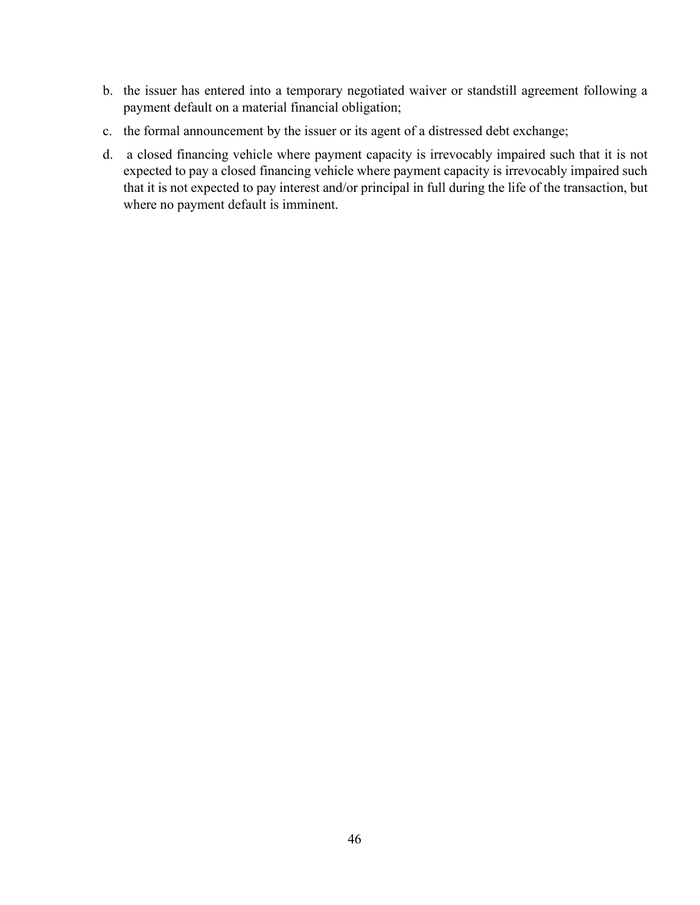b. the issuer has entered into a temporary negotiated waiver or standstill agreement following a payment default on a material financial obligation;

c. the formal announcement by the issuer or its agent of a distressed debt exchange;

d. a closed financing vehicle where payment capacity is irrevocably impaired such that it is not expected to pay a closed financing vehicle where payment capacity is irrevocably impaired such that it is not expected to pay interest and/or principal in full during the life of the transaction, but where no payment default is imminent.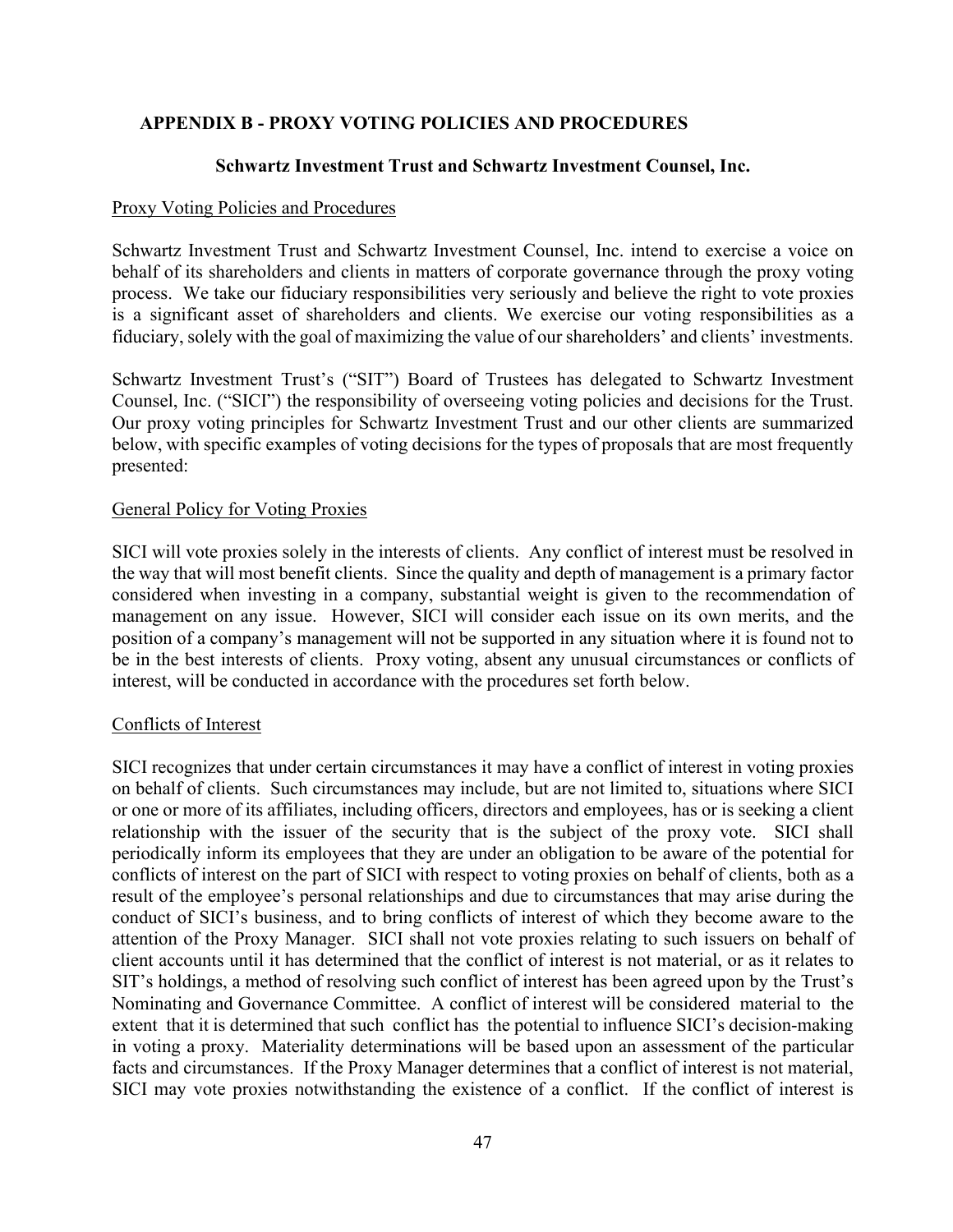## APPENDIX B - PROXY VOTING POLICIES AND PROCEDURES

### Schwartz Investment Trust and Schwartz Investment Counsel, Inc.

Proxy Voting Policies and Procedures

Schwartz Investment Trust and Schwartz Investment Counsel, Inc. intend to exercise a voice on behalf of its shareholders and clients in matters of corporate governance through the proxy voting process. We take our fiduciary responsibilities very seriously and believe the right to vote proxies is a significant asset of shareholders and clients. We exercise our voting responsibilities as a fiduciary, solely with the goal of maximizing the value of our shareholders' and clients' investments.

Schwartz Investment Trust's ("SIT") Board of Trustees has delegated to Schwartz Investment Counsel, Inc. ("SICI") the responsibility of overseeing voting policies and decisions for the Trust. Our proxy voting principles for Schwartz Investment Trust and our other clients are summarized below, with specific examples of voting decisions for the types of proposals that are most frequently presented:

General Policy for Voting Proxies

SICI will vote proxies solely in the interests of clients. Any conflict of interest must be resolved in the way that will most benefit clients. Since the quality and depth of management is a primary factor considered when investing in a company, substantial weight is given to the recommendation of management on any issue. However, SICI will consider each issue on its own merits, and the position of a company's management will not be supported in any situation where it is found not to be in the best interests of clients. Proxy voting, absent any unusual circumstances or conflicts of interest, will be conducted in accordance with the procedures set forth below.

Conflicts of Interest

SICI recognizes that under certain circumstances it may have a conflict of interest in voting proxies on behalf of clients. Such circumstances may include, but are not limited to, situations where SICI or one or more of its affiliates, including officers, directors and employees, has or is seeking a client relationship with the issuer of the security that is the subject of the proxy vote. SICI shall periodically inform its employees that they are under an obligation to be aware of the potential for conflicts of interest on the part of SICI with respect to voting proxies on behalf of clients, both as a result of the employee's personal relationships and due to circumstances that may arise during the conduct of SICI's business, and to bring conflicts of interest of which they become aware to the attention of the Proxy Manager. SICI shall not vote proxies relating to such issuers on behalf of client accounts until it has determined that the conflict of interest is not material, or as it relates to SIT's holdings, a method of resolving such conflict of interest has been agreed upon by the Trust's Nominating and Governance Committee. A conflict of interest will be considered material to the extent that it is determined that such conflict has the potential to influence SICI's decision-making in voting a proxy. Materiality determinations will be based upon an assessment of the particular facts and circumstances. If the Proxy Manager determines that a conflict of interest is not material, SICI may vote proxies notwithstanding the existence of a conflict. If the conflict of interest is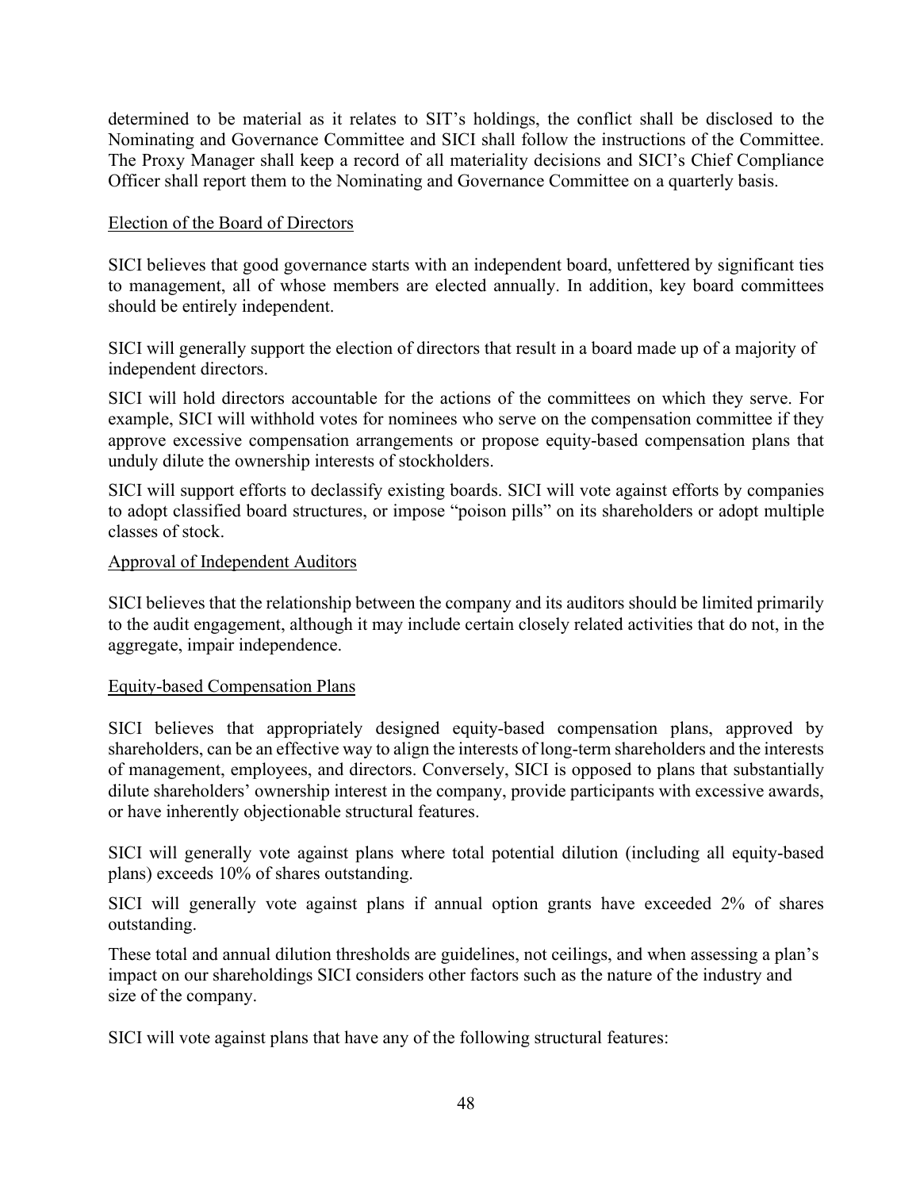determined to be material as it relates to SIT's holdings, the conflict shall be disclosed to the Nominating and Governance Committee and SICI shall follow the instructions of the Committee. The Proxy Manager shall keep a record of all materiality decisions and SICI's Chief Compliance Officer shall report them to the Nominating and Governance Committee on a quarterly basis.

Election of the Board of Directors

SICI believes that good governance starts with an independent board, unfettered by significant ties to management, all of whose members are elected annually. In addition, key board committees should be entirely independent.

SICI will generally support the election of directors that result in a board made up of a majority of independent directors.

SICI will hold directors accountable for the actions of the committees on which they serve. For example, SICI will withhold votes for nominees who serve on the compensation committee if they approve excessive compensation arrangements or propose equity-based compensation plans that unduly dilute the ownership interests of stockholders.

SICI will support efforts to declassify existing boards. SICI will vote against efforts by companies to adopt classified board structures, or impose "poison pills" on its shareholders or adopt multiple classes of stock.

Approval of Independent Auditors

SICI believes that the relationship between the company and its auditors should be limited primarily to the audit engagement, although it may include certain closely related activities that do not, in the aggregate, impair independence.

Equity-based Compensation Plans

SICI believes that appropriately designed equity-based compensation plans, approved by shareholders, can be an effective way to align the interests of long-term shareholders and the interests of management, employees, and directors. Conversely, SICI is opposed to plans that substantially dilute shareholders' ownership interest in the company, provide participants with excessive awards, or have inherently objectionable structural features.

SICI will generally vote against plans where total potential dilution (including all equity-based plans) exceeds 10% of shares outstanding.

SICI will generally vote against plans if annual option grants have exceeded 2% of shares outstanding.

These total and annual dilution thresholds are guidelines, not ceilings, and when assessing a plan's impact on our shareholdings SICI considers other factors such as the nature of the industry and size of the company.

SICI will vote against plans that have any of the following structural features: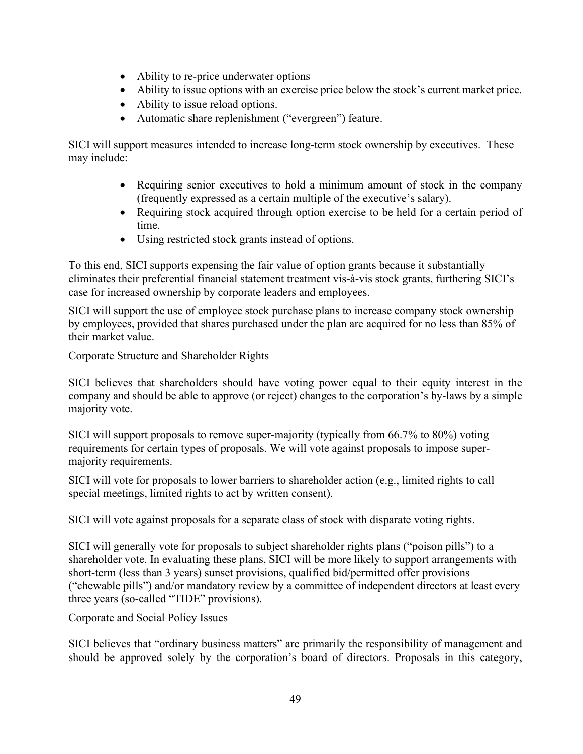- Ability to re-price underwater options
- Ability to issue options with an exercise price below the stock's current market price.
- Ability to issue reload options.
- Automatic share replenishment ("evergreen") feature.

SICI will support measures intended to increase long-term stock ownership by executives. These may include:

- Requiring senior executives to hold a minimum amount of stock in the company (frequently expressed as a certain multiple of the executive's salary).
- Requiring stock acquired through option exercise to be held for a certain period of time.
- Using restricted stock grants instead of options.

To this end, SICI supports expensing the fair value of option grants because it substantially eliminates their preferential financial statement treatment vis-à-vis stock grants, furthering SICI's case for increased ownership by corporate leaders and employees.

SICI will support the use of employee stock purchase plans to increase company stock ownership by employees, provided that shares purchased under the plan are acquired for no less than 85% of their market value.

<u>Corporate Structure and Shareholder Rights</u>

SICI believes that shareholders should have voting power equal to their equity interest in the company and should be able to approve (or reject) changes to the corporation's by-laws by a simple majority vote.

SICI will support proposals to remove super-majority (typically from 66.7% to 80%) voting requirements for certain types of proposals. We will vote against proposals to impose super-majority requirements.

SICI will vote for proposals to lower barriers to shareholder action (e.g., limited rights to call special meetings, limited rights to act by written consent).

SICI will vote against proposals for a separate class of stock with disparate voting rights.

SICI will generally vote for proposals to subject shareholder rights plans ("poison pills") to a shareholder vote. In evaluating these plans, SICI will be more likely to support arrangements with short-term (less than 3 years) sunset provisions, qualified bid/permitted offer provisions ("chewable pills") and/or mandatory review by a committee of independent directors at least every three years (so-called "TIDE" provisions).

<u>Corporate and Social Policy Issues</u>

SICI believes that "ordinary business matters" are primarily the responsibility of management and should be approved solely by the corporation's board of directors. Proposals in this category,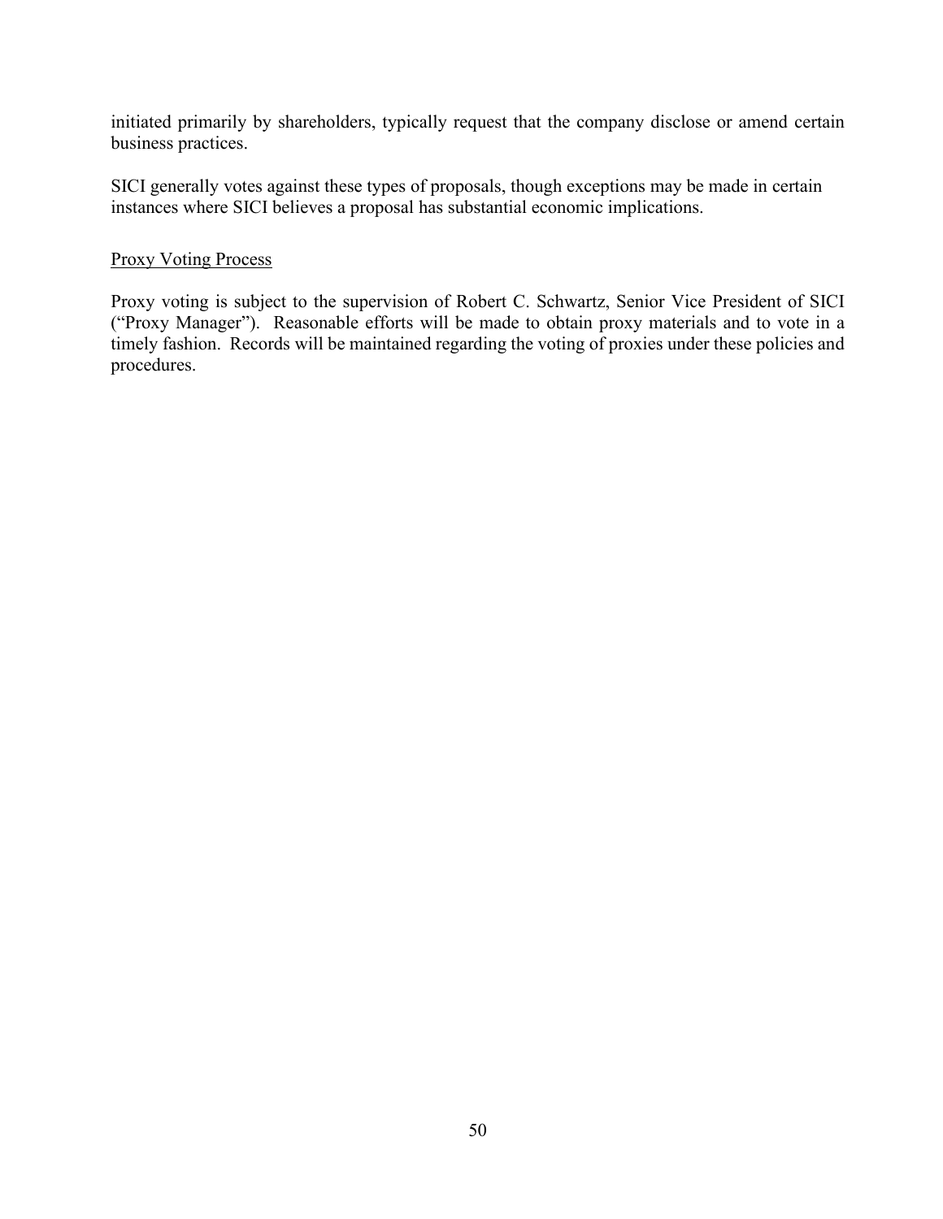initiated primarily by shareholders, typically request that the company disclose or amend certain business practices.

SICI generally votes against these types of proposals, though exceptions may be made in certain instances where SICI believes a proposal has substantial economic implications.

Proxy Voting Process

Proxy voting is subject to the supervision of Robert C. Schwartz, Senior Vice President of SICI ("Proxy Manager"). Reasonable efforts will be made to obtain proxy materials and to vote in a timely fashion. Records will be maintained regarding the voting of proxies under these policies and procedures.